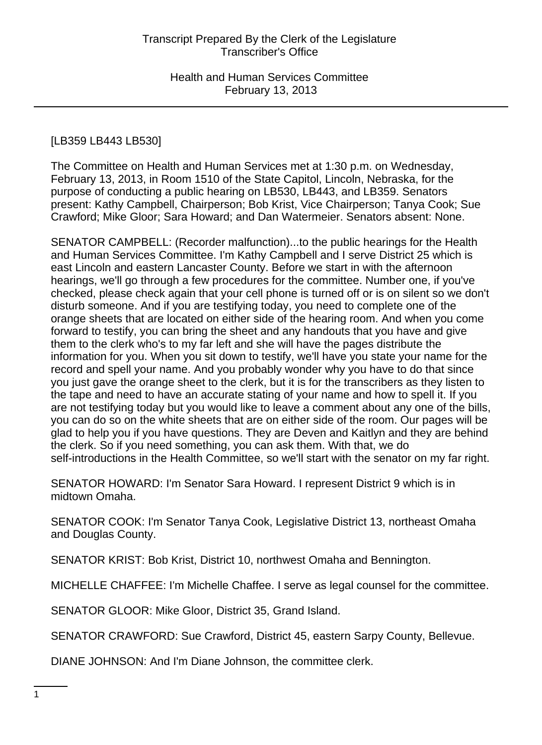[LB359 LB443 LB530]

The Committee on Health and Human Services met at 1:30 p.m. on Wednesday, February 13, 2013, in Room 1510 of the State Capitol, Lincoln, Nebraska, for the purpose of conducting a public hearing on LB530, LB443, and LB359. Senators present: Kathy Campbell, Chairperson; Bob Krist, Vice Chairperson; Tanya Cook; Sue Crawford; Mike Gloor; Sara Howard; and Dan Watermeier. Senators absent: None.

SENATOR CAMPBELL: (Recorder malfunction)...to the public hearings for the Health and Human Services Committee. I'm Kathy Campbell and I serve District 25 which is east Lincoln and eastern Lancaster County. Before we start in with the afternoon hearings, we'll go through a few procedures for the committee. Number one, if you've checked, please check again that your cell phone is turned off or is on silent so we don't disturb someone. And if you are testifying today, you need to complete one of the orange sheets that are located on either side of the hearing room. And when you come forward to testify, you can bring the sheet and any handouts that you have and give them to the clerk who's to my far left and she will have the pages distribute the information for you. When you sit down to testify, we'll have you state your name for the record and spell your name. And you probably wonder why you have to do that since you just gave the orange sheet to the clerk, but it is for the transcribers as they listen to the tape and need to have an accurate stating of your name and how to spell it. If you are not testifying today but you would like to leave a comment about any one of the bills, you can do so on the white sheets that are on either side of the room. Our pages will be glad to help you if you have questions. They are Deven and Kaitlyn and they are behind the clerk. So if you need something, you can ask them. With that, we do self-introductions in the Health Committee, so we'll start with the senator on my far right.

SENATOR HOWARD: I'm Senator Sara Howard. I represent District 9 which is in midtown Omaha.

SENATOR COOK: I'm Senator Tanya Cook, Legislative District 13, northeast Omaha and Douglas County.

SENATOR KRIST: Bob Krist, District 10, northwest Omaha and Bennington.

MICHELLE CHAFFEE: I'm Michelle Chaffee. I serve as legal counsel for the committee.

SENATOR GLOOR: Mike Gloor, District 35, Grand Island.

SENATOR CRAWFORD: Sue Crawford, District 45, eastern Sarpy County, Bellevue.

DIANE JOHNSON: And I'm Diane Johnson, the committee clerk.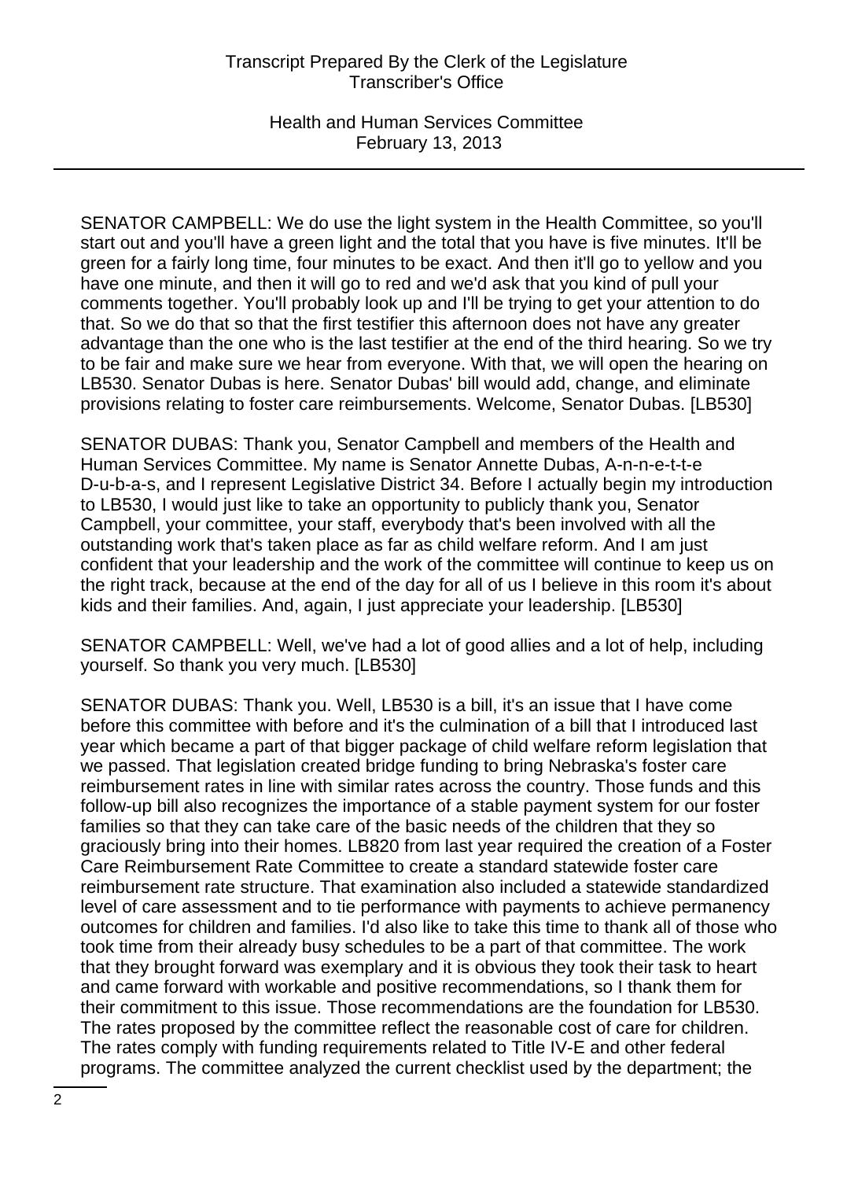SENATOR CAMPBELL: We do use the light system in the Health Committee, so you'll start out and you'll have a green light and the total that you have is five minutes. It'll be green for a fairly long time, four minutes to be exact. And then it'll go to yellow and you have one minute, and then it will go to red and we'd ask that you kind of pull your comments together. You'll probably look up and I'll be trying to get your attention to do that. So we do that so that the first testifier this afternoon does not have any greater advantage than the one who is the last testifier at the end of the third hearing. So we try to be fair and make sure we hear from everyone. With that, we will open the hearing on LB530. Senator Dubas is here. Senator Dubas' bill would add, change, and eliminate provisions relating to foster care reimbursements. Welcome, Senator Dubas. [LB530]

SENATOR DUBAS: Thank you, Senator Campbell and members of the Health and Human Services Committee. My name is Senator Annette Dubas, A-n-n-e-t-t-e D-u-b-a-s, and I represent Legislative District 34. Before I actually begin my introduction to LB530, I would just like to take an opportunity to publicly thank you, Senator Campbell, your committee, your staff, everybody that's been involved with all the outstanding work that's taken place as far as child welfare reform. And I am just confident that your leadership and the work of the committee will continue to keep us on the right track, because at the end of the day for all of us I believe in this room it's about kids and their families. And, again, I just appreciate your leadership. [LB530]

SENATOR CAMPBELL: Well, we've had a lot of good allies and a lot of help, including yourself. So thank you very much. [LB530]

SENATOR DUBAS: Thank you. Well, LB530 is a bill, it's an issue that I have come before this committee with before and it's the culmination of a bill that I introduced last year which became a part of that bigger package of child welfare reform legislation that we passed. That legislation created bridge funding to bring Nebraska's foster care reimbursement rates in line with similar rates across the country. Those funds and this follow-up bill also recognizes the importance of a stable payment system for our foster families so that they can take care of the basic needs of the children that they so graciously bring into their homes. LB820 from last year required the creation of a Foster Care Reimbursement Rate Committee to create a standard statewide foster care reimbursement rate structure. That examination also included a statewide standardized level of care assessment and to tie performance with payments to achieve permanency outcomes for children and families. I'd also like to take this time to thank all of those who took time from their already busy schedules to be a part of that committee. The work that they brought forward was exemplary and it is obvious they took their task to heart and came forward with workable and positive recommendations, so I thank them for their commitment to this issue. Those recommendations are the foundation for LB530. The rates proposed by the committee reflect the reasonable cost of care for children. The rates comply with funding requirements related to Title IV-E and other federal programs. The committee analyzed the current checklist used by the department; the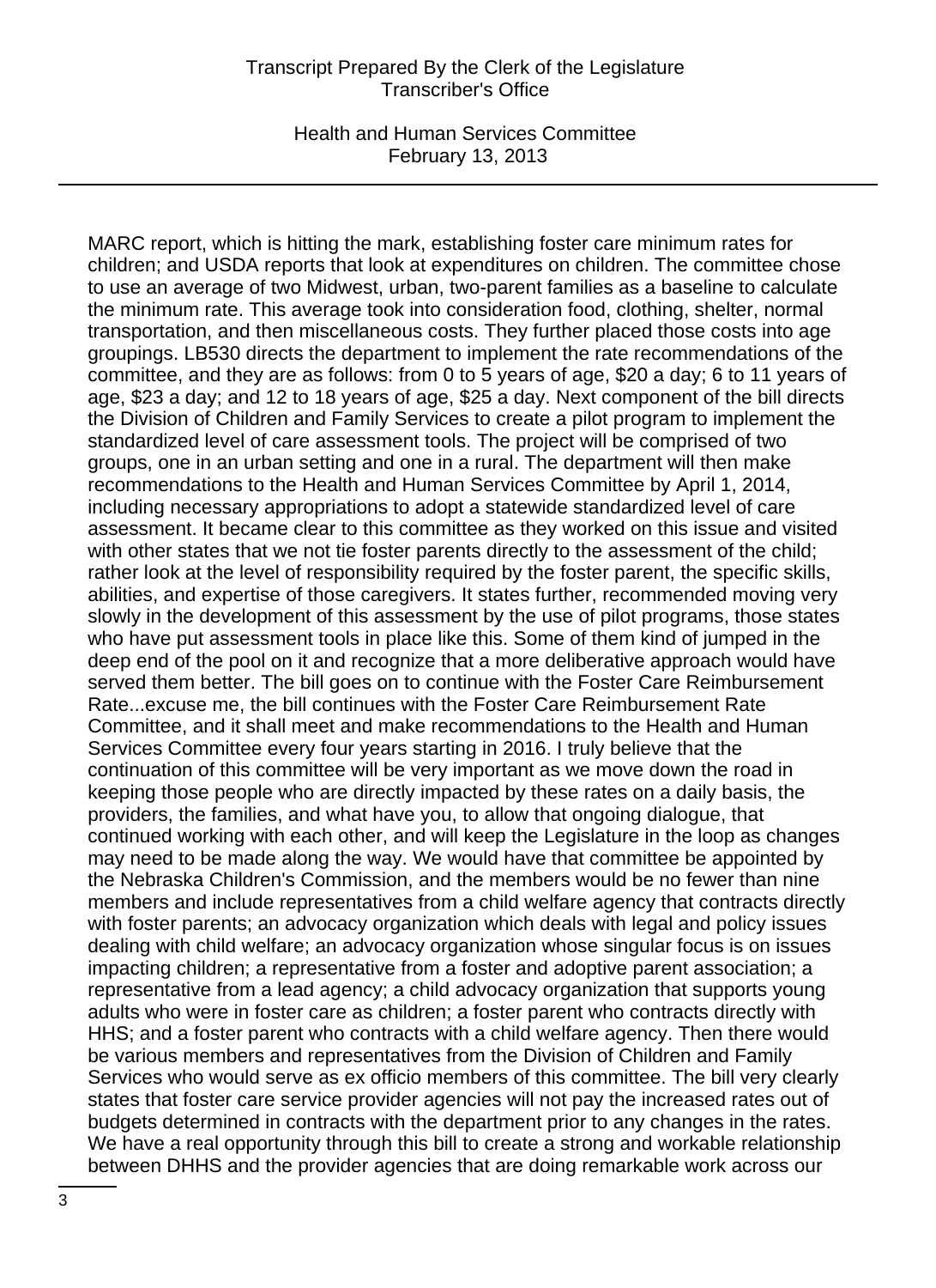MARC report, which is hitting the mark, establishing foster care minimum rates for children; and USDA reports that look at expenditures on children. The committee chose to use an average of two Midwest, urban, two-parent families as a baseline to calculate the minimum rate. This average took into consideration food, clothing, shelter, normal transportation, and then miscellaneous costs. They further placed those costs into age groupings. LB530 directs the department to implement the rate recommendations of the committee, and they are as follows: from 0 to 5 years of age, $20 a day; 6 to 11 years of age, $23 a day; and 12 to 18 years of age, $25 a day. Next component of the bill directs the Division of Children and Family Services to create a pilot program to implement the standardized level of care assessment tools. The project will be comprised of two groups, one in an urban setting and one in a rural. The department will then make recommendations to the Health and Human Services Committee by April 1, 2014, including necessary appropriations to adopt a statewide standardized level of care assessment. It became clear to this committee as they worked on this issue and visited with other states that we not tie foster parents directly to the assessment of the child; rather look at the level of responsibility required by the foster parent, the specific skills, abilities, and expertise of those caregivers. It states further, recommended moving very slowly in the development of this assessment by the use of pilot programs, those states who have put assessment tools in place like this. Some of them kind of jumped in the deep end of the pool on it and recognize that a more deliberative approach would have served them better. The bill goes on to continue with the Foster Care Reimbursement Rate...excuse me, the bill continues with the Foster Care Reimbursement Rate Committee, and it shall meet and make recommendations to the Health and Human Services Committee every four years starting in 2016. I truly believe that the continuation of this committee will be very important as we move down the road in keeping those people who are directly impacted by these rates on a daily basis, the providers, the families, and what have you, to allow that ongoing dialogue, that continued working with each other, and will keep the Legislature in the loop as changes may need to be made along the way. We would have that committee be appointed by the Nebraska Children's Commission, and the members would be no fewer than nine members and include representatives from a child welfare agency that contracts directly with foster parents; an advocacy organization which deals with legal and policy issues dealing with child welfare; an advocacy organization whose singular focus is on issues impacting children; a representative from a foster and adoptive parent association; a representative from a lead agency; a child advocacy organization that supports young adults who were in foster care as children; a foster parent who contracts directly with HHS; and a foster parent who contracts with a child welfare agency. Then there would be various members and representatives from the Division of Children and Family Services who would serve as ex officio members of this committee. The bill very clearly states that foster care service provider agencies will not pay the increased rates out of budgets determined in contracts with the department prior to any changes in the rates. We have a real opportunity through this bill to create a strong and workable relationship between DHHS and the provider agencies that are doing remarkable work across our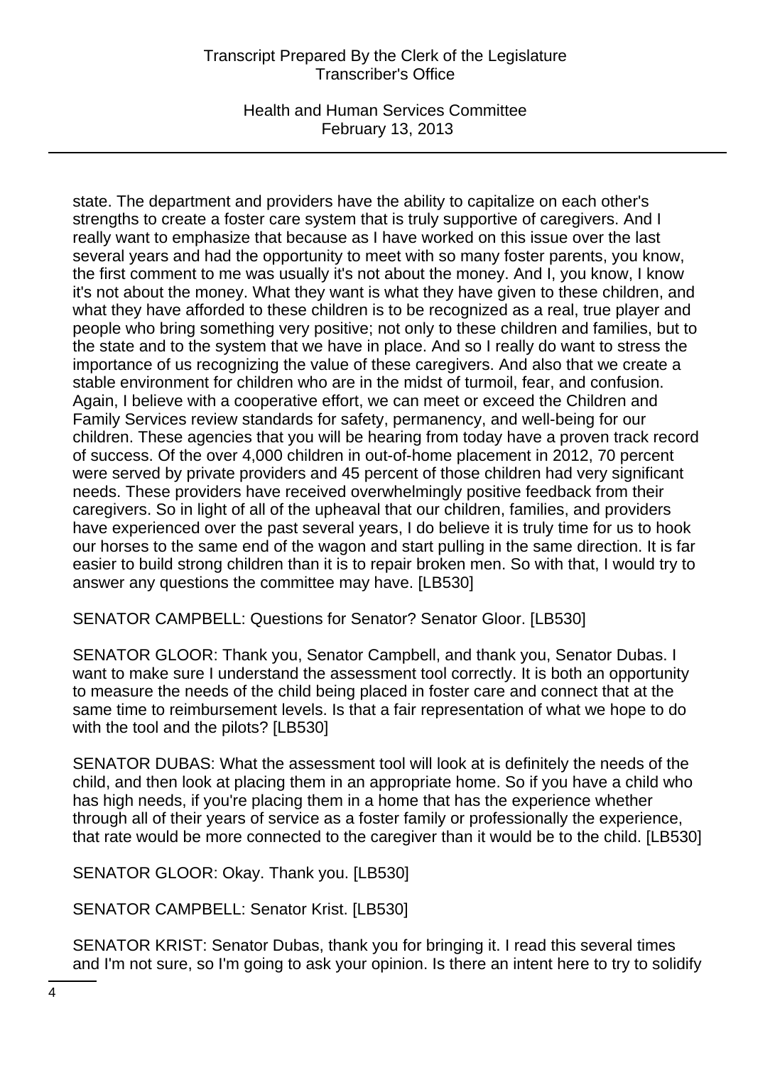state. The department and providers have the ability to capitalize on each other's strengths to create a foster care system that is truly supportive of caregivers. And I really want to emphasize that because as I have worked on this issue over the last several years and had the opportunity to meet with so many foster parents, you know, the first comment to me was usually it's not about the money. And I, you know, I know it's not about the money. What they want is what they have given to these children, and what they have afforded to these children is to be recognized as a real, true player and people who bring something very positive; not only to these children and families, but to the state and to the system that we have in place. And so I really do want to stress the importance of us recognizing the value of these caregivers. And also that we create a stable environment for children who are in the midst of turmoil, fear, and confusion. Again, I believe with a cooperative effort, we can meet or exceed the Children and Family Services review standards for safety, permanency, and well-being for our children. These agencies that you will be hearing from today have a proven track record of success. Of the over 4,000 children in out-of-home placement in 2012, 70 percent were served by private providers and 45 percent of those children had very significant needs. These providers have received overwhelmingly positive feedback from their caregivers. So in light of all of the upheaval that our children, families, and providers have experienced over the past several years, I do believe it is truly time for us to hook our horses to the same end of the wagon and start pulling in the same direction. It is far easier to build strong children than it is to repair broken men. So with that, I would try to answer any questions the committee may have. [LB530]

SENATOR CAMPBELL: Questions for Senator? Senator Gloor. [LB530]

SENATOR GLOOR: Thank you, Senator Campbell, and thank you, Senator Dubas. I want to make sure I understand the assessment tool correctly. It is both an opportunity to measure the needs of the child being placed in foster care and connect that at the same time to reimbursement levels. Is that a fair representation of what we hope to do with the tool and the pilots? [LB530]

SENATOR DUBAS: What the assessment tool will look at is definitely the needs of the child, and then look at placing them in an appropriate home. So if you have a child who has high needs, if you're placing them in a home that has the experience whether through all of their years of service as a foster family or professionally the experience, that rate would be more connected to the caregiver than it would be to the child. [LB530]

SENATOR GLOOR: Okay. Thank you. [LB530]

SENATOR CAMPBELL: Senator Krist. [LB530]

SENATOR KRIST: Senator Dubas, thank you for bringing it. I read this several times and I'm not sure, so I'm going to ask your opinion. Is there an intent here to try to solidify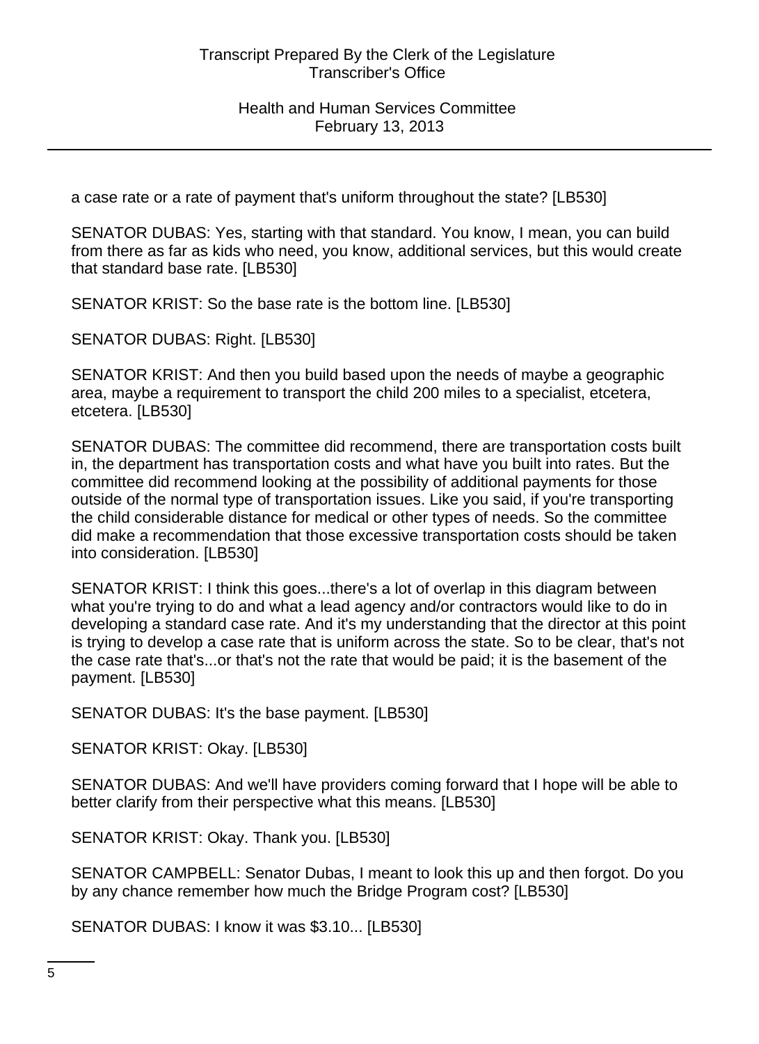a case rate or a rate of payment that's uniform throughout the state? [LB530]

SENATOR DUBAS: Yes, starting with that standard. You know, I mean, you can build from there as far as kids who need, you know, additional services, but this would create that standard base rate. [LB530]

SENATOR KRIST: So the base rate is the bottom line. [LB530]

SENATOR DUBAS: Right. [LB530]

SENATOR KRIST: And then you build based upon the needs of maybe a geographic area, maybe a requirement to transport the child 200 miles to a specialist, etcetera, etcetera. [LB530]

SENATOR DUBAS: The committee did recommend, there are transportation costs built in, the department has transportation costs and what have you built into rates. But the committee did recommend looking at the possibility of additional payments for those outside of the normal type of transportation issues. Like you said, if you're transporting the child considerable distance for medical or other types of needs. So the committee did make a recommendation that those excessive transportation costs should be taken into consideration. [LB530]

SENATOR KRIST: I think this goes...there's a lot of overlap in this diagram between what you're trying to do and what a lead agency and/or contractors would like to do in developing a standard case rate. And it's my understanding that the director at this point is trying to develop a case rate that is uniform across the state. So to be clear, that's not the case rate that's...or that's not the rate that would be paid; it is the basement of the payment. [LB530]

SENATOR DUBAS: It's the base payment. [LB530]

SENATOR KRIST: Okay. [LB530]

SENATOR DUBAS: And we'll have providers coming forward that I hope will be able to better clarify from their perspective what this means. [LB530]

SENATOR KRIST: Okay. Thank you. [LB530]

SENATOR CAMPBELL: Senator Dubas, I meant to look this up and then forgot. Do you by any chance remember how much the Bridge Program cost? [LB530]

SENATOR DUBAS: I know it was $3.10... [LB530]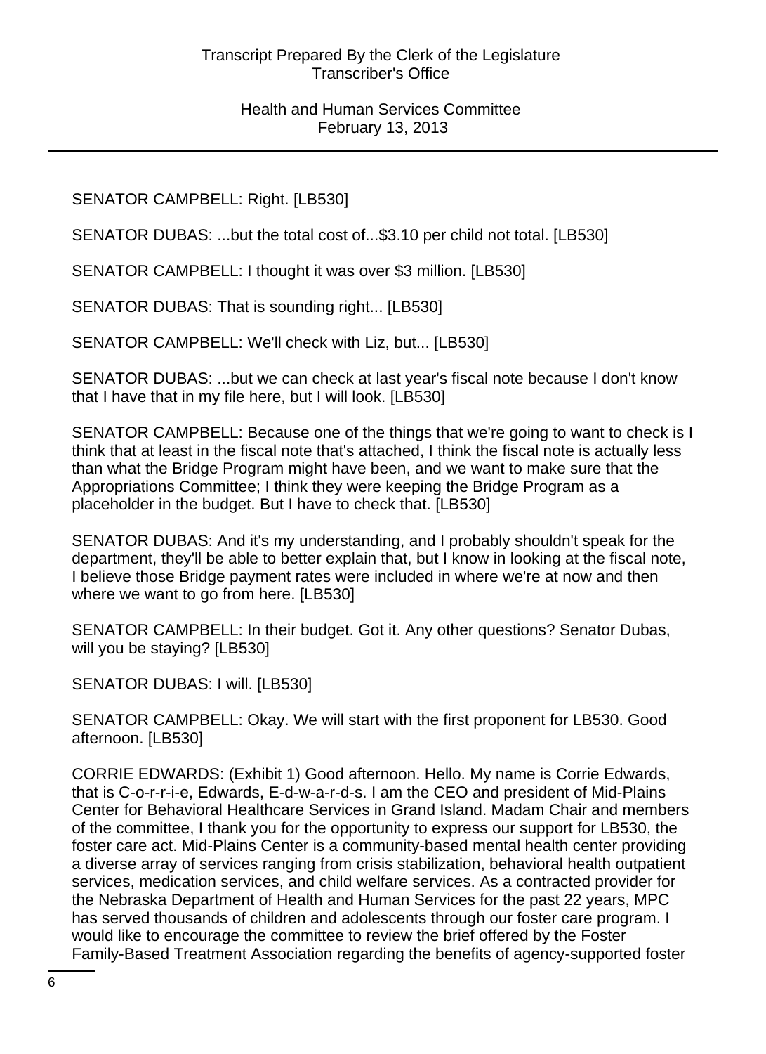SENATOR CAMPBELL: Right. [LB530]

SENATOR DUBAS: ...but the total cost of...$3.10 per child not total. [LB530]

SENATOR CAMPBELL: I thought it was over $3 million. [LB530]

SENATOR DUBAS: That is sounding right... [LB530]

SENATOR CAMPBELL: We'll check with Liz, but... [LB530]

SENATOR DUBAS: ...but we can check at last year's fiscal note because I don't know that I have that in my file here, but I will look. [LB530]

SENATOR CAMPBELL: Because one of the things that we're going to want to check is I think that at least in the fiscal note that's attached, I think the fiscal note is actually less than what the Bridge Program might have been, and we want to make sure that the Appropriations Committee; I think they were keeping the Bridge Program as a placeholder in the budget. But I have to check that. [LB530]

SENATOR DUBAS: And it's my understanding, and I probably shouldn't speak for the department, they'll be able to better explain that, but I know in looking at the fiscal note, I believe those Bridge payment rates were included in where we're at now and then where we want to go from here. [LB530]

SENATOR CAMPBELL: In their budget. Got it. Any other questions? Senator Dubas, will you be staying? [LB530]

SENATOR DUBAS: I will. [LB530]

SENATOR CAMPBELL: Okay. We will start with the first proponent for LB530. Good afternoon. [LB530]

CORRIE EDWARDS: (Exhibit 1) Good afternoon. Hello. My name is Corrie Edwards, that is C-o-r-r-i-e, Edwards, E-d-w-a-r-d-s. I am the CEO and president of Mid-Plains Center for Behavioral Healthcare Services in Grand Island. Madam Chair and members of the committee, I thank you for the opportunity to express our support for LB530, the foster care act. Mid-Plains Center is a community-based mental health center providing a diverse array of services ranging from crisis stabilization, behavioral health outpatient services, medication services, and child welfare services. As a contracted provider for the Nebraska Department of Health and Human Services for the past 22 years, MPC has served thousands of children and adolescents through our foster care program. I would like to encourage the committee to review the brief offered by the Foster Family-Based Treatment Association regarding the benefits of agency-supported foster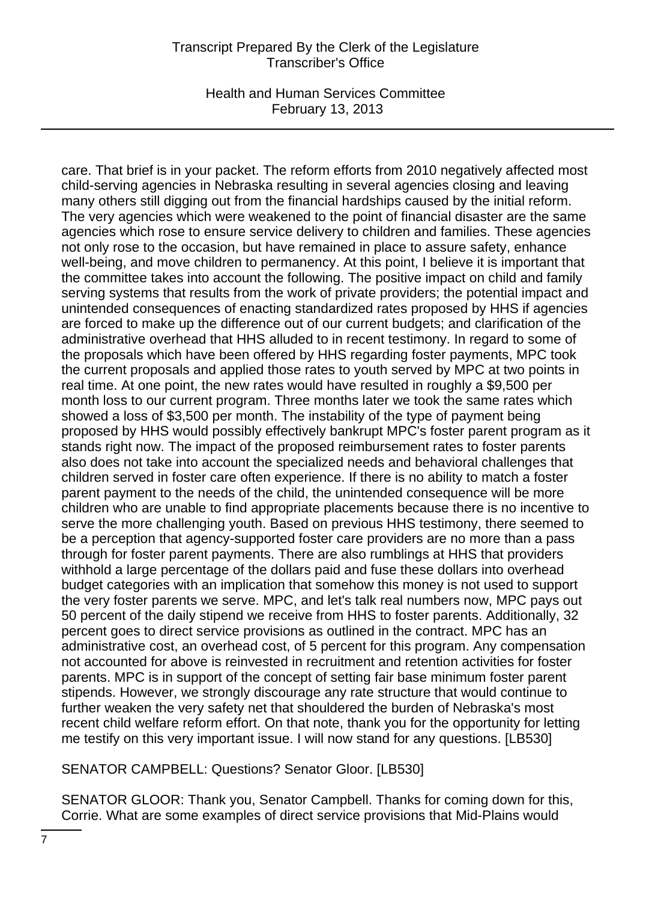care. That brief is in your packet. The reform efforts from 2010 negatively affected most child-serving agencies in Nebraska resulting in several agencies closing and leaving many others still digging out from the financial hardships caused by the initial reform. The very agencies which were weakened to the point of financial disaster are the same agencies which rose to ensure service delivery to children and families. These agencies not only rose to the occasion, but have remained in place to assure safety, enhance well-being, and move children to permanency. At this point, I believe it is important that the committee takes into account the following. The positive impact on child and family serving systems that results from the work of private providers; the potential impact and unintended consequences of enacting standardized rates proposed by HHS if agencies are forced to make up the difference out of our current budgets; and clarification of the administrative overhead that HHS alluded to in recent testimony. In regard to some of the proposals which have been offered by HHS regarding foster payments, MPC took the current proposals and applied those rates to youth served by MPC at two points in real time. At one point, the new rates would have resulted in roughly a $9,500 per month loss to our current program. Three months later we took the same rates which showed a loss of $3,500 per month. The instability of the type of payment being proposed by HHS would possibly effectively bankrupt MPC's foster parent program as it stands right now. The impact of the proposed reimbursement rates to foster parents also does not take into account the specialized needs and behavioral challenges that children served in foster care often experience. If there is no ability to match a foster parent payment to the needs of the child, the unintended consequence will be more children who are unable to find appropriate placements because there is no incentive to serve the more challenging youth. Based on previous HHS testimony, there seemed to be a perception that agency-supported foster care providers are no more than a pass through for foster parent payments. There are also rumblings at HHS that providers withhold a large percentage of the dollars paid and fuse these dollars into overhead budget categories with an implication that somehow this money is not used to support the very foster parents we serve. MPC, and let's talk real numbers now, MPC pays out 50 percent of the daily stipend we receive from HHS to foster parents. Additionally, 32 percent goes to direct service provisions as outlined in the contract. MPC has an administrative cost, an overhead cost, of 5 percent for this program. Any compensation not accounted for above is reinvested in recruitment and retention activities for foster parents. MPC is in support of the concept of setting fair base minimum foster parent stipends. However, we strongly discourage any rate structure that would continue to further weaken the very safety net that shouldered the burden of Nebraska's most recent child welfare reform effort. On that note, thank you for the opportunity for letting me testify on this very important issue. I will now stand for any questions. [LB530]

SENATOR CAMPBELL: Questions? Senator Gloor. [LB530]

SENATOR GLOOR: Thank you, Senator Campbell. Thanks for coming down for this, Corrie. What are some examples of direct service provisions that Mid-Plains would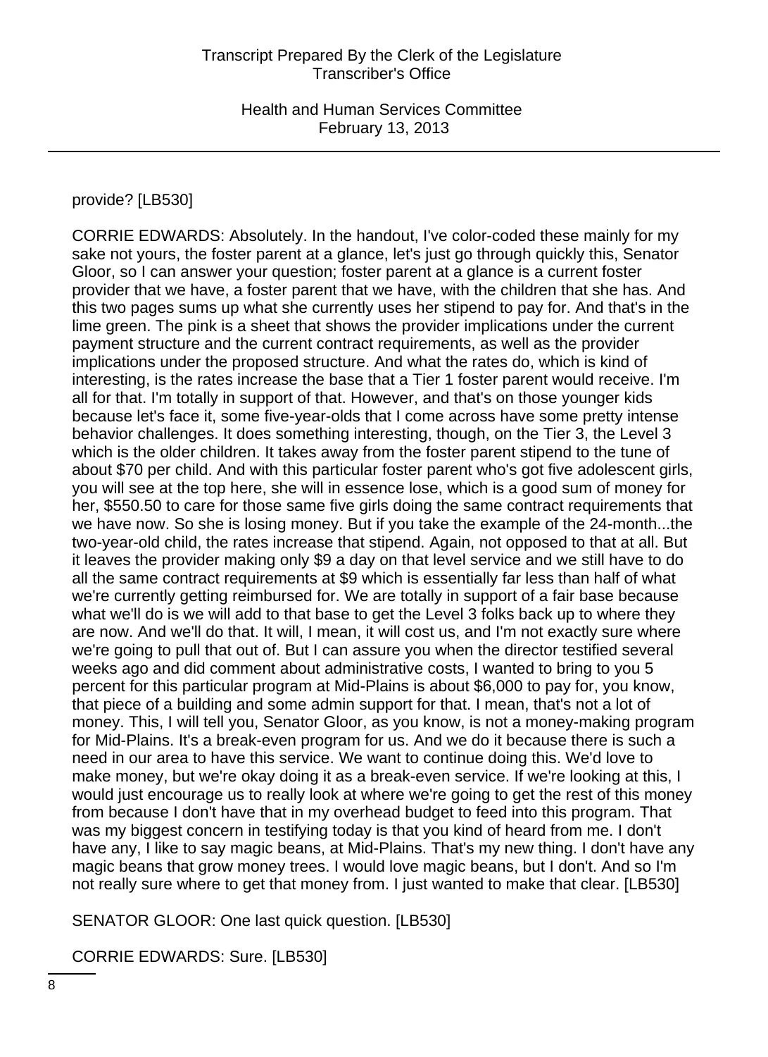provide? [LB530]

CORRIE EDWARDS: Absolutely. In the handout, I've color-coded these mainly for my sake not yours, the foster parent at a glance, let's just go through quickly this, Senator Gloor, so I can answer your question; foster parent at a glance is a current foster provider that we have, a foster parent that we have, with the children that she has. And this two pages sums up what she currently uses her stipend to pay for. And that's in the lime green. The pink is a sheet that shows the provider implications under the current payment structure and the current contract requirements, as well as the provider implications under the proposed structure. And what the rates do, which is kind of interesting, is the rates increase the base that a Tier 1 foster parent would receive. I'm all for that. I'm totally in support of that. However, and that's on those younger kids because let's face it, some five-year-olds that I come across have some pretty intense behavior challenges. It does something interesting, though, on the Tier 3, the Level 3 which is the older children. It takes away from the foster parent stipend to the tune of about $70 per child. And with this particular foster parent who's got five adolescent girls, you will see at the top here, she will in essence lose, which is a good sum of money for her, $550.50 to care for those same five girls doing the same contract requirements that we have now. So she is losing money. But if you take the example of the 24-month...the two-year-old child, the rates increase that stipend. Again, not opposed to that at all. But it leaves the provider making only $9 a day on that level service and we still have to do all the same contract requirements at $9 which is essentially far less than half of what we're currently getting reimbursed for. We are totally in support of a fair base because what we'll do is we will add to that base to get the Level 3 folks back up to where they are now. And we'll do that. It will, I mean, it will cost us, and I'm not exactly sure where we're going to pull that out of. But I can assure you when the director testified several weeks ago and did comment about administrative costs, I wanted to bring to you 5 percent for this particular program at Mid-Plains is about $6,000 to pay for, you know, that piece of a building and some admin support for that. I mean, that's not a lot of money. This, I will tell you, Senator Gloor, as you know, is not a money-making program for Mid-Plains. It's a break-even program for us. And we do it because there is such a need in our area to have this service. We want to continue doing this. We'd love to make money, but we're okay doing it as a break-even service. If we're looking at this, I would just encourage us to really look at where we're going to get the rest of this money from because I don't have that in my overhead budget to feed into this program. That was my biggest concern in testifying today is that you kind of heard from me. I don't have any, I like to say magic beans, at Mid-Plains. That's my new thing. I don't have any magic beans that grow money trees. I would love magic beans, but I don't. And so I'm not really sure where to get that money from. I just wanted to make that clear. [LB530]

SENATOR GLOOR: One last quick question. [LB530]

CORRIE EDWARDS: Sure. [LB530]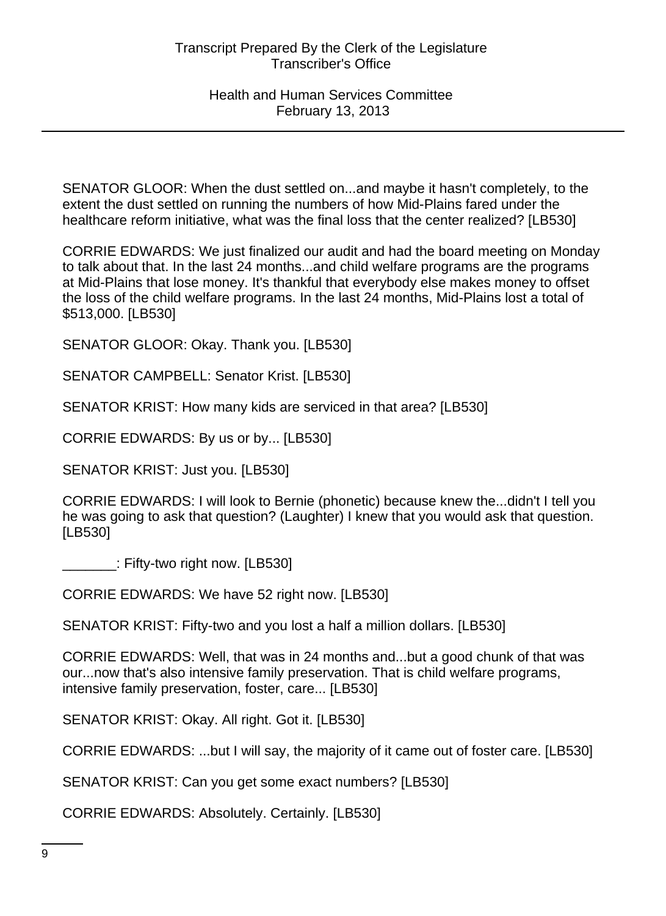SENATOR GLOOR: When the dust settled on...and maybe it hasn't completely, to the extent the dust settled on running the numbers of how Mid-Plains fared under the healthcare reform initiative, what was the final loss that the center realized? [LB530]

CORRIE EDWARDS: We just finalized our audit and had the board meeting on Monday to talk about that. In the last 24 months...and child welfare programs are the programs at Mid-Plains that lose money. It's thankful that everybody else makes money to offset the loss of the child welfare programs. In the last 24 months, Mid-Plains lost a total of $513,000. [LB530]

SENATOR GLOOR: Okay. Thank you. [LB530]

SENATOR CAMPBELL: Senator Krist. [LB530]

SENATOR KRIST: How many kids are serviced in that area? [LB530]

CORRIE EDWARDS: By us or by... [LB530]

SENATOR KRIST: Just you. [LB530]

CORRIE EDWARDS: I will look to Bernie (phonetic) because knew the...didn't I tell you he was going to ask that question? (Laughter) I knew that you would ask that question. [LB530]

_______: Fifty-two right now. [LB530]

CORRIE EDWARDS: We have 52 right now. [LB530]

SENATOR KRIST: Fifty-two and you lost a half a million dollars. [LB530]

CORRIE EDWARDS: Well, that was in 24 months and...but a good chunk of that was our...now that's also intensive family preservation. That is child welfare programs, intensive family preservation, foster, care... [LB530]

SENATOR KRIST: Okay. All right. Got it. [LB530]

CORRIE EDWARDS: ...but I will say, the majority of it came out of foster care. [LB530]

SENATOR KRIST: Can you get some exact numbers? [LB530]

CORRIE EDWARDS: Absolutely. Certainly. [LB530]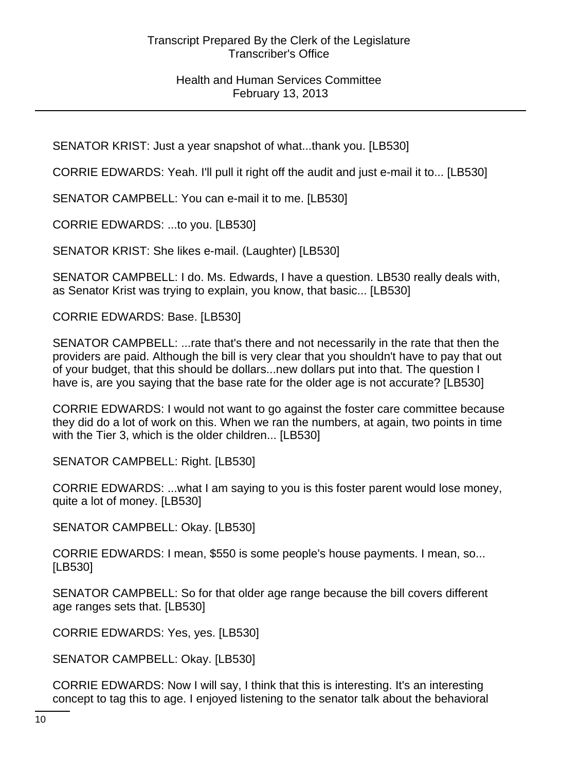SENATOR KRIST: Just a year snapshot of what...thank you. [LB530]

CORRIE EDWARDS: Yeah. I'll pull it right off the audit and just e-mail it to... [LB530]

SENATOR CAMPBELL: You can e-mail it to me. [LB530]

CORRIE EDWARDS: ...to you. [LB530]

SENATOR KRIST: She likes e-mail. (Laughter) [LB530]

SENATOR CAMPBELL: I do. Ms. Edwards, I have a question. LB530 really deals with, as Senator Krist was trying to explain, you know, that basic... [LB530]

CORRIE EDWARDS: Base. [LB530]

SENATOR CAMPBELL: ...rate that's there and not necessarily in the rate that then the providers are paid. Although the bill is very clear that you shouldn't have to pay that out of your budget, that this should be dollars...new dollars put into that. The question I have is, are you saying that the base rate for the older age is not accurate? [LB530]

CORRIE EDWARDS: I would not want to go against the foster care committee because they did do a lot of work on this. When we ran the numbers, at again, two points in time with the Tier 3, which is the older children... [LB530]

SENATOR CAMPBELL: Right. [LB530]

CORRIE EDWARDS: ...what I am saying to you is this foster parent would lose money, quite a lot of money. [LB530]

SENATOR CAMPBELL: Okay. [LB530]

CORRIE EDWARDS: I mean, $550 is some people's house payments. I mean, so... [LB530]

SENATOR CAMPBELL: So for that older age range because the bill covers different age ranges sets that. [LB530]

CORRIE EDWARDS: Yes, yes. [LB530]

SENATOR CAMPBELL: Okay. [LB530]

CORRIE EDWARDS: Now I will say, I think that this is interesting. It's an interesting concept to tag this to age. I enjoyed listening to the senator talk about the behavioral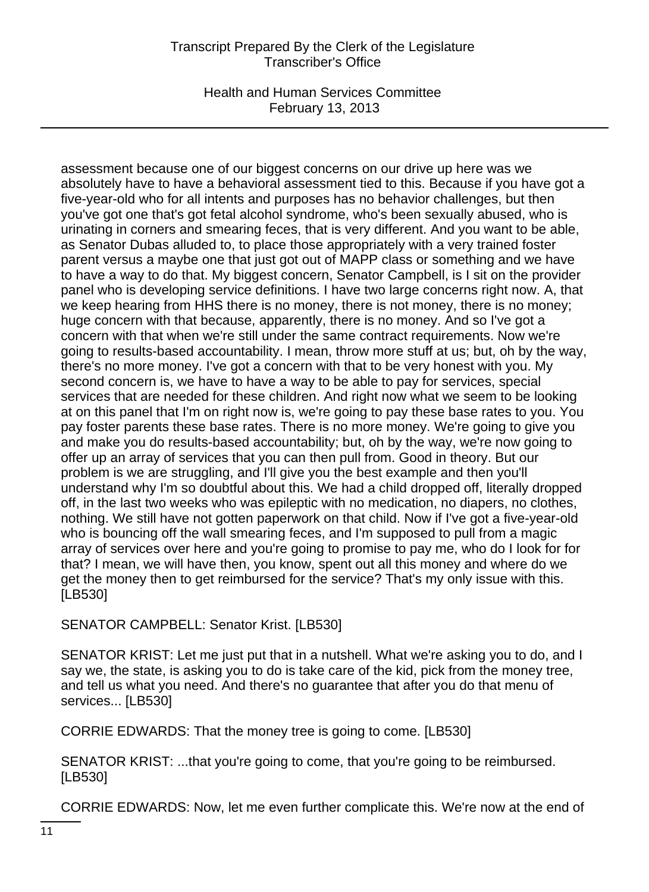assessment because one of our biggest concerns on our drive up here was we absolutely have to have a behavioral assessment tied to this. Because if you have got a five-year-old who for all intents and purposes has no behavior challenges, but then you've got one that's got fetal alcohol syndrome, who's been sexually abused, who is urinating in corners and smearing feces, that is very different. And you want to be able, as Senator Dubas alluded to, to place those appropriately with a very trained foster parent versus a maybe one that just got out of MAPP class or something and we have to have a way to do that. My biggest concern, Senator Campbell, is I sit on the provider panel who is developing service definitions. I have two large concerns right now. A, that we keep hearing from HHS there is no money, there is not money, there is no money; huge concern with that because, apparently, there is no money. And so I've got a concern with that when we're still under the same contract requirements. Now we're going to results-based accountability. I mean, throw more stuff at us; but, oh by the way, there's no more money. I've got a concern with that to be very honest with you. My second concern is, we have to have a way to be able to pay for services, special services that are needed for these children. And right now what we seem to be looking at on this panel that I'm on right now is, we're going to pay these base rates to you. You pay foster parents these base rates. There is no more money. We're going to give you and make you do results-based accountability; but, oh by the way, we're now going to offer up an array of services that you can then pull from. Good in theory. But our problem is we are struggling, and I'll give you the best example and then you'll understand why I'm so doubtful about this. We had a child dropped off, literally dropped off, in the last two weeks who was epileptic with no medication, no diapers, no clothes, nothing. We still have not gotten paperwork on that child. Now if I've got a five-year-old who is bouncing off the wall smearing feces, and I'm supposed to pull from a magic array of services over here and you're going to promise to pay me, who do I look for for that? I mean, we will have then, you know, spent out all this money and where do we get the money then to get reimbursed for the service? That's my only issue with this. [LB530]

SENATOR CAMPBELL: Senator Krist. [LB530]

SENATOR KRIST: Let me just put that in a nutshell. What we're asking you to do, and I say we, the state, is asking you to do is take care of the kid, pick from the money tree, and tell us what you need. And there's no guarantee that after you do that menu of services... [LB530]

CORRIE EDWARDS: That the money tree is going to come. [LB530]

SENATOR KRIST: ...that you're going to come, that you're going to be reimbursed. [LB530]

CORRIE EDWARDS: Now, let me even further complicate this. We're now at the end of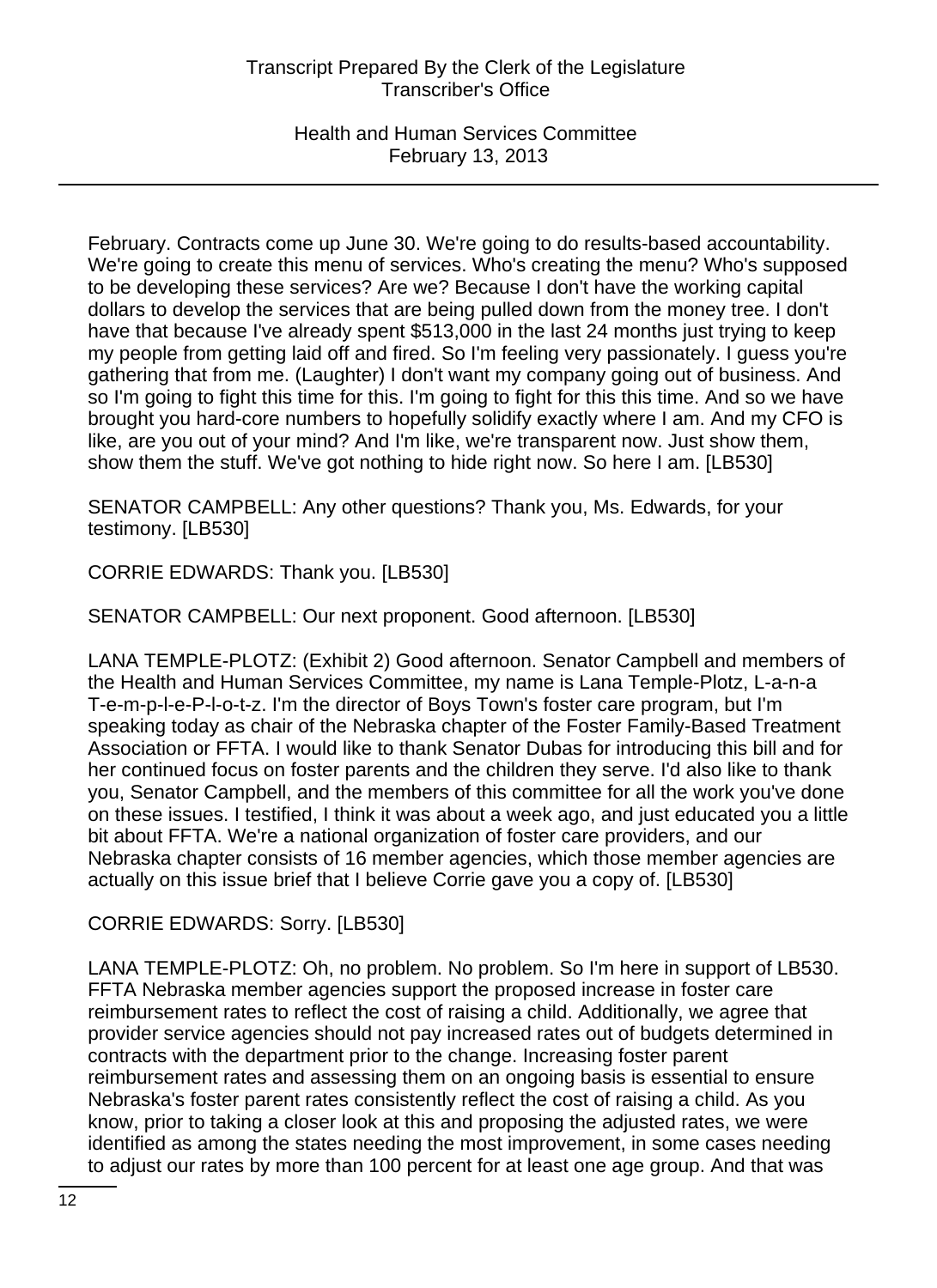February. Contracts come up June 30. We're going to do results-based accountability. We're going to create this menu of services. Who's creating the menu? Who's supposed to be developing these services? Are we? Because I don't have the working capital dollars to develop the services that are being pulled down from the money tree. I don't have that because I've already spent $513,000 in the last 24 months just trying to keep my people from getting laid off and fired. So I'm feeling very passionately. I guess you're gathering that from me. (Laughter) I don't want my company going out of business. And so I'm going to fight this time for this. I'm going to fight for this this time. And so we have brought you hard-core numbers to hopefully solidify exactly where I am. And my CFO is like, are you out of your mind? And I'm like, we're transparent now. Just show them, show them the stuff. We've got nothing to hide right now. So here I am. [LB530]

SENATOR CAMPBELL: Any other questions? Thank you, Ms. Edwards, for your testimony. [LB530]

CORRIE EDWARDS: Thank you. [LB530]

SENATOR CAMPBELL: Our next proponent. Good afternoon. [LB530]

LANA TEMPLE-PLOTZ: (Exhibit 2) Good afternoon. Senator Campbell and members of the Health and Human Services Committee, my name is Lana Temple-Plotz, L-a-n-a T-e-m-p-l-e-P-l-o-t-z. I'm the director of Boys Town's foster care program, but I'm speaking today as chair of the Nebraska chapter of the Foster Family-Based Treatment Association or FFTA. I would like to thank Senator Dubas for introducing this bill and for her continued focus on foster parents and the children they serve. I'd also like to thank you, Senator Campbell, and the members of this committee for all the work you've done on these issues. I testified, I think it was about a week ago, and just educated you a little bit about FFTA. We're a national organization of foster care providers, and our Nebraska chapter consists of 16 member agencies, which those member agencies are actually on this issue brief that I believe Corrie gave you a copy of. [LB530]

CORRIE EDWARDS: Sorry. [LB530]

LANA TEMPLE-PLOTZ: Oh, no problem. No problem. So I'm here in support of LB530. FFTA Nebraska member agencies support the proposed increase in foster care reimbursement rates to reflect the cost of raising a child. Additionally, we agree that provider service agencies should not pay increased rates out of budgets determined in contracts with the department prior to the change. Increasing foster parent reimbursement rates and assessing them on an ongoing basis is essential to ensure Nebraska's foster parent rates consistently reflect the cost of raising a child. As you know, prior to taking a closer look at this and proposing the adjusted rates, we were identified as among the states needing the most improvement, in some cases needing to adjust our rates by more than 100 percent for at least one age group. And that was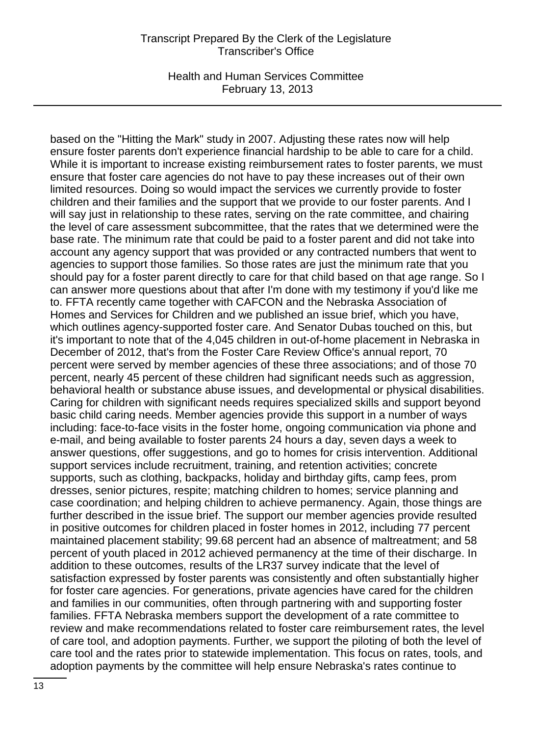based on the "Hitting the Mark" study in 2007. Adjusting these rates now will help ensure foster parents don't experience financial hardship to be able to care for a child. While it is important to increase existing reimbursement rates to foster parents, we must ensure that foster care agencies do not have to pay these increases out of their own limited resources. Doing so would impact the services we currently provide to foster children and their families and the support that we provide to our foster parents. And I will say just in relationship to these rates, serving on the rate committee, and chairing the level of care assessment subcommittee, that the rates that we determined were the base rate. The minimum rate that could be paid to a foster parent and did not take into account any agency support that was provided or any contracted numbers that went to agencies to support those families. So those rates are just the minimum rate that you should pay for a foster parent directly to care for that child based on that age range. So I can answer more questions about that after I'm done with my testimony if you'd like me to. FFTA recently came together with CAFCON and the Nebraska Association of Homes and Services for Children and we published an issue brief, which you have, which outlines agency-supported foster care. And Senator Dubas touched on this, but it's important to note that of the 4,045 children in out-of-home placement in Nebraska in December of 2012, that's from the Foster Care Review Office's annual report, 70 percent were served by member agencies of these three associations; and of those 70 percent, nearly 45 percent of these children had significant needs such as aggression, behavioral health or substance abuse issues, and developmental or physical disabilities. Caring for children with significant needs requires specialized skills and support beyond basic child caring needs. Member agencies provide this support in a number of ways including: face-to-face visits in the foster home, ongoing communication via phone and e-mail, and being available to foster parents 24 hours a day, seven days a week to answer questions, offer suggestions, and go to homes for crisis intervention. Additional support services include recruitment, training, and retention activities; concrete supports, such as clothing, backpacks, holiday and birthday gifts, camp fees, prom dresses, senior pictures, respite; matching children to homes; service planning and case coordination; and helping children to achieve permanency. Again, those things are further described in the issue brief. The support our member agencies provide resulted in positive outcomes for children placed in foster homes in 2012, including 77 percent maintained placement stability; 99.68 percent had an absence of maltreatment; and 58 percent of youth placed in 2012 achieved permanency at the time of their discharge. In addition to these outcomes, results of the LR37 survey indicate that the level of satisfaction expressed by foster parents was consistently and often substantially higher for foster care agencies. For generations, private agencies have cared for the children and families in our communities, often through partnering with and supporting foster families. FFTA Nebraska members support the development of a rate committee to review and make recommendations related to foster care reimbursement rates, the level of care tool, and adoption payments. Further, we support the piloting of both the level of care tool and the rates prior to statewide implementation. This focus on rates, tools, and adoption payments by the committee will help ensure Nebraska's rates continue to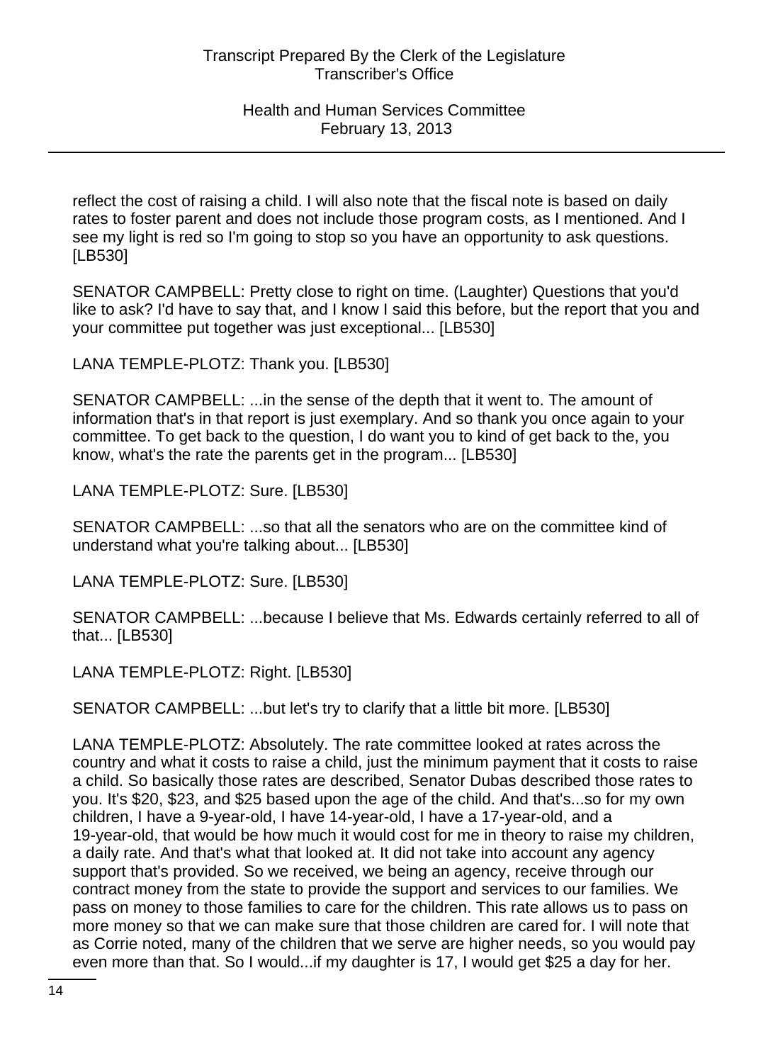reflect the cost of raising a child. I will also note that the fiscal note is based on daily rates to foster parent and does not include those program costs, as I mentioned. And I see my light is red so I'm going to stop so you have an opportunity to ask questions. [LB530]

SENATOR CAMPBELL: Pretty close to right on time. (Laughter) Questions that you'd like to ask? I'd have to say that, and I know I said this before, but the report that you and your committee put together was just exceptional... [LB530]

LANA TEMPLE-PLOTZ: Thank you. [LB530]

SENATOR CAMPBELL: ...in the sense of the depth that it went to. The amount of information that's in that report is just exemplary. And so thank you once again to your committee. To get back to the question, I do want you to kind of get back to the, you know, what's the rate the parents get in the program... [LB530]

LANA TEMPLE-PLOTZ: Sure. [LB530]

SENATOR CAMPBELL: ...so that all the senators who are on the committee kind of understand what you're talking about... [LB530]

LANA TEMPLE-PLOTZ: Sure. [LB530]

SENATOR CAMPBELL: ...because I believe that Ms. Edwards certainly referred to all of that... [LB530]

LANA TEMPLE-PLOTZ: Right. [LB530]

SENATOR CAMPBELL: ...but let's try to clarify that a little bit more. [LB530]

LANA TEMPLE-PLOTZ: Absolutely. The rate committee looked at rates across the country and what it costs to raise a child, just the minimum payment that it costs to raise a child. So basically those rates are described, Senator Dubas described those rates to you. It's $20, $23, and $25 based upon the age of the child. And that's...so for my own children, I have a 9-year-old, I have 14-year-old, I have a 17-year-old, and a 19-year-old, that would be how much it would cost for me in theory to raise my children, a daily rate. And that's what that looked at. It did not take into account any agency support that's provided. So we received, we being an agency, receive through our contract money from the state to provide the support and services to our families. We pass on money to those families to care for the children. This rate allows us to pass on more money so that we can make sure that those children are cared for. I will note that as Corrie noted, many of the children that we serve are higher needs, so you would pay even more than that. So I would...if my daughter is 17, I would get $25 a day for her.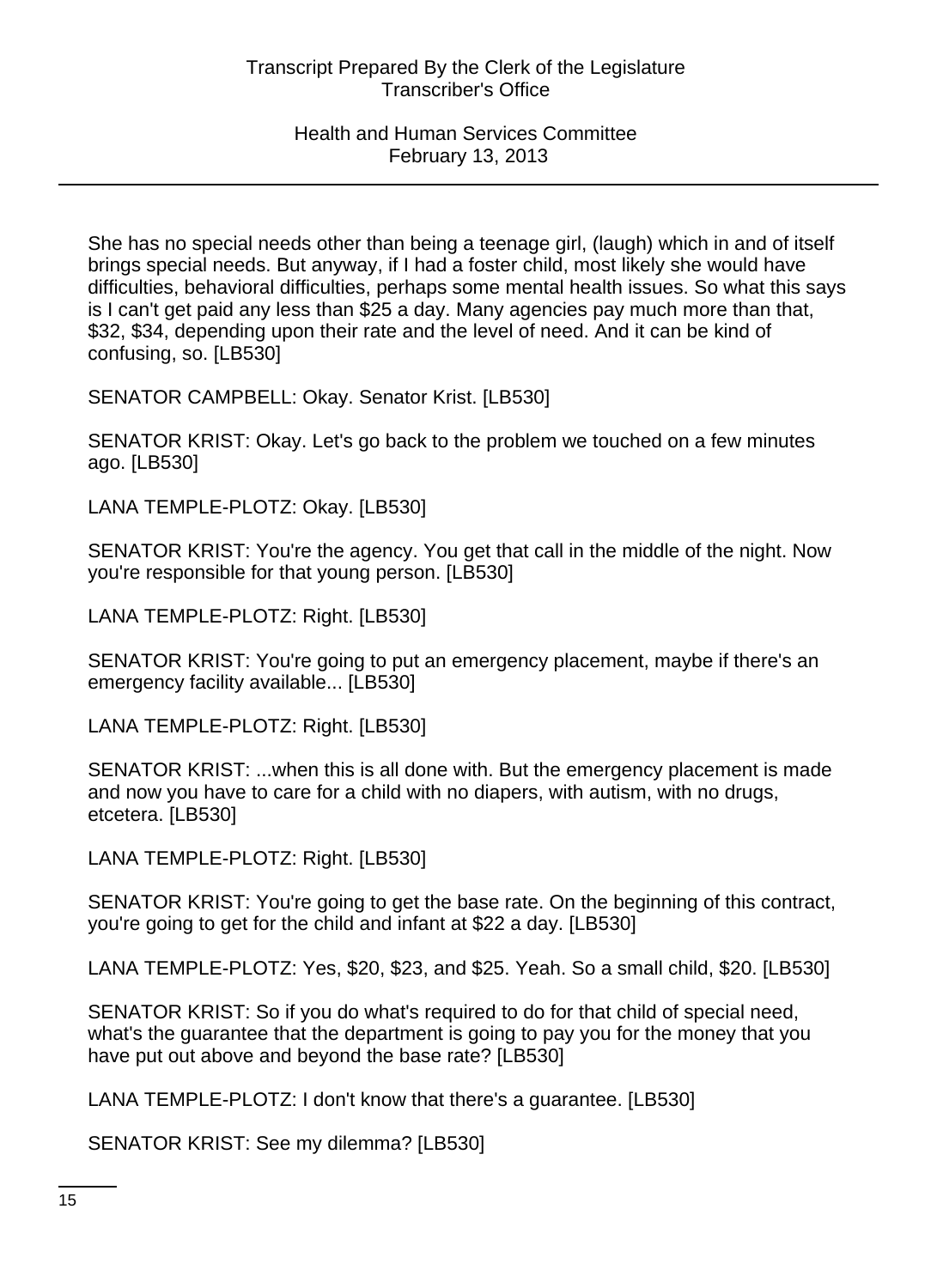She has no special needs other than being a teenage girl, (laugh) which in and of itself brings special needs. But anyway, if I had a foster child, most likely she would have difficulties, behavioral difficulties, perhaps some mental health issues. So what this says is I can't get paid any less than $25 a day. Many agencies pay much more than that, $32, $34, depending upon their rate and the level of need. And it can be kind of confusing, so. [LB530]

SENATOR CAMPBELL: Okay. Senator Krist. [LB530]

SENATOR KRIST: Okay. Let's go back to the problem we touched on a few minutes ago. [LB530]

LANA TEMPLE-PLOTZ: Okay. [LB530]

SENATOR KRIST: You're the agency. You get that call in the middle of the night. Now you're responsible for that young person. [LB530]

LANA TEMPLE-PLOTZ: Right. [LB530]

SENATOR KRIST: You're going to put an emergency placement, maybe if there's an emergency facility available... [LB530]

LANA TEMPLE-PLOTZ: Right. [LB530]

SENATOR KRIST: ...when this is all done with. But the emergency placement is made and now you have to care for a child with no diapers, with autism, with no drugs, etcetera. [LB530]

LANA TEMPLE-PLOTZ: Right. [LB530]

SENATOR KRIST: You're going to get the base rate. On the beginning of this contract, you're going to get for the child and infant at $22 a day. [LB530]

LANA TEMPLE-PLOTZ: Yes, $20, $23, and $25. Yeah. So a small child, $20. [LB530]

SENATOR KRIST: So if you do what's required to do for that child of special need, what's the guarantee that the department is going to pay you for the money that you have put out above and beyond the base rate? [LB530]

LANA TEMPLE-PLOTZ: I don't know that there's a guarantee. [LB530]

SENATOR KRIST: See my dilemma? [LB530]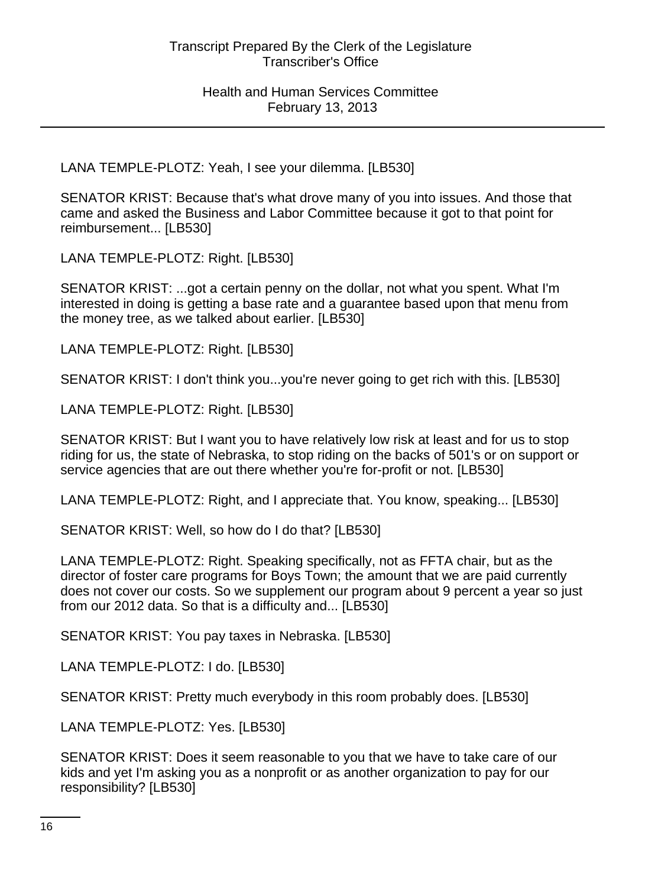LANA TEMPLE-PLOTZ: Yeah, I see your dilemma. [LB530]

SENATOR KRIST: Because that's what drove many of you into issues. And those that came and asked the Business and Labor Committee because it got to that point for reimbursement... [LB530]

LANA TEMPLE-PLOTZ: Right. [LB530]

SENATOR KRIST: ...got a certain penny on the dollar, not what you spent. What I'm interested in doing is getting a base rate and a guarantee based upon that menu from the money tree, as we talked about earlier. [LB530]

LANA TEMPLE-PLOTZ: Right. [LB530]

SENATOR KRIST: I don't think you...you're never going to get rich with this. [LB530]

LANA TEMPLE-PLOTZ: Right. [LB530]

SENATOR KRIST: But I want you to have relatively low risk at least and for us to stop riding for us, the state of Nebraska, to stop riding on the backs of 501's or on support or service agencies that are out there whether you're for-profit or not. [LB530]

LANA TEMPLE-PLOTZ: Right, and I appreciate that. You know, speaking... [LB530]

SENATOR KRIST: Well, so how do I do that? [LB530]

LANA TEMPLE-PLOTZ: Right. Speaking specifically, not as FFTA chair, but as the director of foster care programs for Boys Town; the amount that we are paid currently does not cover our costs. So we supplement our program about 9 percent a year so just from our 2012 data. So that is a difficulty and... [LB530]

SENATOR KRIST: You pay taxes in Nebraska. [LB530]

LANA TEMPLE-PLOTZ: I do. [LB530]

SENATOR KRIST: Pretty much everybody in this room probably does. [LB530]

LANA TEMPLE-PLOTZ: Yes. [LB530]

SENATOR KRIST: Does it seem reasonable to you that we have to take care of our kids and yet I'm asking you as a nonprofit or as another organization to pay for our responsibility? [LB530]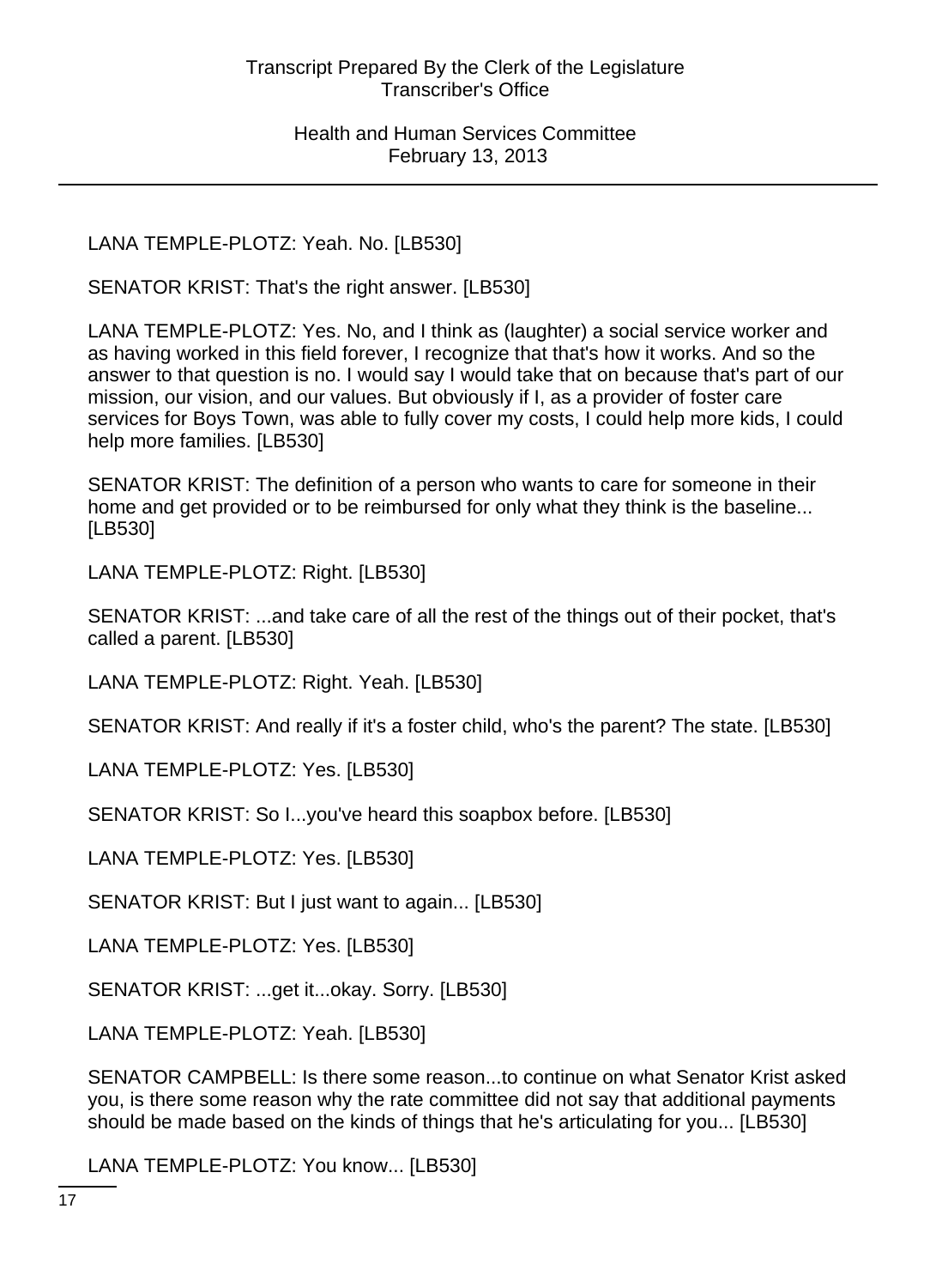LANA TEMPLE-PLOTZ: Yeah. No. [LB530]

SENATOR KRIST: That's the right answer. [LB530]

LANA TEMPLE-PLOTZ: Yes. No, and I think as (laughter) a social service worker and as having worked in this field forever, I recognize that that's how it works. And so the answer to that question is no. I would say I would take that on because that's part of our mission, our vision, and our values. But obviously if I, as a provider of foster care services for Boys Town, was able to fully cover my costs, I could help more kids, I could help more families. [LB530]

SENATOR KRIST: The definition of a person who wants to care for someone in their home and get provided or to be reimbursed for only what they think is the baseline... [LB530]

LANA TEMPLE-PLOTZ: Right. [LB530]

SENATOR KRIST: ...and take care of all the rest of the things out of their pocket, that's called a parent. [LB530]

LANA TEMPLE-PLOTZ: Right. Yeah. [LB530]

SENATOR KRIST: And really if it's a foster child, who's the parent? The state. [LB530]

LANA TEMPLE-PLOTZ: Yes. [LB530]

SENATOR KRIST: So I...you've heard this soapbox before. [LB530]

LANA TEMPLE-PLOTZ: Yes. [LB530]

SENATOR KRIST: But I just want to again... [LB530]

LANA TEMPLE-PLOTZ: Yes. [LB530]

SENATOR KRIST: ...get it...okay. Sorry. [LB530]

LANA TEMPLE-PLOTZ: Yeah. [LB530]

SENATOR CAMPBELL: Is there some reason...to continue on what Senator Krist asked you, is there some reason why the rate committee did not say that additional payments should be made based on the kinds of things that he's articulating for you... [LB530]

LANA TEMPLE-PLOTZ: You know... [LB530]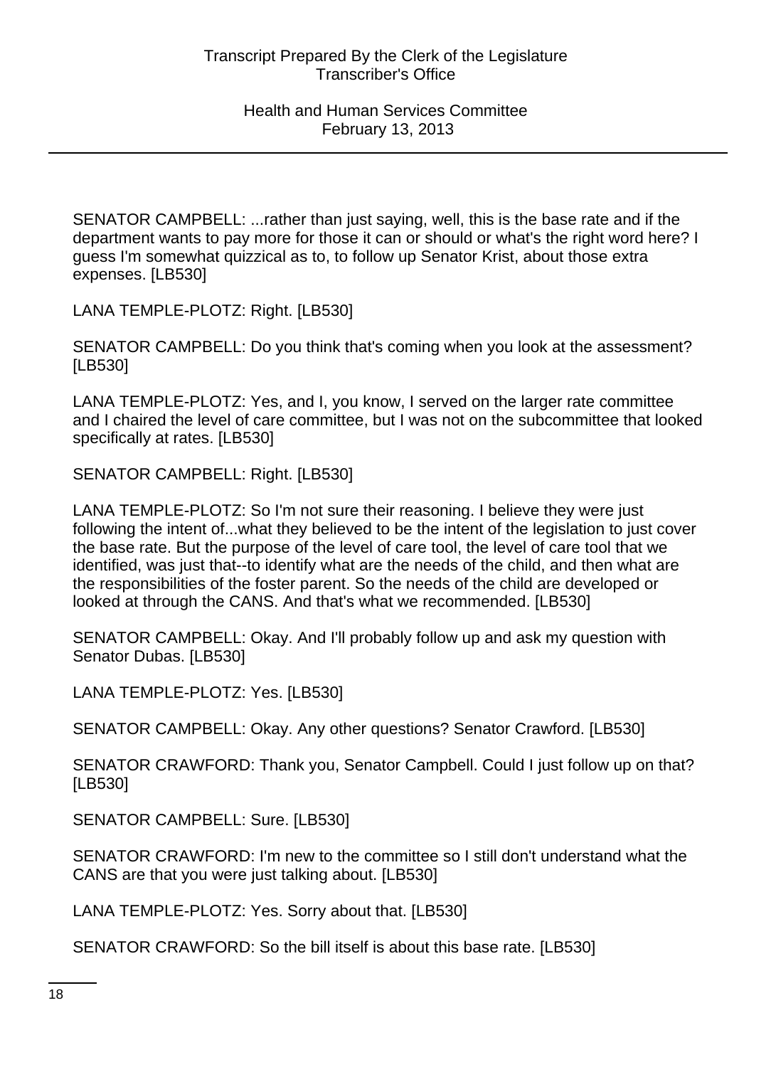SENATOR CAMPBELL: ...rather than just saying, well, this is the base rate and if the department wants to pay more for those it can or should or what's the right word here? I guess I'm somewhat quizzical as to, to follow up Senator Krist, about those extra expenses. [LB530]

LANA TEMPLE-PLOTZ: Right. [LB530]

SENATOR CAMPBELL: Do you think that's coming when you look at the assessment? [LB530]

LANA TEMPLE-PLOTZ: Yes, and I, you know, I served on the larger rate committee and I chaired the level of care committee, but I was not on the subcommittee that looked specifically at rates. [LB530]

SENATOR CAMPBELL: Right. [LB530]

LANA TEMPLE-PLOTZ: So I'm not sure their reasoning. I believe they were just following the intent of...what they believed to be the intent of the legislation to just cover the base rate. But the purpose of the level of care tool, the level of care tool that we identified, was just that--to identify what are the needs of the child, and then what are the responsibilities of the foster parent. So the needs of the child are developed or looked at through the CANS. And that's what we recommended. [LB530]

SENATOR CAMPBELL: Okay. And I'll probably follow up and ask my question with Senator Dubas. [LB530]

LANA TEMPLE-PLOTZ: Yes. [LB530]

SENATOR CAMPBELL: Okay. Any other questions? Senator Crawford. [LB530]

SENATOR CRAWFORD: Thank you, Senator Campbell. Could I just follow up on that? [LB530]

SENATOR CAMPBELL: Sure. [LB530]

SENATOR CRAWFORD: I'm new to the committee so I still don't understand what the CANS are that you were just talking about. [LB530]

LANA TEMPLE-PLOTZ: Yes. Sorry about that. [LB530]

SENATOR CRAWFORD: So the bill itself is about this base rate. [LB530]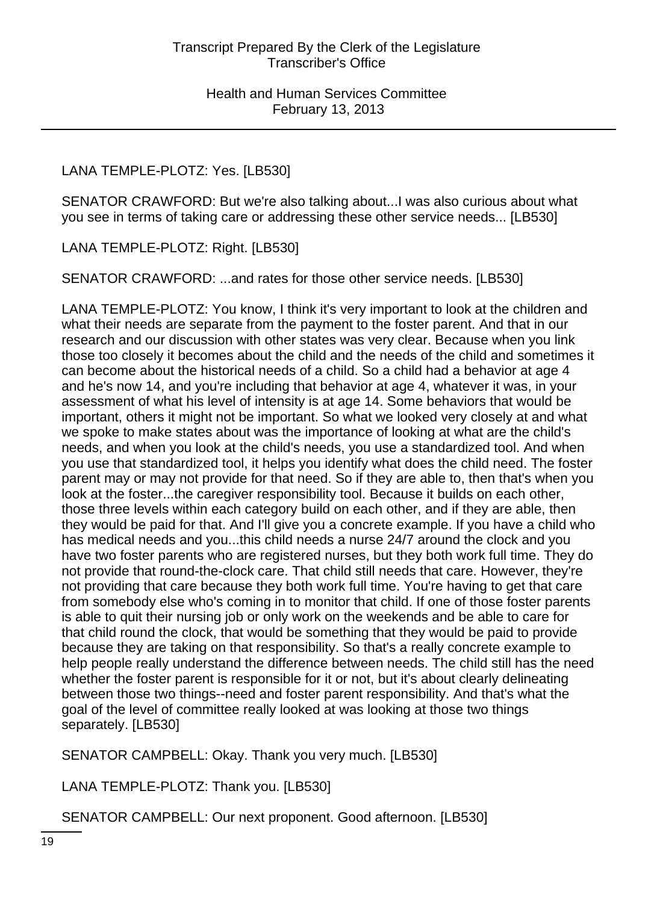LANA TEMPLE-PLOTZ: Yes. [LB530]

SENATOR CRAWFORD: But we're also talking about...I was also curious about what you see in terms of taking care or addressing these other service needs... [LB530]

LANA TEMPLE-PLOTZ: Right. [LB530]

SENATOR CRAWFORD: ...and rates for those other service needs. [LB530]

LANA TEMPLE-PLOTZ: You know, I think it's very important to look at the children and what their needs are separate from the payment to the foster parent. And that in our research and our discussion with other states was very clear. Because when you link those too closely it becomes about the child and the needs of the child and sometimes it can become about the historical needs of a child. So a child had a behavior at age 4 and he's now 14, and you're including that behavior at age 4, whatever it was, in your assessment of what his level of intensity is at age 14. Some behaviors that would be important, others it might not be important. So what we looked very closely at and what we spoke to make states about was the importance of looking at what are the child's needs, and when you look at the child's needs, you use a standardized tool. And when you use that standardized tool, it helps you identify what does the child need. The foster parent may or may not provide for that need. So if they are able to, then that's when you look at the foster...the caregiver responsibility tool. Because it builds on each other, those three levels within each category build on each other, and if they are able, then they would be paid for that. And I'll give you a concrete example. If you have a child who has medical needs and you...this child needs a nurse 24/7 around the clock and you have two foster parents who are registered nurses, but they both work full time. They do not provide that round-the-clock care. That child still needs that care. However, they're not providing that care because they both work full time. You're having to get that care from somebody else who's coming in to monitor that child. If one of those foster parents is able to quit their nursing job or only work on the weekends and be able to care for that child round the clock, that would be something that they would be paid to provide because they are taking on that responsibility. So that's a really concrete example to help people really understand the difference between needs. The child still has the need whether the foster parent is responsible for it or not, but it's about clearly delineating between those two things--need and foster parent responsibility. And that's what the goal of the level of committee really looked at was looking at those two things separately. [LB530]

SENATOR CAMPBELL: Okay. Thank you very much. [LB530]

LANA TEMPLE-PLOTZ: Thank you. [LB530]

SENATOR CAMPBELL: Our next proponent. Good afternoon. [LB530]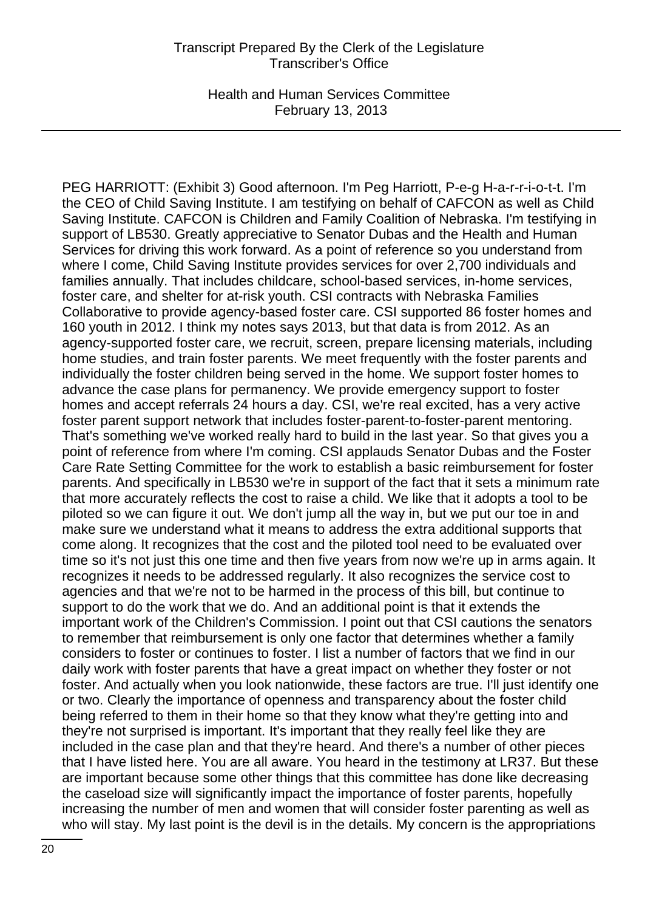PEG HARRIOTT: (Exhibit 3) Good afternoon. I'm Peg Harriott, P-e-g H-a-r-r-i-o-t-t. I'm the CEO of Child Saving Institute. I am testifying on behalf of CAFCON as well as Child Saving Institute. CAFCON is Children and Family Coalition of Nebraska. I'm testifying in support of LB530. Greatly appreciative to Senator Dubas and the Health and Human Services for driving this work forward. As a point of reference so you understand from where I come, Child Saving Institute provides services for over 2,700 individuals and families annually. That includes childcare, school-based services, in-home services, foster care, and shelter for at-risk youth. CSI contracts with Nebraska Families Collaborative to provide agency-based foster care. CSI supported 86 foster homes and 160 youth in 2012. I think my notes says 2013, but that data is from 2012. As an agency-supported foster care, we recruit, screen, prepare licensing materials, including home studies, and train foster parents. We meet frequently with the foster parents and individually the foster children being served in the home. We support foster homes to advance the case plans for permanency. We provide emergency support to foster homes and accept referrals 24 hours a day. CSI, we're real excited, has a very active foster parent support network that includes foster-parent-to-foster-parent mentoring. That's something we've worked really hard to build in the last year. So that gives you a point of reference from where I'm coming. CSI applauds Senator Dubas and the Foster Care Rate Setting Committee for the work to establish a basic reimbursement for foster parents. And specifically in LB530 we're in support of the fact that it sets a minimum rate that more accurately reflects the cost to raise a child. We like that it adopts a tool to be piloted so we can figure it out. We don't jump all the way in, but we put our toe in and make sure we understand what it means to address the extra additional supports that come along. It recognizes that the cost and the piloted tool need to be evaluated over time so it's not just this one time and then five years from now we're up in arms again. It recognizes it needs to be addressed regularly. It also recognizes the service cost to agencies and that we're not to be harmed in the process of this bill, but continue to support to do the work that we do. And an additional point is that it extends the important work of the Children's Commission. I point out that CSI cautions the senators to remember that reimbursement is only one factor that determines whether a family considers to foster or continues to foster. I list a number of factors that we find in our daily work with foster parents that have a great impact on whether they foster or not foster. And actually when you look nationwide, these factors are true. I'll just identify one or two. Clearly the importance of openness and transparency about the foster child being referred to them in their home so that they know what they're getting into and they're not surprised is important. It's important that they really feel like they are included in the case plan and that they're heard. And there's a number of other pieces that I have listed here. You are all aware. You heard in the testimony at LR37. But these are important because some other things that this committee has done like decreasing the caseload size will significantly impact the importance of foster parents, hopefully increasing the number of men and women that will consider foster parenting as well as who will stay. My last point is the devil is in the details. My concern is the appropriations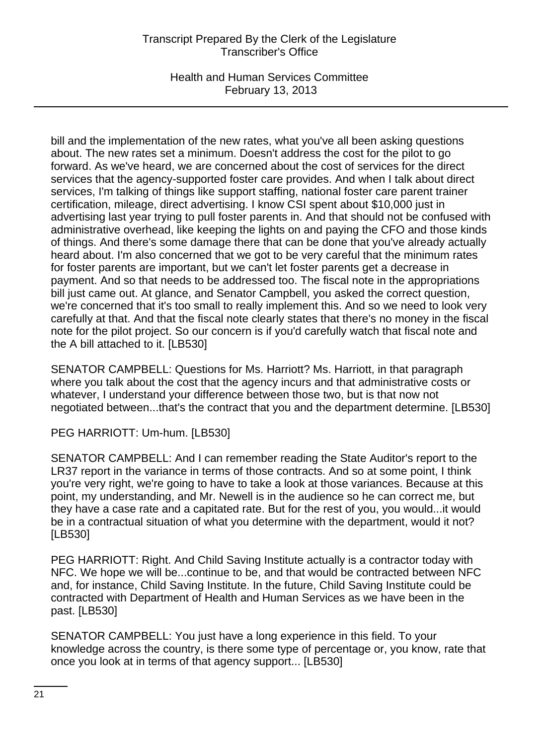bill and the implementation of the new rates, what you've all been asking questions about. The new rates set a minimum. Doesn't address the cost for the pilot to go forward. As we've heard, we are concerned about the cost of services for the direct services that the agency-supported foster care provides. And when I talk about direct services, I'm talking of things like support staffing, national foster care parent trainer certification, mileage, direct advertising. I know CSI spent about $10,000 just in advertising last year trying to pull foster parents in. And that should not be confused with administrative overhead, like keeping the lights on and paying the CFO and those kinds of things. And there's some damage there that can be done that you've already actually heard about. I'm also concerned that we got to be very careful that the minimum rates for foster parents are important, but we can't let foster parents get a decrease in payment. And so that needs to be addressed too. The fiscal note in the appropriations bill just came out. At glance, and Senator Campbell, you asked the correct question, we're concerned that it's too small to really implement this. And so we need to look very carefully at that. And that the fiscal note clearly states that there's no money in the fiscal note for the pilot project. So our concern is if you'd carefully watch that fiscal note and the A bill attached to it. [LB530]

SENATOR CAMPBELL: Questions for Ms. Harriott? Ms. Harriott, in that paragraph where you talk about the cost that the agency incurs and that administrative costs or whatever, I understand your difference between those two, but is that now not negotiated between...that's the contract that you and the department determine. [LB530]

PEG HARRIOTT: Um-hum. [LB530]

SENATOR CAMPBELL: And I can remember reading the State Auditor's report to the LR37 report in the variance in terms of those contracts. And so at some point, I think you're very right, we're going to have to take a look at those variances. Because at this point, my understanding, and Mr. Newell is in the audience so he can correct me, but they have a case rate and a capitated rate. But for the rest of you, you would...it would be in a contractual situation of what you determine with the department, would it not? [LB530]

PEG HARRIOTT: Right. And Child Saving Institute actually is a contractor today with NFC. We hope we will be...continue to be, and that would be contracted between NFC and, for instance, Child Saving Institute. In the future, Child Saving Institute could be contracted with Department of Health and Human Services as we have been in the past. [LB530]

SENATOR CAMPBELL: You just have a long experience in this field. To your knowledge across the country, is there some type of percentage or, you know, rate that once you look at in terms of that agency support... [LB530]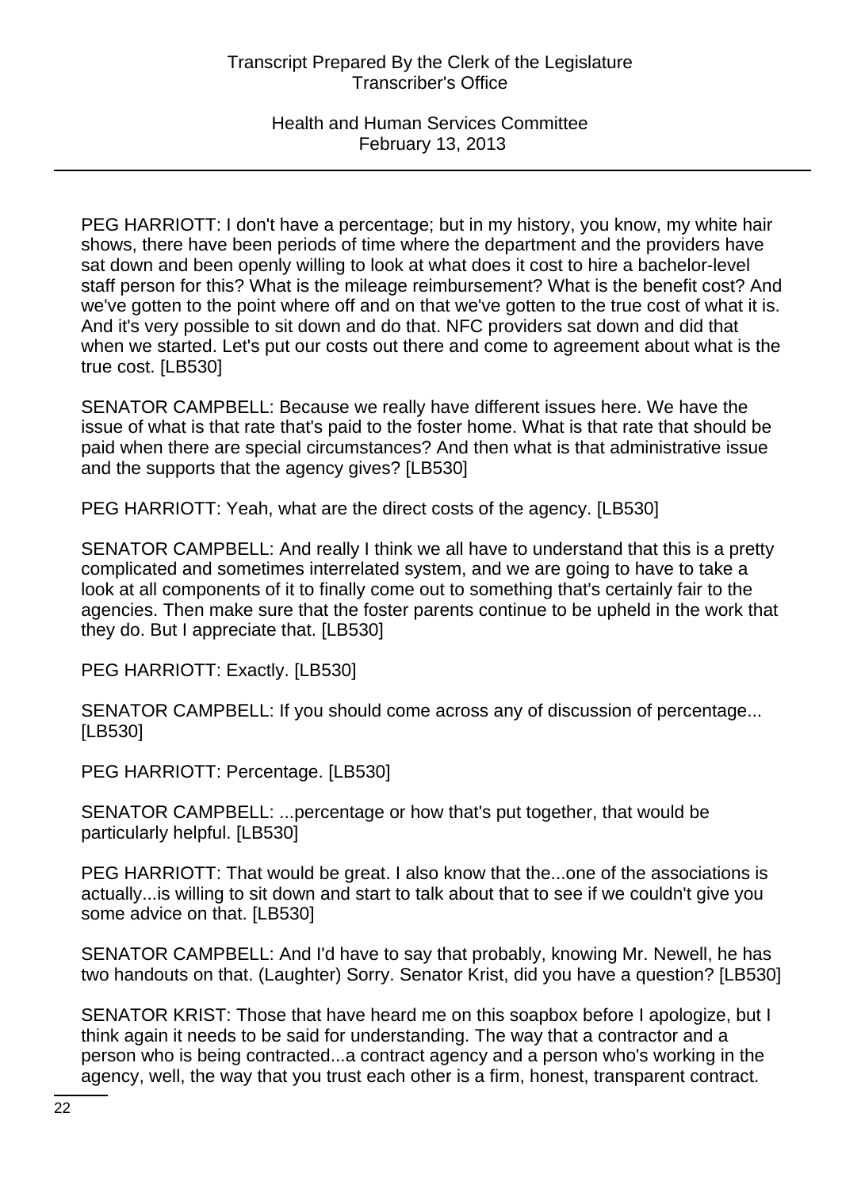PEG HARRIOTT: I don't have a percentage; but in my history, you know, my white hair shows, there have been periods of time where the department and the providers have sat down and been openly willing to look at what does it cost to hire a bachelor-level staff person for this? What is the mileage reimbursement? What is the benefit cost? And we've gotten to the point where off and on that we've gotten to the true cost of what it is. And it's very possible to sit down and do that. NFC providers sat down and did that when we started. Let's put our costs out there and come to agreement about what is the true cost. [LB530]

SENATOR CAMPBELL: Because we really have different issues here. We have the issue of what is that rate that's paid to the foster home. What is that rate that should be paid when there are special circumstances? And then what is that administrative issue and the supports that the agency gives? [LB530]

PEG HARRIOTT: Yeah, what are the direct costs of the agency. [LB530]

SENATOR CAMPBELL: And really I think we all have to understand that this is a pretty complicated and sometimes interrelated system, and we are going to have to take a look at all components of it to finally come out to something that's certainly fair to the agencies. Then make sure that the foster parents continue to be upheld in the work that they do. But I appreciate that. [LB530]

PEG HARRIOTT: Exactly. [LB530]

SENATOR CAMPBELL: If you should come across any of discussion of percentage... [LB530]

PEG HARRIOTT: Percentage. [LB530]

SENATOR CAMPBELL: ...percentage or how that's put together, that would be particularly helpful. [LB530]

PEG HARRIOTT: That would be great. I also know that the...one of the associations is actually...is willing to sit down and start to talk about that to see if we couldn't give you some advice on that. [LB530]

SENATOR CAMPBELL: And I'd have to say that probably, knowing Mr. Newell, he has two handouts on that. (Laughter) Sorry. Senator Krist, did you have a question? [LB530]

SENATOR KRIST: Those that have heard me on this soapbox before I apologize, but I think again it needs to be said for understanding. The way that a contractor and a person who is being contracted...a contract agency and a person who's working in the agency, well, the way that you trust each other is a firm, honest, transparent contract.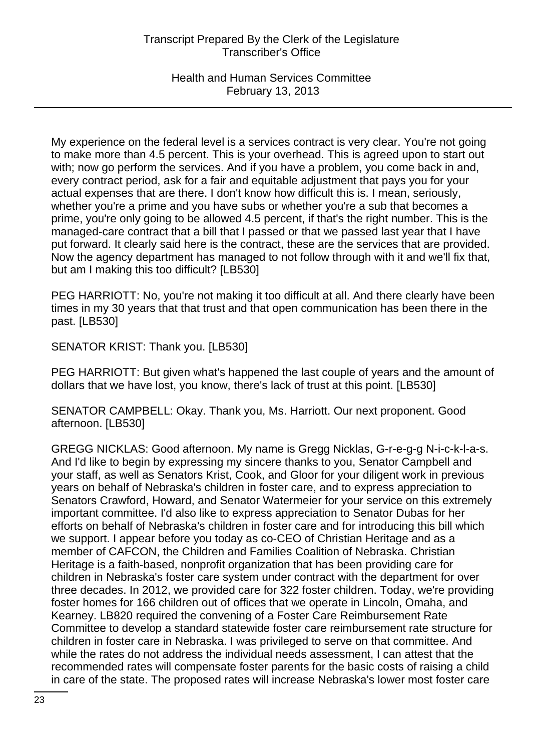My experience on the federal level is a services contract is very clear. You're not going to make more than 4.5 percent. This is your overhead. This is agreed upon to start out with; now go perform the services. And if you have a problem, you come back in and, every contract period, ask for a fair and equitable adjustment that pays you for your actual expenses that are there. I don't know how difficult this is. I mean, seriously, whether you're a prime and you have subs or whether you're a sub that becomes a prime, you're only going to be allowed 4.5 percent, if that's the right number. This is the managed-care contract that a bill that I passed or that we passed last year that I have put forward. It clearly said here is the contract, these are the services that are provided. Now the agency department has managed to not follow through with it and we'll fix that, but am I making this too difficult? [LB530]

PEG HARRIOTT: No, you're not making it too difficult at all. And there clearly have been times in my 30 years that that trust and that open communication has been there in the past. [LB530]

SENATOR KRIST: Thank you. [LB530]

PEG HARRIOTT: But given what's happened the last couple of years and the amount of dollars that we have lost, you know, there's lack of trust at this point. [LB530]

SENATOR CAMPBELL: Okay. Thank you, Ms. Harriott. Our next proponent. Good afternoon. [LB530]

GREGG NICKLAS: Good afternoon. My name is Gregg Nicklas, G-r-e-g-g N-i-c-k-l-a-s. And I'd like to begin by expressing my sincere thanks to you, Senator Campbell and your staff, as well as Senators Krist, Cook, and Gloor for your diligent work in previous years on behalf of Nebraska's children in foster care, and to express appreciation to Senators Crawford, Howard, and Senator Watermeier for your service on this extremely important committee. I'd also like to express appreciation to Senator Dubas for her efforts on behalf of Nebraska's children in foster care and for introducing this bill which we support. I appear before you today as co-CEO of Christian Heritage and as a member of CAFCON, the Children and Families Coalition of Nebraska. Christian Heritage is a faith-based, nonprofit organization that has been providing care for children in Nebraska's foster care system under contract with the department for over three decades. In 2012, we provided care for 322 foster children. Today, we're providing foster homes for 166 children out of offices that we operate in Lincoln, Omaha, and Kearney. LB820 required the convening of a Foster Care Reimbursement Rate Committee to develop a standard statewide foster care reimbursement rate structure for children in foster care in Nebraska. I was privileged to serve on that committee. And while the rates do not address the individual needs assessment, I can attest that the recommended rates will compensate foster parents for the basic costs of raising a child in care of the state. The proposed rates will increase Nebraska's lower most foster care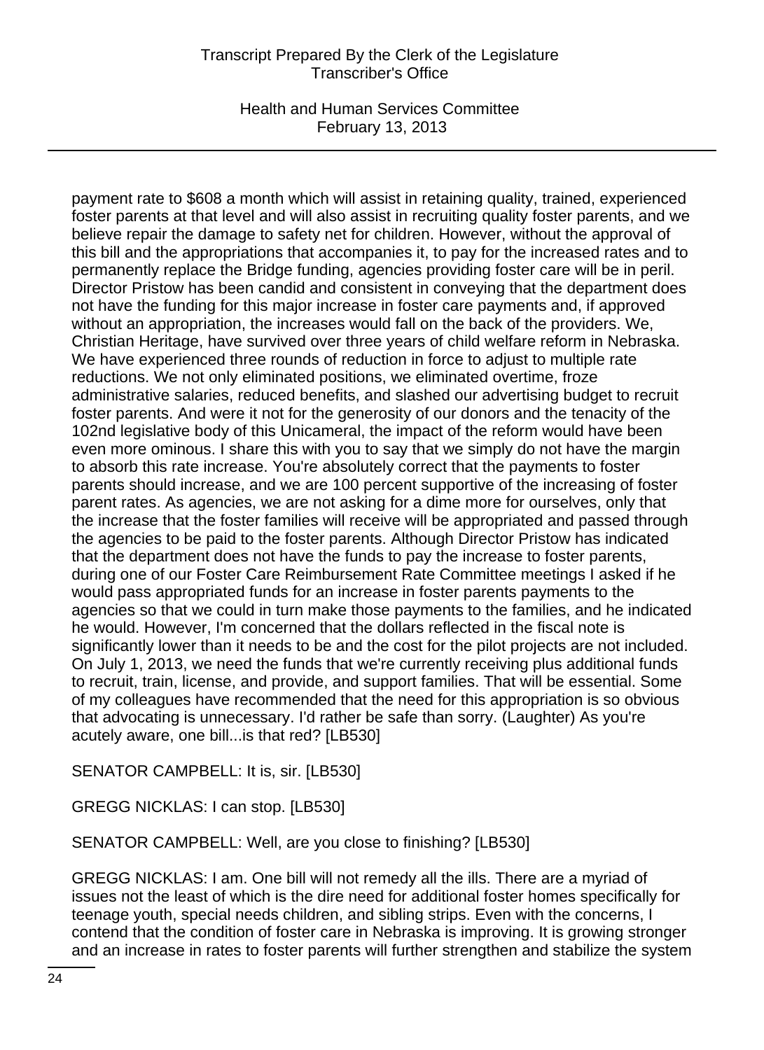payment rate to $608 a month which will assist in retaining quality, trained, experienced foster parents at that level and will also assist in recruiting quality foster parents, and we believe repair the damage to safety net for children. However, without the approval of this bill and the appropriations that accompanies it, to pay for the increased rates and to permanently replace the Bridge funding, agencies providing foster care will be in peril. Director Pristow has been candid and consistent in conveying that the department does not have the funding for this major increase in foster care payments and, if approved without an appropriation, the increases would fall on the back of the providers. We, Christian Heritage, have survived over three years of child welfare reform in Nebraska. We have experienced three rounds of reduction in force to adjust to multiple rate reductions. We not only eliminated positions, we eliminated overtime, froze administrative salaries, reduced benefits, and slashed our advertising budget to recruit foster parents. And were it not for the generosity of our donors and the tenacity of the 102nd legislative body of this Unicameral, the impact of the reform would have been even more ominous. I share this with you to say that we simply do not have the margin to absorb this rate increase. You're absolutely correct that the payments to foster parents should increase, and we are 100 percent supportive of the increasing of foster parent rates. As agencies, we are not asking for a dime more for ourselves, only that the increase that the foster families will receive will be appropriated and passed through the agencies to be paid to the foster parents. Although Director Pristow has indicated that the department does not have the funds to pay the increase to foster parents, during one of our Foster Care Reimbursement Rate Committee meetings I asked if he would pass appropriated funds for an increase in foster parents payments to the agencies so that we could in turn make those payments to the families, and he indicated he would. However, I'm concerned that the dollars reflected in the fiscal note is significantly lower than it needs to be and the cost for the pilot projects are not included. On July 1, 2013, we need the funds that we're currently receiving plus additional funds to recruit, train, license, and provide, and support families. That will be essential. Some of my colleagues have recommended that the need for this appropriation is so obvious that advocating is unnecessary. I'd rather be safe than sorry. (Laughter) As you're acutely aware, one bill...is that red? [LB530]

SENATOR CAMPBELL: It is, sir. [LB530]

GREGG NICKLAS: I can stop. [LB530]

SENATOR CAMPBELL: Well, are you close to finishing? [LB530]

GREGG NICKLAS: I am. One bill will not remedy all the ills. There are a myriad of issues not the least of which is the dire need for additional foster homes specifically for teenage youth, special needs children, and sibling strips. Even with the concerns, I contend that the condition of foster care in Nebraska is improving. It is growing stronger and an increase in rates to foster parents will further strengthen and stabilize the system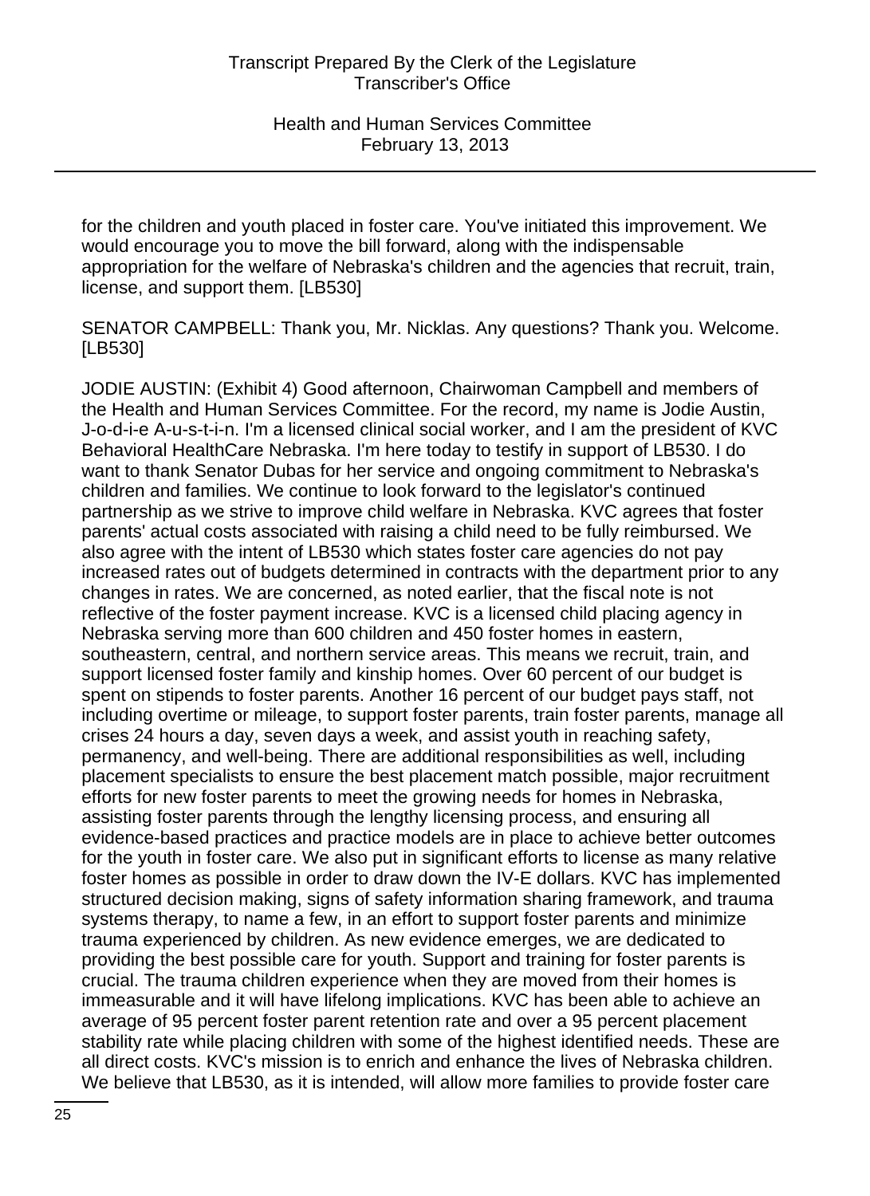for the children and youth placed in foster care. You've initiated this improvement. We would encourage you to move the bill forward, along with the indispensable appropriation for the welfare of Nebraska's children and the agencies that recruit, train, license, and support them. [LB530]

SENATOR CAMPBELL: Thank you, Mr. Nicklas. Any questions? Thank you. Welcome. [LB530]

JODIE AUSTIN: (Exhibit 4) Good afternoon, Chairwoman Campbell and members of the Health and Human Services Committee. For the record, my name is Jodie Austin, J-o-d-i-e A-u-s-t-i-n. I'm a licensed clinical social worker, and I am the president of KVC Behavioral HealthCare Nebraska. I'm here today to testify in support of LB530. I do want to thank Senator Dubas for her service and ongoing commitment to Nebraska's children and families. We continue to look forward to the legislator's continued partnership as we strive to improve child welfare in Nebraska. KVC agrees that foster parents' actual costs associated with raising a child need to be fully reimbursed. We also agree with the intent of LB530 which states foster care agencies do not pay increased rates out of budgets determined in contracts with the department prior to any changes in rates. We are concerned, as noted earlier, that the fiscal note is not reflective of the foster payment increase. KVC is a licensed child placing agency in Nebraska serving more than 600 children and 450 foster homes in eastern, southeastern, central, and northern service areas. This means we recruit, train, and support licensed foster family and kinship homes. Over 60 percent of our budget is spent on stipends to foster parents. Another 16 percent of our budget pays staff, not including overtime or mileage, to support foster parents, train foster parents, manage all crises 24 hours a day, seven days a week, and assist youth in reaching safety, permanency, and well-being. There are additional responsibilities as well, including placement specialists to ensure the best placement match possible, major recruitment efforts for new foster parents to meet the growing needs for homes in Nebraska, assisting foster parents through the lengthy licensing process, and ensuring all evidence-based practices and practice models are in place to achieve better outcomes for the youth in foster care. We also put in significant efforts to license as many relative foster homes as possible in order to draw down the IV-E dollars. KVC has implemented structured decision making, signs of safety information sharing framework, and trauma systems therapy, to name a few, in an effort to support foster parents and minimize trauma experienced by children. As new evidence emerges, we are dedicated to providing the best possible care for youth. Support and training for foster parents is crucial. The trauma children experience when they are moved from their homes is immeasurable and it will have lifelong implications. KVC has been able to achieve an average of 95 percent foster parent retention rate and over a 95 percent placement stability rate while placing children with some of the highest identified needs. These are all direct costs. KVC's mission is to enrich and enhance the lives of Nebraska children. We believe that LB530, as it is intended, will allow more families to provide foster care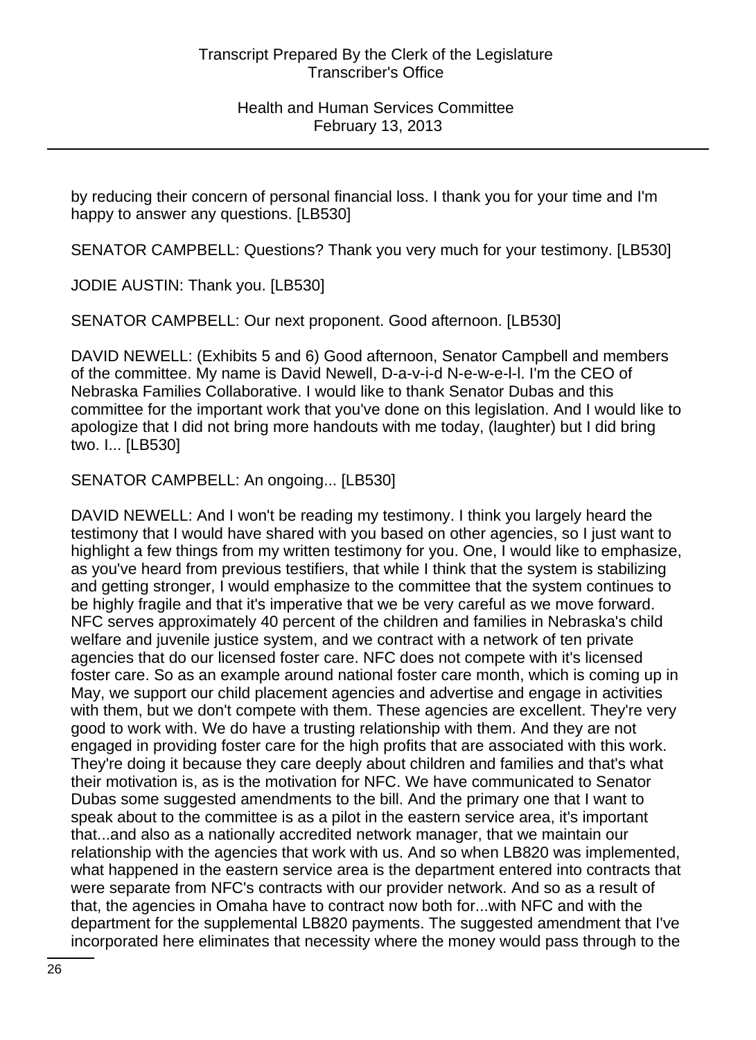by reducing their concern of personal financial loss. I thank you for your time and I'm happy to answer any questions. [LB530]

SENATOR CAMPBELL: Questions? Thank you very much for your testimony. [LB530]

JODIE AUSTIN: Thank you. [LB530]

SENATOR CAMPBELL: Our next proponent. Good afternoon. [LB530]

DAVID NEWELL: (Exhibits 5 and 6) Good afternoon, Senator Campbell and members of the committee. My name is David Newell, D-a-v-i-d N-e-w-e-l-l. I'm the CEO of Nebraska Families Collaborative. I would like to thank Senator Dubas and this committee for the important work that you've done on this legislation. And I would like to apologize that I did not bring more handouts with me today, (laughter) but I did bring two. I... [LB530]

SENATOR CAMPBELL: An ongoing... [LB530]

DAVID NEWELL: And I won't be reading my testimony. I think you largely heard the testimony that I would have shared with you based on other agencies, so I just want to highlight a few things from my written testimony for you. One, I would like to emphasize, as you've heard from previous testifiers, that while I think that the system is stabilizing and getting stronger, I would emphasize to the committee that the system continues to be highly fragile and that it's imperative that we be very careful as we move forward. NFC serves approximately 40 percent of the children and families in Nebraska's child welfare and juvenile justice system, and we contract with a network of ten private agencies that do our licensed foster care. NFC does not compete with it's licensed foster care. So as an example around national foster care month, which is coming up in May, we support our child placement agencies and advertise and engage in activities with them, but we don't compete with them. These agencies are excellent. They're very good to work with. We do have a trusting relationship with them. And they are not engaged in providing foster care for the high profits that are associated with this work. They're doing it because they care deeply about children and families and that's what their motivation is, as is the motivation for NFC. We have communicated to Senator Dubas some suggested amendments to the bill. And the primary one that I want to speak about to the committee is as a pilot in the eastern service area, it's important that...and also as a nationally accredited network manager, that we maintain our relationship with the agencies that work with us. And so when LB820 was implemented, what happened in the eastern service area is the department entered into contracts that were separate from NFC's contracts with our provider network. And so as a result of that, the agencies in Omaha have to contract now both for...with NFC and with the department for the supplemental LB820 payments. The suggested amendment that I've incorporated here eliminates that necessity where the money would pass through to the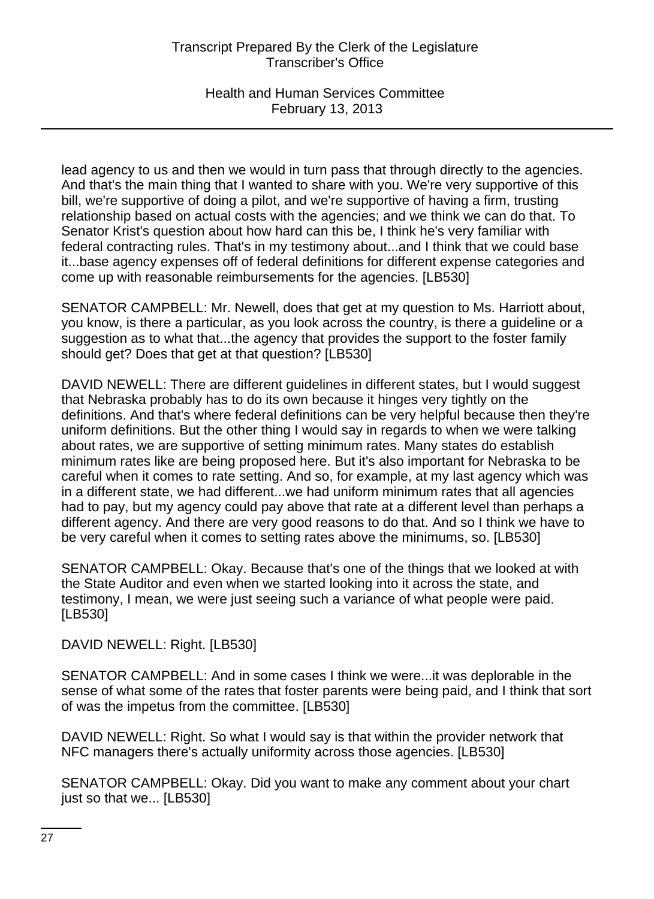lead agency to us and then we would in turn pass that through directly to the agencies. And that's the main thing that I wanted to share with you. We're very supportive of this bill, we're supportive of doing a pilot, and we're supportive of having a firm, trusting relationship based on actual costs with the agencies; and we think we can do that. To Senator Krist's question about how hard can this be, I think he's very familiar with federal contracting rules. That's in my testimony about...and I think that we could base it...base agency expenses off of federal definitions for different expense categories and come up with reasonable reimbursements for the agencies. [LB530]

SENATOR CAMPBELL: Mr. Newell, does that get at my question to Ms. Harriott about, you know, is there a particular, as you look across the country, is there a guideline or a suggestion as to what that...the agency that provides the support to the foster family should get? Does that get at that question? [LB530]

DAVID NEWELL: There are different guidelines in different states, but I would suggest that Nebraska probably has to do its own because it hinges very tightly on the definitions. And that's where federal definitions can be very helpful because then they're uniform definitions. But the other thing I would say in regards to when we were talking about rates, we are supportive of setting minimum rates. Many states do establish minimum rates like are being proposed here. But it's also important for Nebraska to be careful when it comes to rate setting. And so, for example, at my last agency which was in a different state, we had different...we had uniform minimum rates that all agencies had to pay, but my agency could pay above that rate at a different level than perhaps a different agency. And there are very good reasons to do that. And so I think we have to be very careful when it comes to setting rates above the minimums, so. [LB530]

SENATOR CAMPBELL: Okay. Because that's one of the things that we looked at with the State Auditor and even when we started looking into it across the state, and testimony, I mean, we were just seeing such a variance of what people were paid. [LB530]

DAVID NEWELL: Right. [LB530]

SENATOR CAMPBELL: And in some cases I think we were...it was deplorable in the sense of what some of the rates that foster parents were being paid, and I think that sort of was the impetus from the committee. [LB530]

DAVID NEWELL: Right. So what I would say is that within the provider network that NFC managers there's actually uniformity across those agencies. [LB530]

SENATOR CAMPBELL: Okay. Did you want to make any comment about your chart just so that we... [LB530]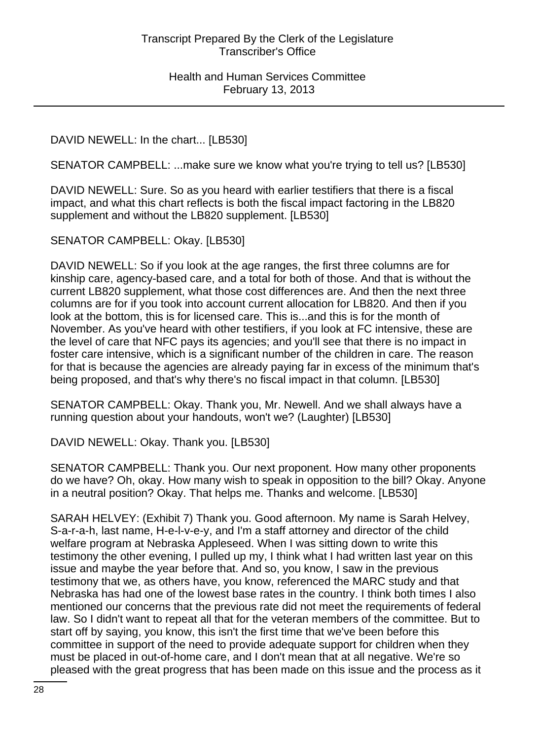DAVID NEWELL: In the chart... [LB530]

SENATOR CAMPBELL: ...make sure we know what you're trying to tell us? [LB530]

DAVID NEWELL: Sure. So as you heard with earlier testifiers that there is a fiscal impact, and what this chart reflects is both the fiscal impact factoring in the LB820 supplement and without the LB820 supplement. [LB530]

SENATOR CAMPBELL: Okay. [LB530]

DAVID NEWELL: So if you look at the age ranges, the first three columns are for kinship care, agency-based care, and a total for both of those. And that is without the current LB820 supplement, what those cost differences are. And then the next three columns are for if you took into account current allocation for LB820. And then if you look at the bottom, this is for licensed care. This is...and this is for the month of November. As you've heard with other testifiers, if you look at FC intensive, these are the level of care that NFC pays its agencies; and you'll see that there is no impact in foster care intensive, which is a significant number of the children in care. The reason for that is because the agencies are already paying far in excess of the minimum that's being proposed, and that's why there's no fiscal impact in that column. [LB530]

SENATOR CAMPBELL: Okay. Thank you, Mr. Newell. And we shall always have a running question about your handouts, won't we? (Laughter) [LB530]

DAVID NEWELL: Okay. Thank you. [LB530]

SENATOR CAMPBELL: Thank you. Our next proponent. How many other proponents do we have? Oh, okay. How many wish to speak in opposition to the bill? Okay. Anyone in a neutral position? Okay. That helps me. Thanks and welcome. [LB530]

SARAH HELVEY: (Exhibit 7) Thank you. Good afternoon. My name is Sarah Helvey, S-a-r-a-h, last name, H-e-l-v-e-y, and I'm a staff attorney and director of the child welfare program at Nebraska Appleseed. When I was sitting down to write this testimony the other evening, I pulled up my, I think what I had written last year on this issue and maybe the year before that. And so, you know, I saw in the previous testimony that we, as others have, you know, referenced the MARC study and that Nebraska has had one of the lowest base rates in the country. I think both times I also mentioned our concerns that the previous rate did not meet the requirements of federal law. So I didn't want to repeat all that for the veteran members of the committee. But to start off by saying, you know, this isn't the first time that we've been before this committee in support of the need to provide adequate support for children when they must be placed in out-of-home care, and I don't mean that at all negative. We're so pleased with the great progress that has been made on this issue and the process as it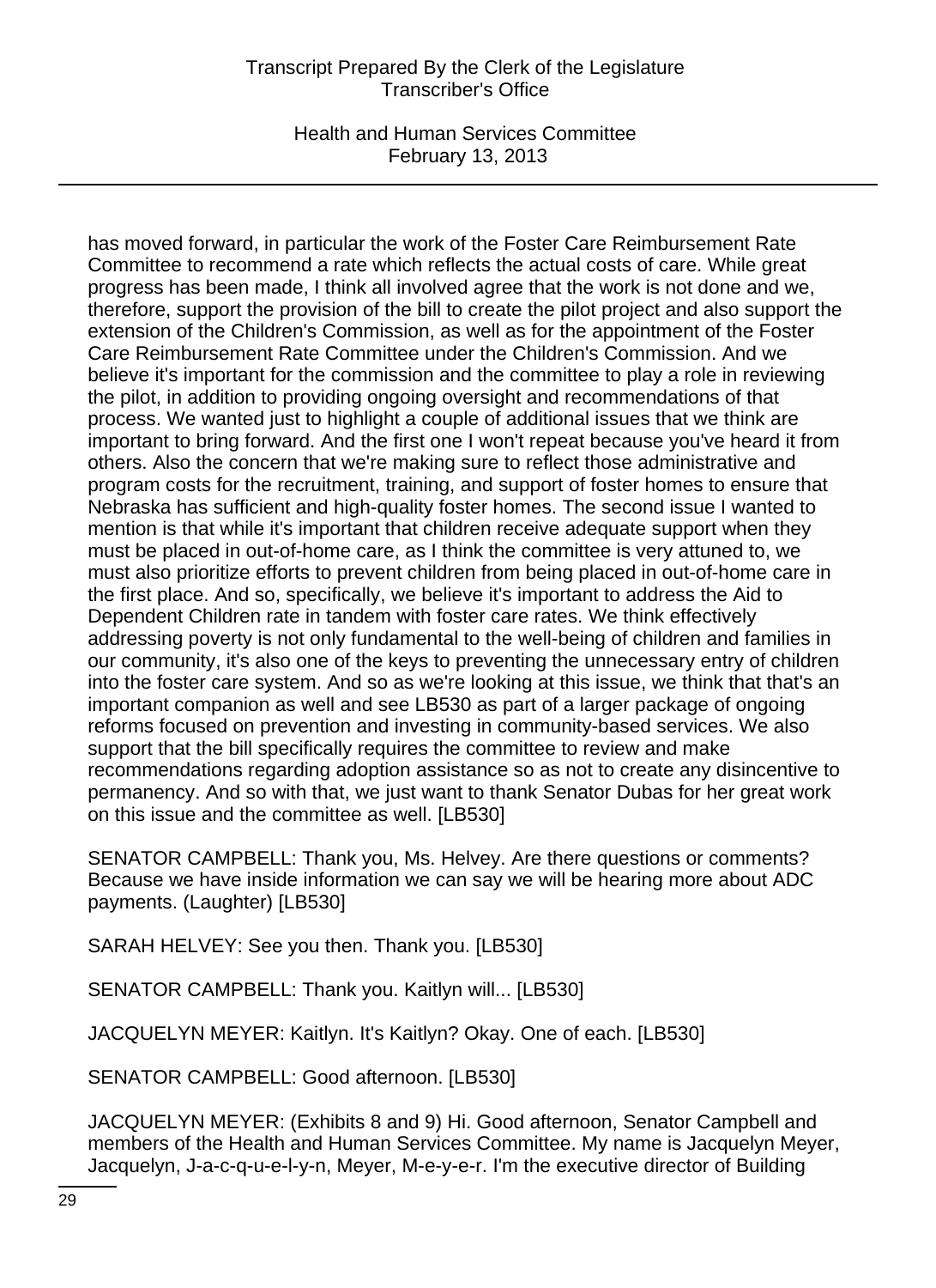has moved forward, in particular the work of the Foster Care Reimbursement Rate Committee to recommend a rate which reflects the actual costs of care. While great progress has been made, I think all involved agree that the work is not done and we, therefore, support the provision of the bill to create the pilot project and also support the extension of the Children's Commission, as well as for the appointment of the Foster Care Reimbursement Rate Committee under the Children's Commission. And we believe it's important for the commission and the committee to play a role in reviewing the pilot, in addition to providing ongoing oversight and recommendations of that process. We wanted just to highlight a couple of additional issues that we think are important to bring forward. And the first one I won't repeat because you've heard it from others. Also the concern that we're making sure to reflect those administrative and program costs for the recruitment, training, and support of foster homes to ensure that Nebraska has sufficient and high-quality foster homes. The second issue I wanted to mention is that while it's important that children receive adequate support when they must be placed in out-of-home care, as I think the committee is very attuned to, we must also prioritize efforts to prevent children from being placed in out-of-home care in the first place. And so, specifically, we believe it's important to address the Aid to Dependent Children rate in tandem with foster care rates. We think effectively addressing poverty is not only fundamental to the well-being of children and families in our community, it's also one of the keys to preventing the unnecessary entry of children into the foster care system. And so as we're looking at this issue, we think that that's an important companion as well and see LB530 as part of a larger package of ongoing reforms focused on prevention and investing in community-based services. We also support that the bill specifically requires the committee to review and make recommendations regarding adoption assistance so as not to create any disincentive to permanency. And so with that, we just want to thank Senator Dubas for her great work on this issue and the committee as well. [LB530]

SENATOR CAMPBELL: Thank you, Ms. Helvey. Are there questions or comments? Because we have inside information we can say we will be hearing more about ADC payments. (Laughter) [LB530]

SARAH HELVEY: See you then. Thank you. [LB530]

SENATOR CAMPBELL: Thank you. Kaitlyn will... [LB530]

JACQUELYN MEYER: Kaitlyn. It's Kaitlyn? Okay. One of each. [LB530]

SENATOR CAMPBELL: Good afternoon. [LB530]

JACQUELYN MEYER: (Exhibits 8 and 9) Hi. Good afternoon, Senator Campbell and members of the Health and Human Services Committee. My name is Jacquelyn Meyer, Jacquelyn, J-a-c-q-u-e-l-y-n, Meyer, M-e-y-e-r. I'm the executive director of Building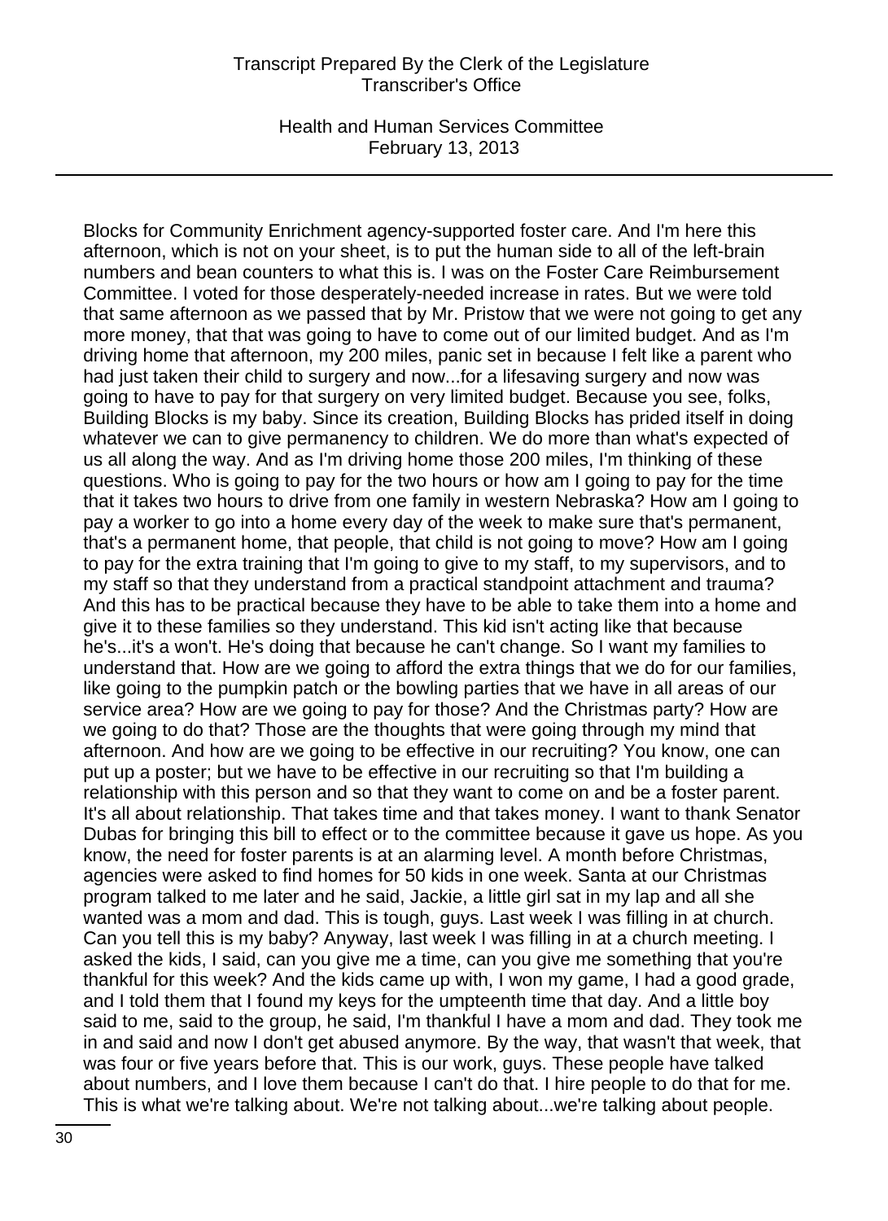Blocks for Community Enrichment agency-supported foster care. And I'm here this afternoon, which is not on your sheet, is to put the human side to all of the left-brain numbers and bean counters to what this is. I was on the Foster Care Reimbursement Committee. I voted for those desperately-needed increase in rates. But we were told that same afternoon as we passed that by Mr. Pristow that we were not going to get any more money, that that was going to have to come out of our limited budget. And as I'm driving home that afternoon, my 200 miles, panic set in because I felt like a parent who had just taken their child to surgery and now...for a lifesaving surgery and now was going to have to pay for that surgery on very limited budget. Because you see, folks, Building Blocks is my baby. Since its creation, Building Blocks has prided itself in doing whatever we can to give permanency to children. We do more than what's expected of us all along the way. And as I'm driving home those 200 miles, I'm thinking of these questions. Who is going to pay for the two hours or how am I going to pay for the time that it takes two hours to drive from one family in western Nebraska? How am I going to pay a worker to go into a home every day of the week to make sure that's permanent, that's a permanent home, that people, that child is not going to move? How am I going to pay for the extra training that I'm going to give to my staff, to my supervisors, and to my staff so that they understand from a practical standpoint attachment and trauma? And this has to be practical because they have to be able to take them into a home and give it to these families so they understand. This kid isn't acting like that because he's...it's a won't. He's doing that because he can't change. So I want my families to understand that. How are we going to afford the extra things that we do for our families, like going to the pumpkin patch or the bowling parties that we have in all areas of our service area? How are we going to pay for those? And the Christmas party? How are we going to do that? Those are the thoughts that were going through my mind that afternoon. And how are we going to be effective in our recruiting? You know, one can put up a poster; but we have to be effective in our recruiting so that I'm building a relationship with this person and so that they want to come on and be a foster parent. It's all about relationship. That takes time and that takes money. I want to thank Senator Dubas for bringing this bill to effect or to the committee because it gave us hope. As you know, the need for foster parents is at an alarming level. A month before Christmas, agencies were asked to find homes for 50 kids in one week. Santa at our Christmas program talked to me later and he said, Jackie, a little girl sat in my lap and all she wanted was a mom and dad. This is tough, guys. Last week I was filling in at church. Can you tell this is my baby? Anyway, last week I was filling in at a church meeting. I asked the kids, I said, can you give me a time, can you give me something that you're thankful for this week? And the kids came up with, I won my game, I had a good grade, and I told them that I found my keys for the umpteenth time that day. And a little boy said to me, said to the group, he said, I'm thankful I have a mom and dad. They took me in and said and now I don't get abused anymore. By the way, that wasn't that week, that was four or five years before that. This is our work, guys. These people have talked about numbers, and I love them because I can't do that. I hire people to do that for me. This is what we're talking about. We're not talking about...we're talking about people.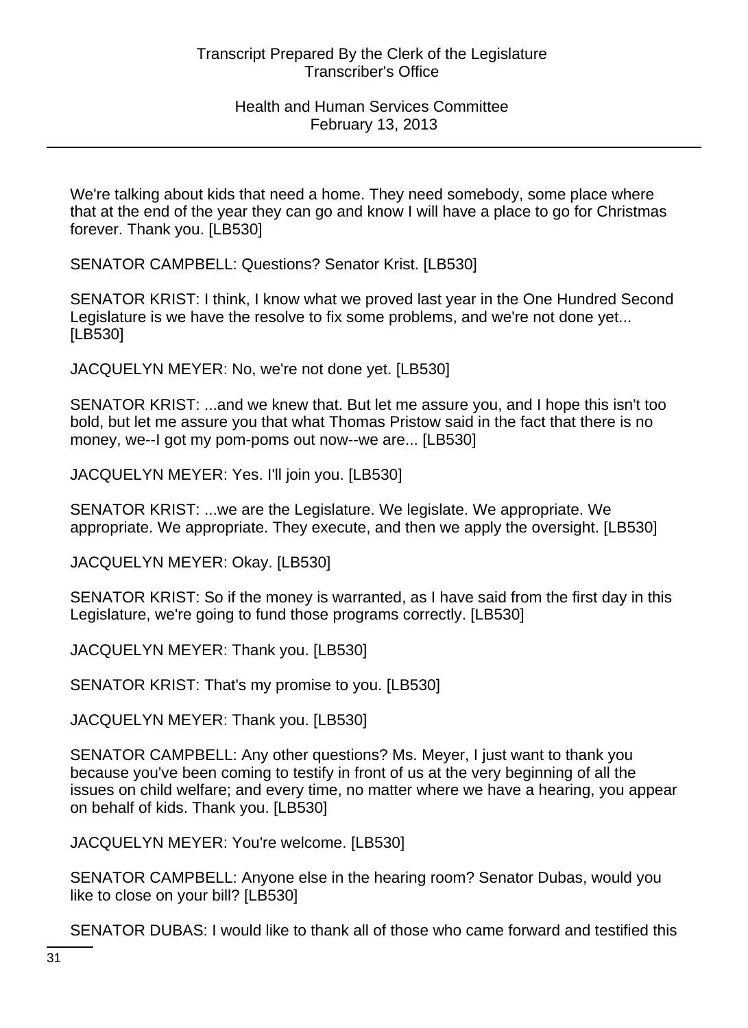We're talking about kids that need a home. They need somebody, some place where that at the end of the year they can go and know I will have a place to go for Christmas forever. Thank you. [LB530]

SENATOR CAMPBELL: Questions? Senator Krist. [LB530]

SENATOR KRIST: I think, I know what we proved last year in the One Hundred Second Legislature is we have the resolve to fix some problems, and we're not done yet... [LB530]

JACQUELYN MEYER: No, we're not done yet. [LB530]

SENATOR KRIST: ...and we knew that. But let me assure you, and I hope this isn't too bold, but let me assure you that what Thomas Pristow said in the fact that there is no money, we--I got my pom-poms out now--we are... [LB530]

JACQUELYN MEYER: Yes. I'll join you. [LB530]

SENATOR KRIST: ...we are the Legislature. We legislate. We appropriate. We appropriate. We appropriate. They execute, and then we apply the oversight. [LB530]

JACQUELYN MEYER: Okay. [LB530]

SENATOR KRIST: So if the money is warranted, as I have said from the first day in this Legislature, we're going to fund those programs correctly. [LB530]

JACQUELYN MEYER: Thank you. [LB530]

SENATOR KRIST: That's my promise to you. [LB530]

JACQUELYN MEYER: Thank you. [LB530]

SENATOR CAMPBELL: Any other questions? Ms. Meyer, I just want to thank you because you've been coming to testify in front of us at the very beginning of all the issues on child welfare; and every time, no matter where we have a hearing, you appear on behalf of kids. Thank you. [LB530]

JACQUELYN MEYER: You're welcome. [LB530]

SENATOR CAMPBELL: Anyone else in the hearing room? Senator Dubas, would you like to close on your bill? [LB530]

SENATOR DUBAS: I would like to thank all of those who came forward and testified this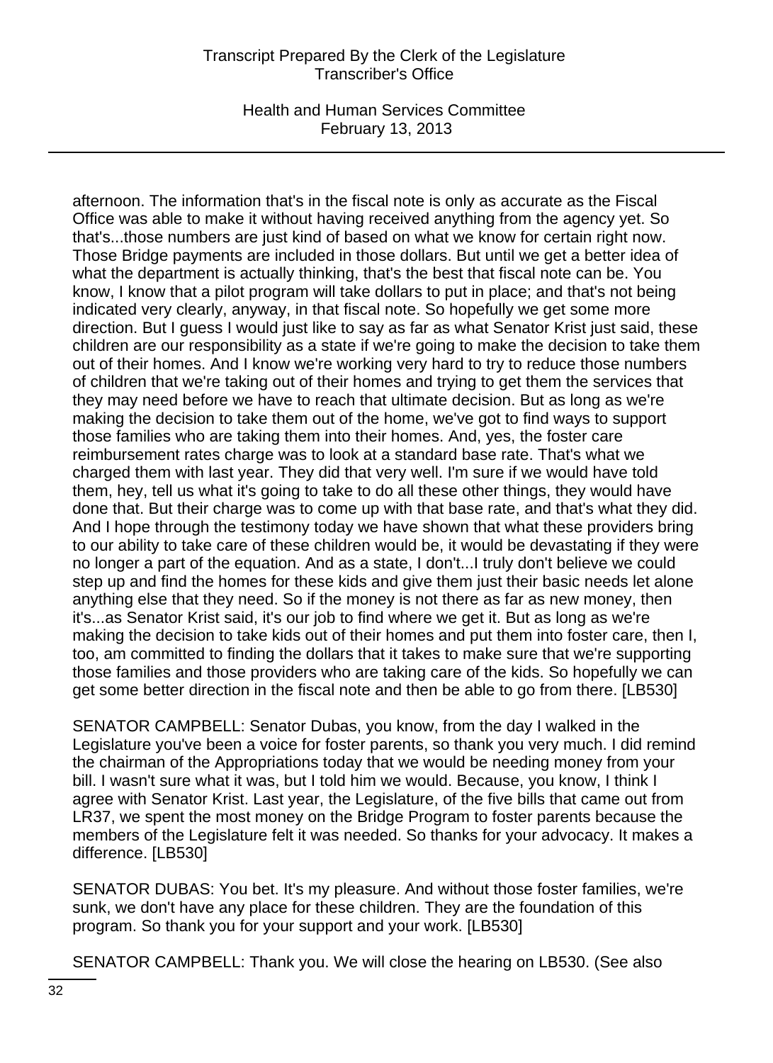afternoon. The information that's in the fiscal note is only as accurate as the Fiscal Office was able to make it without having received anything from the agency yet. So that's...those numbers are just kind of based on what we know for certain right now. Those Bridge payments are included in those dollars. But until we get a better idea of what the department is actually thinking, that's the best that fiscal note can be. You know, I know that a pilot program will take dollars to put in place; and that's not being indicated very clearly, anyway, in that fiscal note. So hopefully we get some more direction. But I guess I would just like to say as far as what Senator Krist just said, these children are our responsibility as a state if we're going to make the decision to take them out of their homes. And I know we're working very hard to try to reduce those numbers of children that we're taking out of their homes and trying to get them the services that they may need before we have to reach that ultimate decision. But as long as we're making the decision to take them out of the home, we've got to find ways to support those families who are taking them into their homes. And, yes, the foster care reimbursement rates charge was to look at a standard base rate. That's what we charged them with last year. They did that very well. I'm sure if we would have told them, hey, tell us what it's going to take to do all these other things, they would have done that. But their charge was to come up with that base rate, and that's what they did. And I hope through the testimony today we have shown that what these providers bring to our ability to take care of these children would be, it would be devastating if they were no longer a part of the equation. And as a state, I don't...I truly don't believe we could step up and find the homes for these kids and give them just their basic needs let alone anything else that they need. So if the money is not there as far as new money, then it's...as Senator Krist said, it's our job to find where we get it. But as long as we're making the decision to take kids out of their homes and put them into foster care, then I, too, am committed to finding the dollars that it takes to make sure that we're supporting those families and those providers who are taking care of the kids. So hopefully we can get some better direction in the fiscal note and then be able to go from there. [LB530]

SENATOR CAMPBELL: Senator Dubas, you know, from the day I walked in the Legislature you've been a voice for foster parents, so thank you very much. I did remind the chairman of the Appropriations today that we would be needing money from your bill. I wasn't sure what it was, but I told him we would. Because, you know, I think I agree with Senator Krist. Last year, the Legislature, of the five bills that came out from LR37, we spent the most money on the Bridge Program to foster parents because the members of the Legislature felt it was needed. So thanks for your advocacy. It makes a difference. [LB530]

SENATOR DUBAS: You bet. It's my pleasure. And without those foster families, we're sunk, we don't have any place for these children. They are the foundation of this program. So thank you for your support and your work. [LB530]

SENATOR CAMPBELL: Thank you. We will close the hearing on LB530. (See also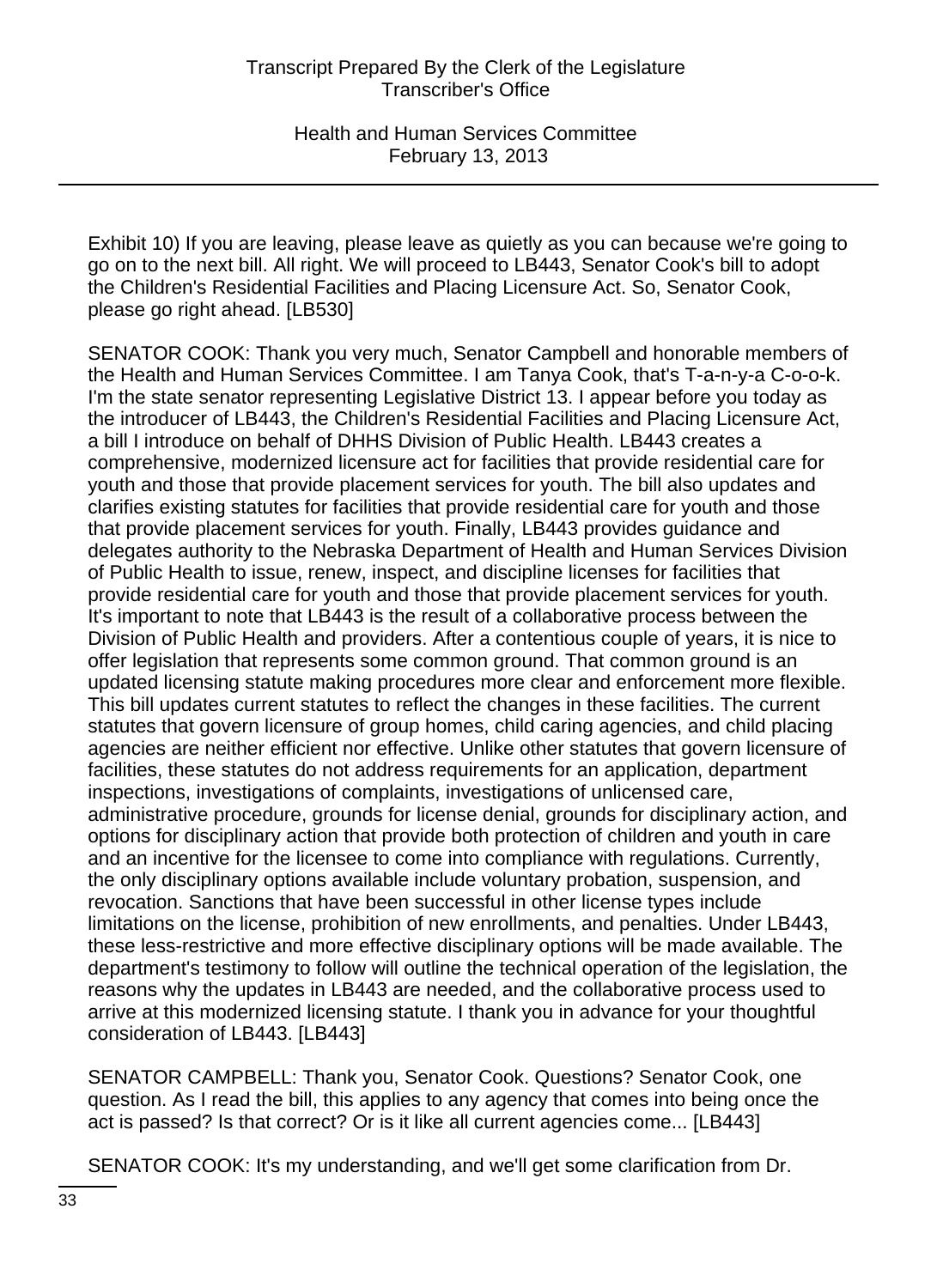Exhibit 10) If you are leaving, please leave as quietly as you can because we're going to go on to the next bill. All right. We will proceed to LB443, Senator Cook's bill to adopt the Children's Residential Facilities and Placing Licensure Act. So, Senator Cook, please go right ahead. [LB530]

SENATOR COOK: Thank you very much, Senator Campbell and honorable members of the Health and Human Services Committee. I am Tanya Cook, that's T-a-n-y-a C-o-o-k. I'm the state senator representing Legislative District 13. I appear before you today as the introducer of LB443, the Children's Residential Facilities and Placing Licensure Act, a bill I introduce on behalf of DHHS Division of Public Health. LB443 creates a comprehensive, modernized licensure act for facilities that provide residential care for youth and those that provide placement services for youth. The bill also updates and clarifies existing statutes for facilities that provide residential care for youth and those that provide placement services for youth. Finally, LB443 provides guidance and delegates authority to the Nebraska Department of Health and Human Services Division of Public Health to issue, renew, inspect, and discipline licenses for facilities that provide residential care for youth and those that provide placement services for youth. It's important to note that LB443 is the result of a collaborative process between the Division of Public Health and providers. After a contentious couple of years, it is nice to offer legislation that represents some common ground. That common ground is an updated licensing statute making procedures more clear and enforcement more flexible. This bill updates current statutes to reflect the changes in these facilities. The current statutes that govern licensure of group homes, child caring agencies, and child placing agencies are neither efficient nor effective. Unlike other statutes that govern licensure of facilities, these statutes do not address requirements for an application, department inspections, investigations of complaints, investigations of unlicensed care, administrative procedure, grounds for license denial, grounds for disciplinary action, and options for disciplinary action that provide both protection of children and youth in care and an incentive for the licensee to come into compliance with regulations. Currently, the only disciplinary options available include voluntary probation, suspension, and revocation. Sanctions that have been successful in other license types include limitations on the license, prohibition of new enrollments, and penalties. Under LB443, these less-restrictive and more effective disciplinary options will be made available. The department's testimony to follow will outline the technical operation of the legislation, the reasons why the updates in LB443 are needed, and the collaborative process used to arrive at this modernized licensing statute. I thank you in advance for your thoughtful consideration of LB443. [LB443]

SENATOR CAMPBELL: Thank you, Senator Cook. Questions? Senator Cook, one question. As I read the bill, this applies to any agency that comes into being once the act is passed? Is that correct? Or is it like all current agencies come... [LB443]

SENATOR COOK: It's my understanding, and we'll get some clarification from Dr.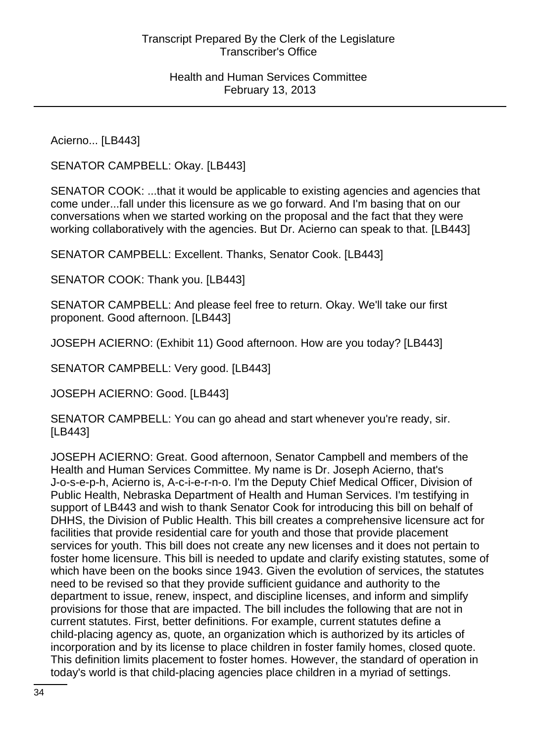Acierno... [LB443]

SENATOR CAMPBELL: Okay. [LB443]

SENATOR COOK: ...that it would be applicable to existing agencies and agencies that come under...fall under this licensure as we go forward. And I'm basing that on our conversations when we started working on the proposal and the fact that they were working collaboratively with the agencies. But Dr. Acierno can speak to that. [LB443]

SENATOR CAMPBELL: Excellent. Thanks, Senator Cook. [LB443]

SENATOR COOK: Thank you. [LB443]

SENATOR CAMPBELL: And please feel free to return. Okay. We'll take our first proponent. Good afternoon. [LB443]

JOSEPH ACIERNO: (Exhibit 11) Good afternoon. How are you today? [LB443]

SENATOR CAMPBELL: Very good. [LB443]

JOSEPH ACIERNO: Good. [LB443]

SENATOR CAMPBELL: You can go ahead and start whenever you're ready, sir. [LB443]

JOSEPH ACIERNO: Great. Good afternoon, Senator Campbell and members of the Health and Human Services Committee. My name is Dr. Joseph Acierno, that's J-o-s-e-p-h, Acierno is, A-c-i-e-r-n-o. I'm the Deputy Chief Medical Officer, Division of Public Health, Nebraska Department of Health and Human Services. I'm testifying in support of LB443 and wish to thank Senator Cook for introducing this bill on behalf of DHHS, the Division of Public Health. This bill creates a comprehensive licensure act for facilities that provide residential care for youth and those that provide placement services for youth. This bill does not create any new licenses and it does not pertain to foster home licensure. This bill is needed to update and clarify existing statutes, some of which have been on the books since 1943. Given the evolution of services, the statutes need to be revised so that they provide sufficient guidance and authority to the department to issue, renew, inspect, and discipline licenses, and inform and simplify provisions for those that are impacted. The bill includes the following that are not in current statutes. First, better definitions. For example, current statutes define a child-placing agency as, quote, an organization which is authorized by its articles of incorporation and by its license to place children in foster family homes, closed quote. This definition limits placement to foster homes. However, the standard of operation in today's world is that child-placing agencies place children in a myriad of settings.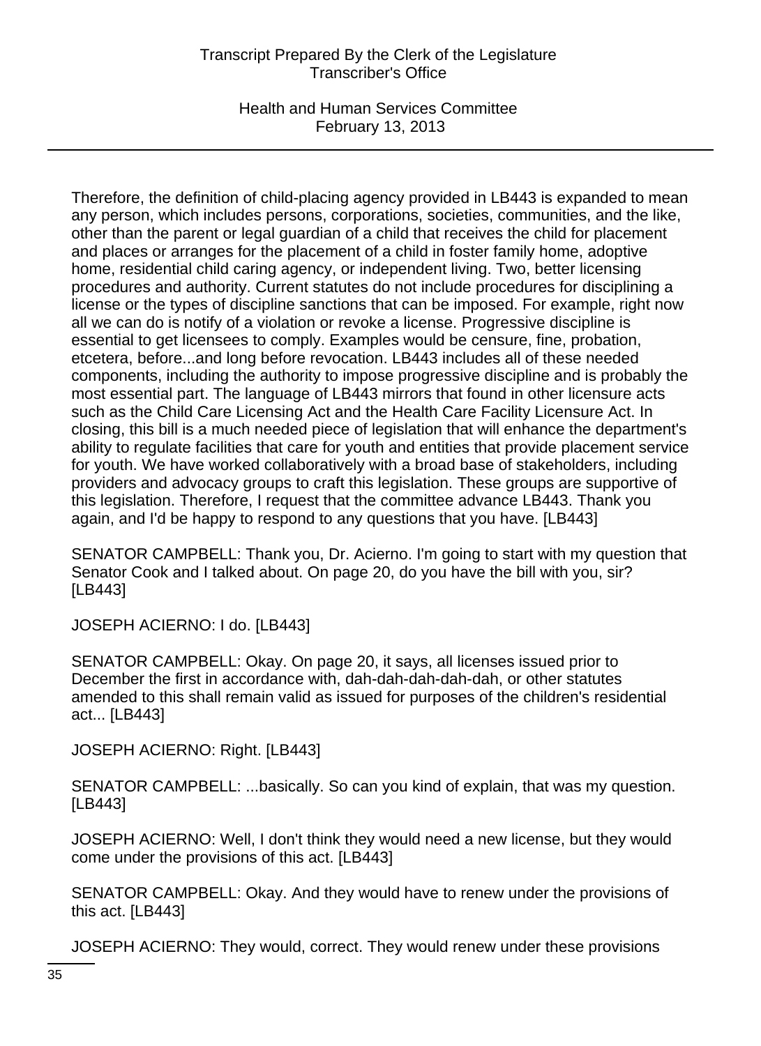Therefore, the definition of child-placing agency provided in LB443 is expanded to mean any person, which includes persons, corporations, societies, communities, and the like, other than the parent or legal guardian of a child that receives the child for placement and places or arranges for the placement of a child in foster family home, adoptive home, residential child caring agency, or independent living. Two, better licensing procedures and authority. Current statutes do not include procedures for disciplining a license or the types of discipline sanctions that can be imposed. For example, right now all we can do is notify of a violation or revoke a license. Progressive discipline is essential to get licensees to comply. Examples would be censure, fine, probation, etcetera, before...and long before revocation. LB443 includes all of these needed components, including the authority to impose progressive discipline and is probably the most essential part. The language of LB443 mirrors that found in other licensure acts such as the Child Care Licensing Act and the Health Care Facility Licensure Act. In closing, this bill is a much needed piece of legislation that will enhance the department's ability to regulate facilities that care for youth and entities that provide placement service for youth. We have worked collaboratively with a broad base of stakeholders, including providers and advocacy groups to craft this legislation. These groups are supportive of this legislation. Therefore, I request that the committee advance LB443. Thank you again, and I'd be happy to respond to any questions that you have. [LB443]

SENATOR CAMPBELL: Thank you, Dr. Acierno. I'm going to start with my question that Senator Cook and I talked about. On page 20, do you have the bill with you, sir? [LB443]

JOSEPH ACIERNO: I do. [LB443]

SENATOR CAMPBELL: Okay. On page 20, it says, all licenses issued prior to December the first in accordance with, dah-dah-dah-dah-dah, or other statutes amended to this shall remain valid as issued for purposes of the children's residential act... [LB443]

JOSEPH ACIERNO: Right. [LB443]

SENATOR CAMPBELL: ...basically. So can you kind of explain, that was my question. [LB443]

JOSEPH ACIERNO: Well, I don't think they would need a new license, but they would come under the provisions of this act. [LB443]

SENATOR CAMPBELL: Okay. And they would have to renew under the provisions of this act. [LB443]

JOSEPH ACIERNO: They would, correct. They would renew under these provisions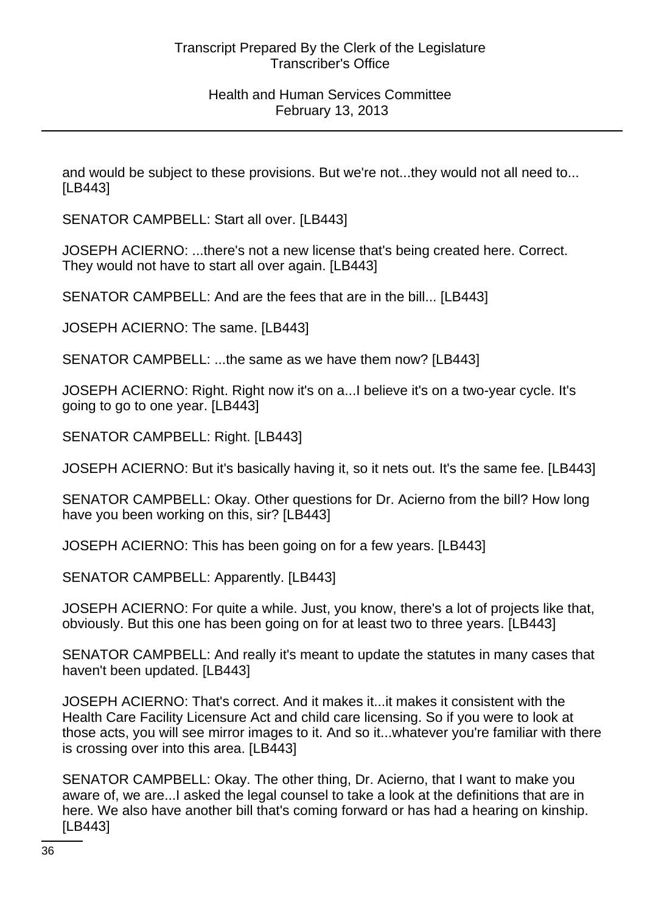and would be subject to these provisions. But we're not...they would not all need to... [LB443]

SENATOR CAMPBELL: Start all over. [LB443]

JOSEPH ACIERNO: ...there's not a new license that's being created here. Correct. They would not have to start all over again. [LB443]

SENATOR CAMPBELL: And are the fees that are in the bill... [LB443]

JOSEPH ACIERNO: The same. [LB443]

SENATOR CAMPBELL: ...the same as we have them now? [LB443]

JOSEPH ACIERNO: Right. Right now it's on a...I believe it's on a two-year cycle. It's going to go to one year. [LB443]

SENATOR CAMPBELL: Right. [LB443]

JOSEPH ACIERNO: But it's basically having it, so it nets out. It's the same fee. [LB443]

SENATOR CAMPBELL: Okay. Other questions for Dr. Acierno from the bill? How long have you been working on this, sir? [LB443]

JOSEPH ACIERNO: This has been going on for a few years. [LB443]

SENATOR CAMPBELL: Apparently. [LB443]

JOSEPH ACIERNO: For quite a while. Just, you know, there's a lot of projects like that, obviously. But this one has been going on for at least two to three years. [LB443]

SENATOR CAMPBELL: And really it's meant to update the statutes in many cases that haven't been updated. [LB443]

JOSEPH ACIERNO: That's correct. And it makes it...it makes it consistent with the Health Care Facility Licensure Act and child care licensing. So if you were to look at those acts, you will see mirror images to it. And so it...whatever you're familiar with there is crossing over into this area. [LB443]

SENATOR CAMPBELL: Okay. The other thing, Dr. Acierno, that I want to make you aware of, we are...I asked the legal counsel to take a look at the definitions that are in here. We also have another bill that's coming forward or has had a hearing on kinship. [LB443]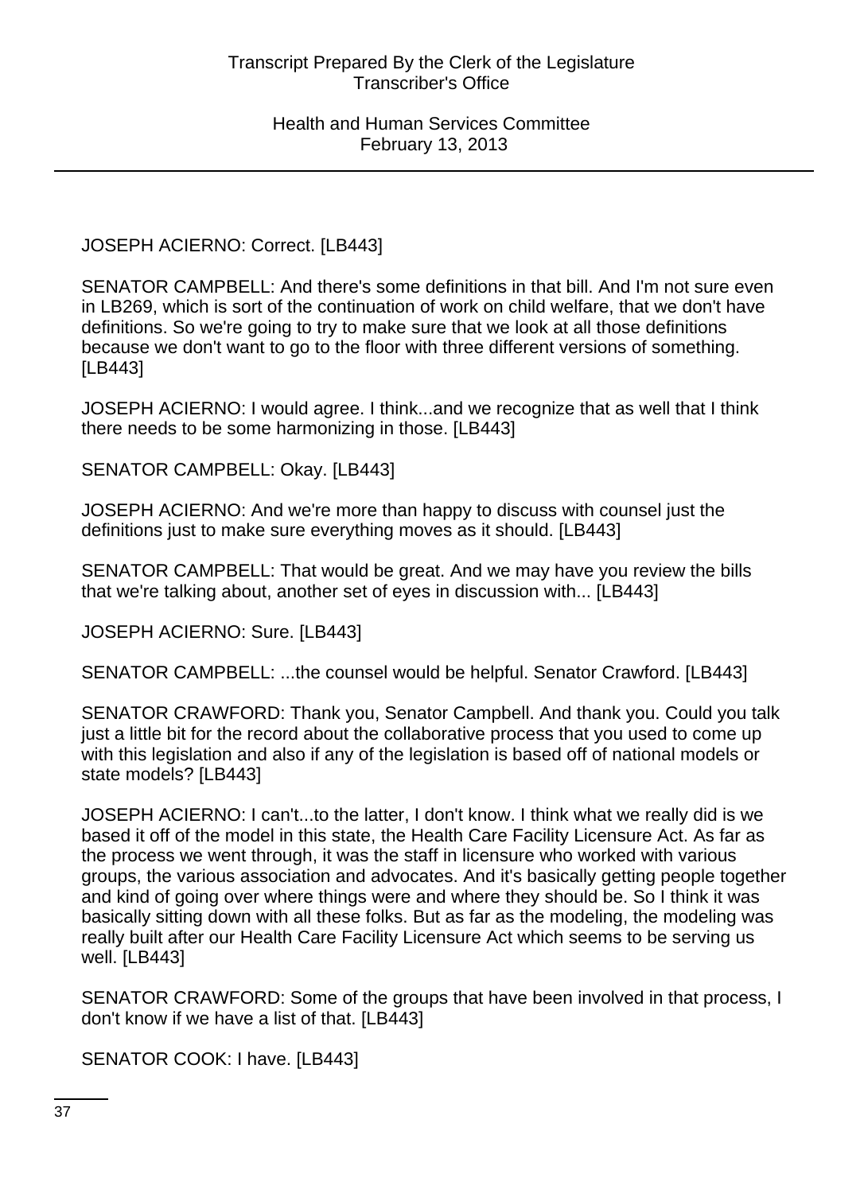JOSEPH ACIERNO: Correct. [LB443]

SENATOR CAMPBELL: And there's some definitions in that bill. And I'm not sure even in LB269, which is sort of the continuation of work on child welfare, that we don't have definitions. So we're going to try to make sure that we look at all those definitions because we don't want to go to the floor with three different versions of something. [LB443]

JOSEPH ACIERNO: I would agree. I think...and we recognize that as well that I think there needs to be some harmonizing in those. [LB443]

SENATOR CAMPBELL: Okay. [LB443]

JOSEPH ACIERNO: And we're more than happy to discuss with counsel just the definitions just to make sure everything moves as it should. [LB443]

SENATOR CAMPBELL: That would be great. And we may have you review the bills that we're talking about, another set of eyes in discussion with... [LB443]

JOSEPH ACIERNO: Sure. [LB443]

SENATOR CAMPBELL: ...the counsel would be helpful. Senator Crawford. [LB443]

SENATOR CRAWFORD: Thank you, Senator Campbell. And thank you. Could you talk just a little bit for the record about the collaborative process that you used to come up with this legislation and also if any of the legislation is based off of national models or state models? [LB443]

JOSEPH ACIERNO: I can't...to the latter, I don't know. I think what we really did is we based it off of the model in this state, the Health Care Facility Licensure Act. As far as the process we went through, it was the staff in licensure who worked with various groups, the various association and advocates. And it's basically getting people together and kind of going over where things were and where they should be. So I think it was basically sitting down with all these folks. But as far as the modeling, the modeling was really built after our Health Care Facility Licensure Act which seems to be serving us well. [LB443]

SENATOR CRAWFORD: Some of the groups that have been involved in that process, I don't know if we have a list of that. [LB443]

SENATOR COOK: I have. [LB443]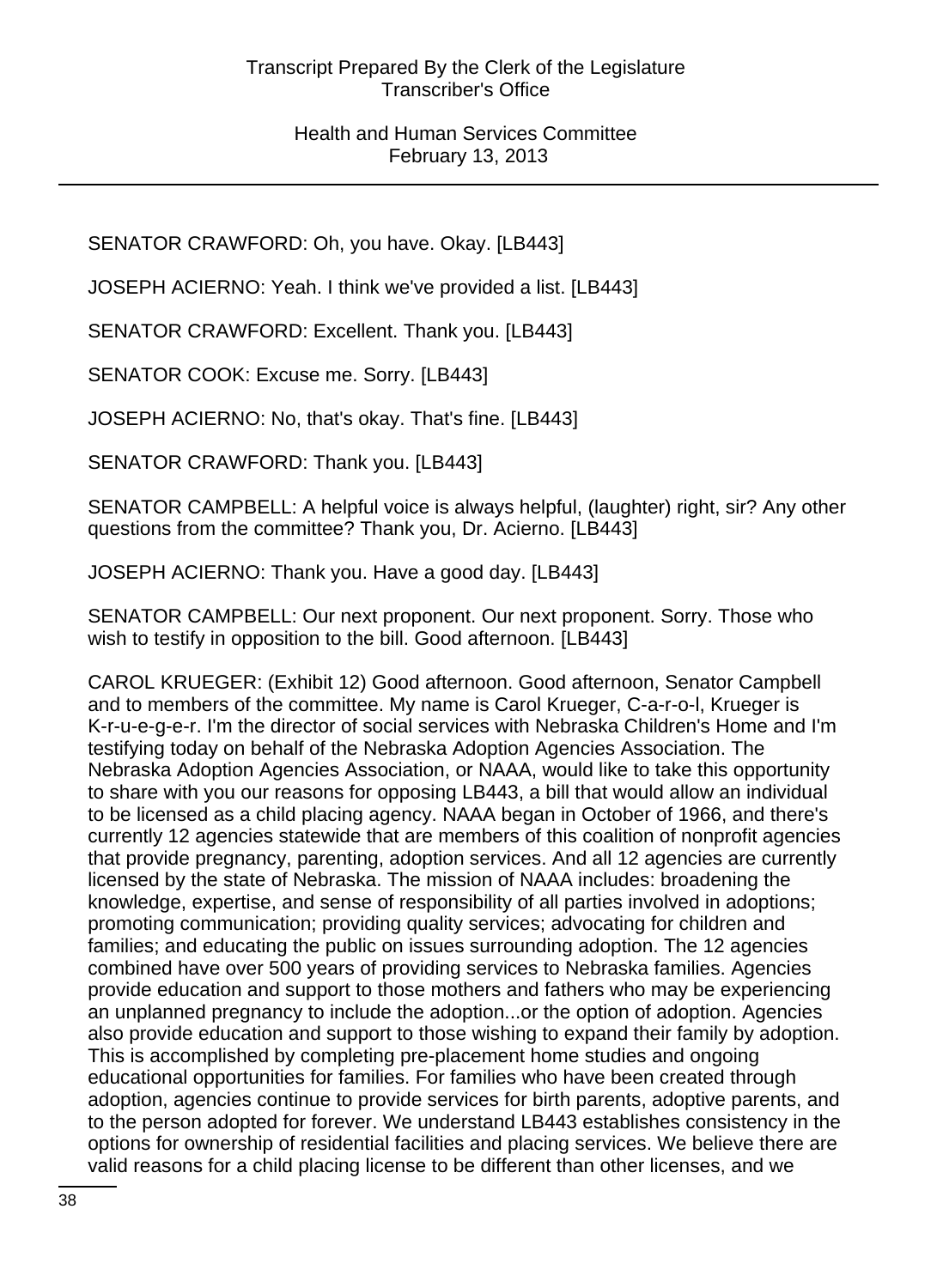SENATOR CRAWFORD: Oh, you have. Okay. [LB443]

JOSEPH ACIERNO: Yeah. I think we've provided a list. [LB443]

SENATOR CRAWFORD: Excellent. Thank you. [LB443]

SENATOR COOK: Excuse me. Sorry. [LB443]

JOSEPH ACIERNO: No, that's okay. That's fine. [LB443]

SENATOR CRAWFORD: Thank you. [LB443]

SENATOR CAMPBELL: A helpful voice is always helpful, (laughter) right, sir? Any other questions from the committee? Thank you, Dr. Acierno. [LB443]

JOSEPH ACIERNO: Thank you. Have a good day. [LB443]

SENATOR CAMPBELL: Our next proponent. Our next proponent. Sorry. Those who wish to testify in opposition to the bill. Good afternoon. [LB443]

CAROL KRUEGER: (Exhibit 12) Good afternoon. Good afternoon, Senator Campbell and to members of the committee. My name is Carol Krueger, C-a-r-o-l, Krueger is K-r-u-e-g-e-r. I'm the director of social services with Nebraska Children's Home and I'm testifying today on behalf of the Nebraska Adoption Agencies Association. The Nebraska Adoption Agencies Association, or NAAA, would like to take this opportunity to share with you our reasons for opposing LB443, a bill that would allow an individual to be licensed as a child placing agency. NAAA began in October of 1966, and there's currently 12 agencies statewide that are members of this coalition of nonprofit agencies that provide pregnancy, parenting, adoption services. And all 12 agencies are currently licensed by the state of Nebraska. The mission of NAAA includes: broadening the knowledge, expertise, and sense of responsibility of all parties involved in adoptions; promoting communication; providing quality services; advocating for children and families; and educating the public on issues surrounding adoption. The 12 agencies combined have over 500 years of providing services to Nebraska families. Agencies provide education and support to those mothers and fathers who may be experiencing an unplanned pregnancy to include the adoption...or the option of adoption. Agencies also provide education and support to those wishing to expand their family by adoption. This is accomplished by completing pre-placement home studies and ongoing educational opportunities for families. For families who have been created through adoption, agencies continue to provide services for birth parents, adoptive parents, and to the person adopted for forever. We understand LB443 establishes consistency in the options for ownership of residential facilities and placing services. We believe there are valid reasons for a child placing license to be different than other licenses, and we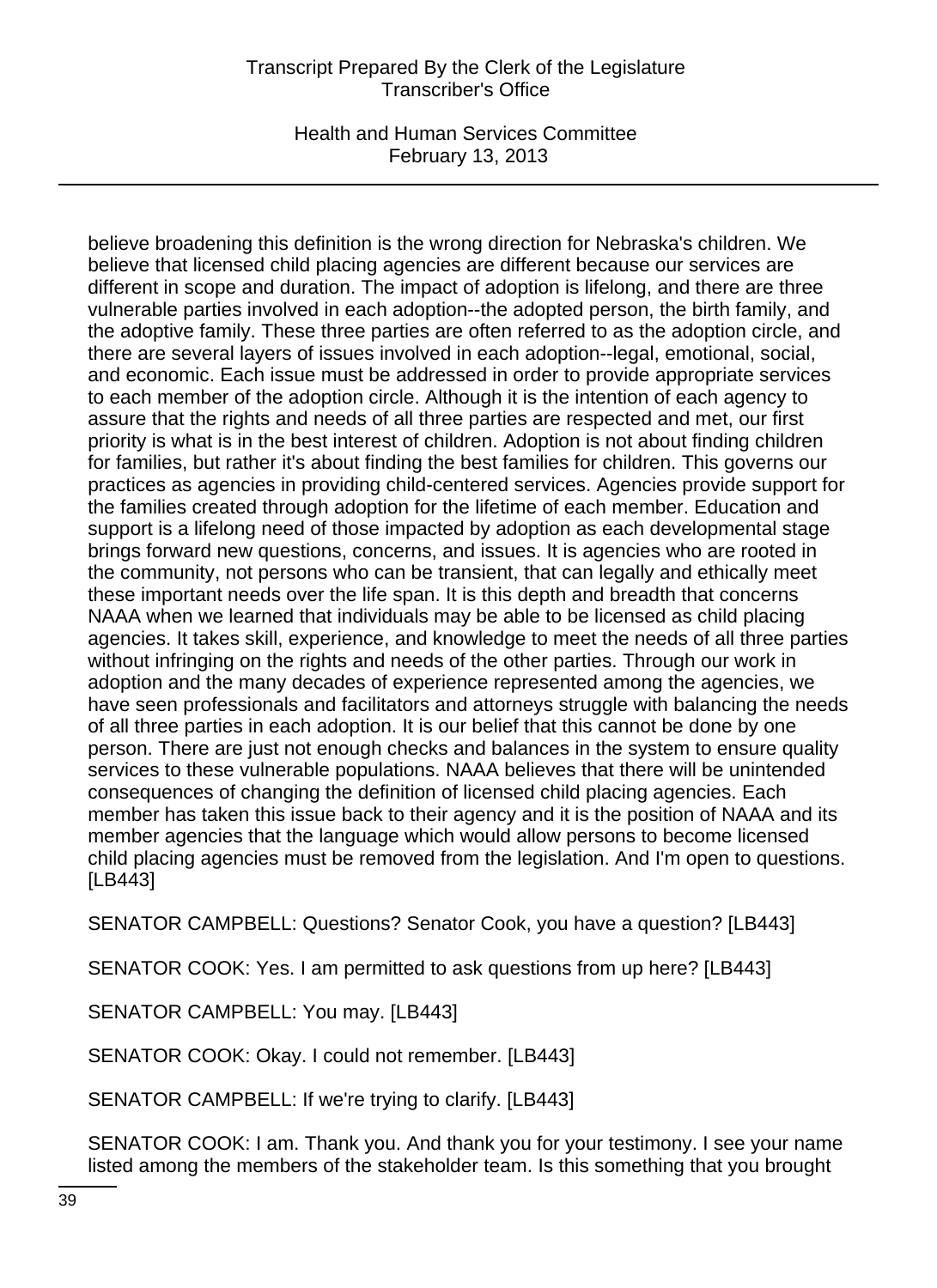believe broadening this definition is the wrong direction for Nebraska's children. We believe that licensed child placing agencies are different because our services are different in scope and duration. The impact of adoption is lifelong, and there are three vulnerable parties involved in each adoption--the adopted person, the birth family, and the adoptive family. These three parties are often referred to as the adoption circle, and there are several layers of issues involved in each adoption--legal, emotional, social, and economic. Each issue must be addressed in order to provide appropriate services to each member of the adoption circle. Although it is the intention of each agency to assure that the rights and needs of all three parties are respected and met, our first priority is what is in the best interest of children. Adoption is not about finding children for families, but rather it's about finding the best families for children. This governs our practices as agencies in providing child-centered services. Agencies provide support for the families created through adoption for the lifetime of each member. Education and support is a lifelong need of those impacted by adoption as each developmental stage brings forward new questions, concerns, and issues. It is agencies who are rooted in the community, not persons who can be transient, that can legally and ethically meet these important needs over the life span. It is this depth and breadth that concerns NAAA when we learned that individuals may be able to be licensed as child placing agencies. It takes skill, experience, and knowledge to meet the needs of all three parties without infringing on the rights and needs of the other parties. Through our work in adoption and the many decades of experience represented among the agencies, we have seen professionals and facilitators and attorneys struggle with balancing the needs of all three parties in each adoption. It is our belief that this cannot be done by one person. There are just not enough checks and balances in the system to ensure quality services to these vulnerable populations. NAAA believes that there will be unintended consequences of changing the definition of licensed child placing agencies. Each member has taken this issue back to their agency and it is the position of NAAA and its member agencies that the language which would allow persons to become licensed child placing agencies must be removed from the legislation. And I'm open to questions. [LB443]

SENATOR CAMPBELL: Questions? Senator Cook, you have a question? [LB443]

SENATOR COOK: Yes. I am permitted to ask questions from up here? [LB443]

SENATOR CAMPBELL: You may. [LB443]

SENATOR COOK: Okay. I could not remember. [LB443]

SENATOR CAMPBELL: If we're trying to clarify. [LB443]

SENATOR COOK: I am. Thank you. And thank you for your testimony. I see your name listed among the members of the stakeholder team. Is this something that you brought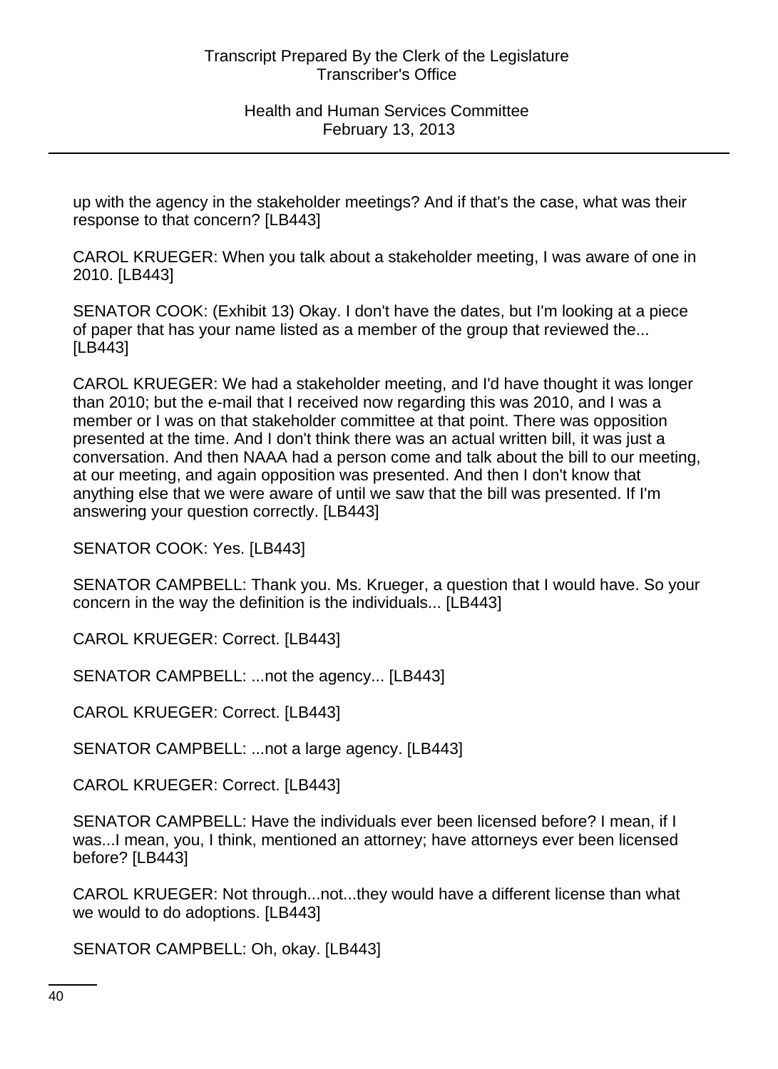up with the agency in the stakeholder meetings? And if that's the case, what was their response to that concern? [LB443]

CAROL KRUEGER: When you talk about a stakeholder meeting, I was aware of one in 2010. [LB443]

SENATOR COOK: (Exhibit 13) Okay. I don't have the dates, but I'm looking at a piece of paper that has your name listed as a member of the group that reviewed the... [LB443]

CAROL KRUEGER: We had a stakeholder meeting, and I'd have thought it was longer than 2010; but the e-mail that I received now regarding this was 2010, and I was a member or I was on that stakeholder committee at that point. There was opposition presented at the time. And I don't think there was an actual written bill, it was just a conversation. And then NAAA had a person come and talk about the bill to our meeting, at our meeting, and again opposition was presented. And then I don't know that anything else that we were aware of until we saw that the bill was presented. If I'm answering your question correctly. [LB443]

SENATOR COOK: Yes. [LB443]

SENATOR CAMPBELL: Thank you. Ms. Krueger, a question that I would have. So your concern in the way the definition is the individuals... [LB443]

CAROL KRUEGER: Correct. [LB443]

SENATOR CAMPBELL: ...not the agency... [LB443]

CAROL KRUEGER: Correct. [LB443]

SENATOR CAMPBELL: ...not a large agency. [LB443]

CAROL KRUEGER: Correct. [LB443]

SENATOR CAMPBELL: Have the individuals ever been licensed before? I mean, if I was...I mean, you, I think, mentioned an attorney; have attorneys ever been licensed before? [LB443]

CAROL KRUEGER: Not through...not...they would have a different license than what we would to do adoptions. [LB443]

SENATOR CAMPBELL: Oh, okay. [LB443]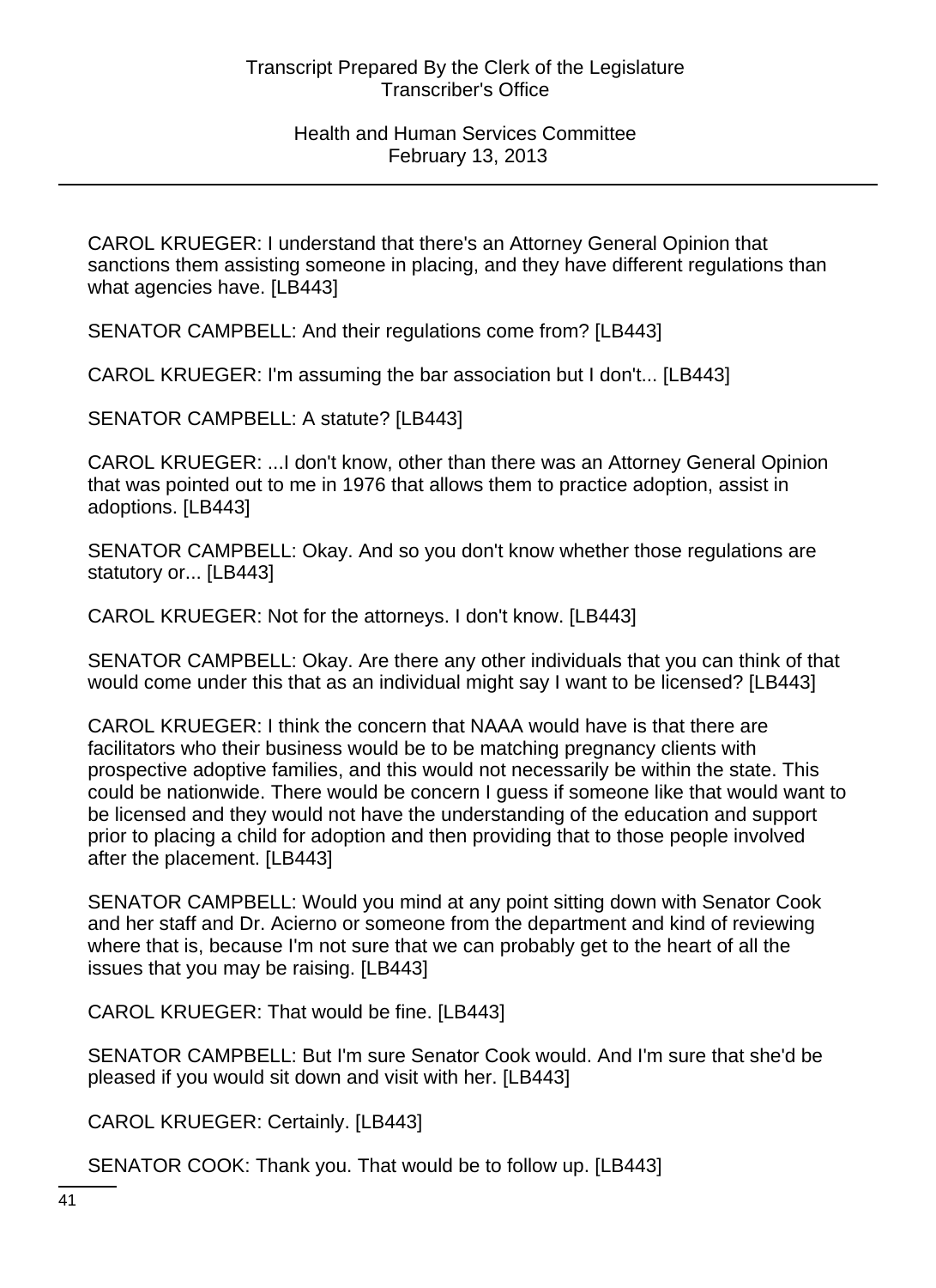CAROL KRUEGER: I understand that there's an Attorney General Opinion that sanctions them assisting someone in placing, and they have different regulations than what agencies have. [LB443]

SENATOR CAMPBELL: And their regulations come from? [LB443]

CAROL KRUEGER: I'm assuming the bar association but I don't... [LB443]

SENATOR CAMPBELL: A statute? [LB443]

CAROL KRUEGER: ...I don't know, other than there was an Attorney General Opinion that was pointed out to me in 1976 that allows them to practice adoption, assist in adoptions. [LB443]

SENATOR CAMPBELL: Okay. And so you don't know whether those regulations are statutory or... [LB443]

CAROL KRUEGER: Not for the attorneys. I don't know. [LB443]

SENATOR CAMPBELL: Okay. Are there any other individuals that you can think of that would come under this that as an individual might say I want to be licensed? [LB443]

CAROL KRUEGER: I think the concern that NAAA would have is that there are facilitators who their business would be to be matching pregnancy clients with prospective adoptive families, and this would not necessarily be within the state. This could be nationwide. There would be concern I guess if someone like that would want to be licensed and they would not have the understanding of the education and support prior to placing a child for adoption and then providing that to those people involved after the placement. [LB443]

SENATOR CAMPBELL: Would you mind at any point sitting down with Senator Cook and her staff and Dr. Acierno or someone from the department and kind of reviewing where that is, because I'm not sure that we can probably get to the heart of all the issues that you may be raising. [LB443]

CAROL KRUEGER: That would be fine. [LB443]

SENATOR CAMPBELL: But I'm sure Senator Cook would. And I'm sure that she'd be pleased if you would sit down and visit with her. [LB443]

CAROL KRUEGER: Certainly. [LB443]

SENATOR COOK: Thank you. That would be to follow up. [LB443]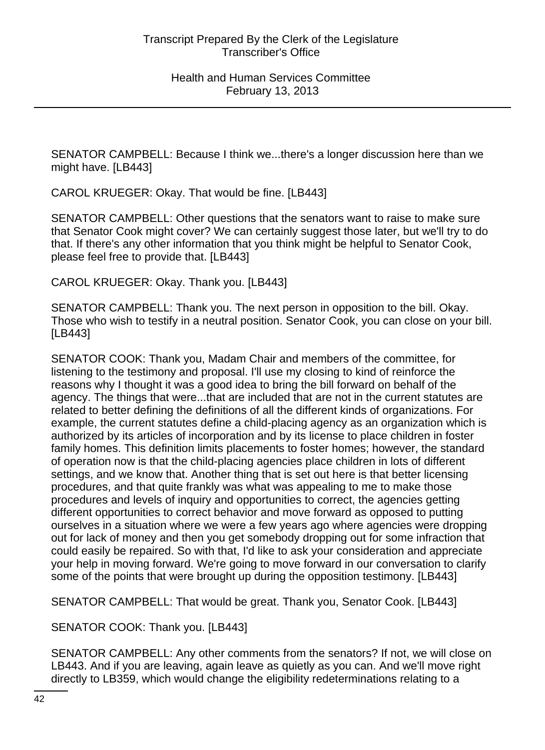SENATOR CAMPBELL: Because I think we...there's a longer discussion here than we might have. [LB443]

CAROL KRUEGER: Okay. That would be fine. [LB443]

SENATOR CAMPBELL: Other questions that the senators want to raise to make sure that Senator Cook might cover? We can certainly suggest those later, but we'll try to do that. If there's any other information that you think might be helpful to Senator Cook, please feel free to provide that. [LB443]

CAROL KRUEGER: Okay. Thank you. [LB443]

SENATOR CAMPBELL: Thank you. The next person in opposition to the bill. Okay. Those who wish to testify in a neutral position. Senator Cook, you can close on your bill. [LB443]

SENATOR COOK: Thank you, Madam Chair and members of the committee, for listening to the testimony and proposal. I'll use my closing to kind of reinforce the reasons why I thought it was a good idea to bring the bill forward on behalf of the agency. The things that were...that are included that are not in the current statutes are related to better defining the definitions of all the different kinds of organizations. For example, the current statutes define a child-placing agency as an organization which is authorized by its articles of incorporation and by its license to place children in foster family homes. This definition limits placements to foster homes; however, the standard of operation now is that the child-placing agencies place children in lots of different settings, and we know that. Another thing that is set out here is that better licensing procedures, and that quite frankly was what was appealing to me to make those procedures and levels of inquiry and opportunities to correct, the agencies getting different opportunities to correct behavior and move forward as opposed to putting ourselves in a situation where we were a few years ago where agencies were dropping out for lack of money and then you get somebody dropping out for some infraction that could easily be repaired. So with that, I'd like to ask your consideration and appreciate your help in moving forward. We're going to move forward in our conversation to clarify some of the points that were brought up during the opposition testimony. [LB443]

SENATOR CAMPBELL: That would be great. Thank you, Senator Cook. [LB443]

SENATOR COOK: Thank you. [LB443]

SENATOR CAMPBELL: Any other comments from the senators? If not, we will close on LB443. And if you are leaving, again leave as quietly as you can. And we'll move right directly to LB359, which would change the eligibility redeterminations relating to a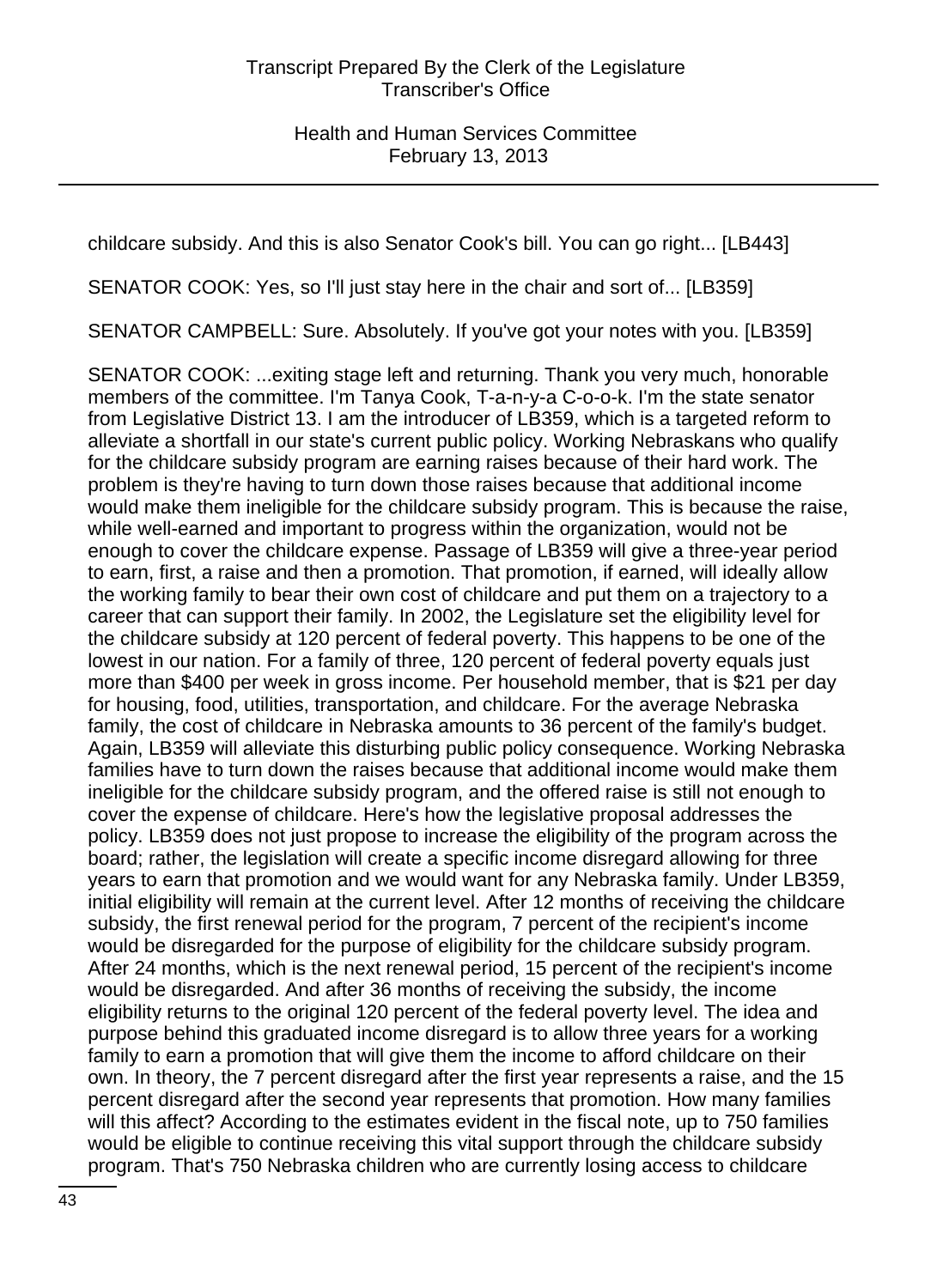childcare subsidy. And this is also Senator Cook's bill. You can go right... [LB443]

SENATOR COOK: Yes, so I'll just stay here in the chair and sort of... [LB359]

SENATOR CAMPBELL: Sure. Absolutely. If you've got your notes with you. [LB359]

SENATOR COOK: ...exiting stage left and returning. Thank you very much, honorable members of the committee. I'm Tanya Cook, T-a-n-y-a C-o-o-k. I'm the state senator from Legislative District 13. I am the introducer of LB359, which is a targeted reform to alleviate a shortfall in our state's current public policy. Working Nebraskans who qualify for the childcare subsidy program are earning raises because of their hard work. The problem is they're having to turn down those raises because that additional income would make them ineligible for the childcare subsidy program. This is because the raise, while well-earned and important to progress within the organization, would not be enough to cover the childcare expense. Passage of LB359 will give a three-year period to earn, first, a raise and then a promotion. That promotion, if earned, will ideally allow the working family to bear their own cost of childcare and put them on a trajectory to a career that can support their family. In 2002, the Legislature set the eligibility level for the childcare subsidy at 120 percent of federal poverty. This happens to be one of the lowest in our nation. For a family of three, 120 percent of federal poverty equals just more than $400 per week in gross income. Per household member, that is $21 per day for housing, food, utilities, transportation, and childcare. For the average Nebraska family, the cost of childcare in Nebraska amounts to 36 percent of the family's budget. Again, LB359 will alleviate this disturbing public policy consequence. Working Nebraska families have to turn down the raises because that additional income would make them ineligible for the childcare subsidy program, and the offered raise is still not enough to cover the expense of childcare. Here's how the legislative proposal addresses the policy. LB359 does not just propose to increase the eligibility of the program across the board; rather, the legislation will create a specific income disregard allowing for three years to earn that promotion and we would want for any Nebraska family. Under LB359, initial eligibility will remain at the current level. After 12 months of receiving the childcare subsidy, the first renewal period for the program, 7 percent of the recipient's income would be disregarded for the purpose of eligibility for the childcare subsidy program. After 24 months, which is the next renewal period, 15 percent of the recipient's income would be disregarded. And after 36 months of receiving the subsidy, the income eligibility returns to the original 120 percent of the federal poverty level. The idea and purpose behind this graduated income disregard is to allow three years for a working family to earn a promotion that will give them the income to afford childcare on their own. In theory, the 7 percent disregard after the first year represents a raise, and the 15 percent disregard after the second year represents that promotion. How many families will this affect? According to the estimates evident in the fiscal note, up to 750 families would be eligible to continue receiving this vital support through the childcare subsidy program. That's 750 Nebraska children who are currently losing access to childcare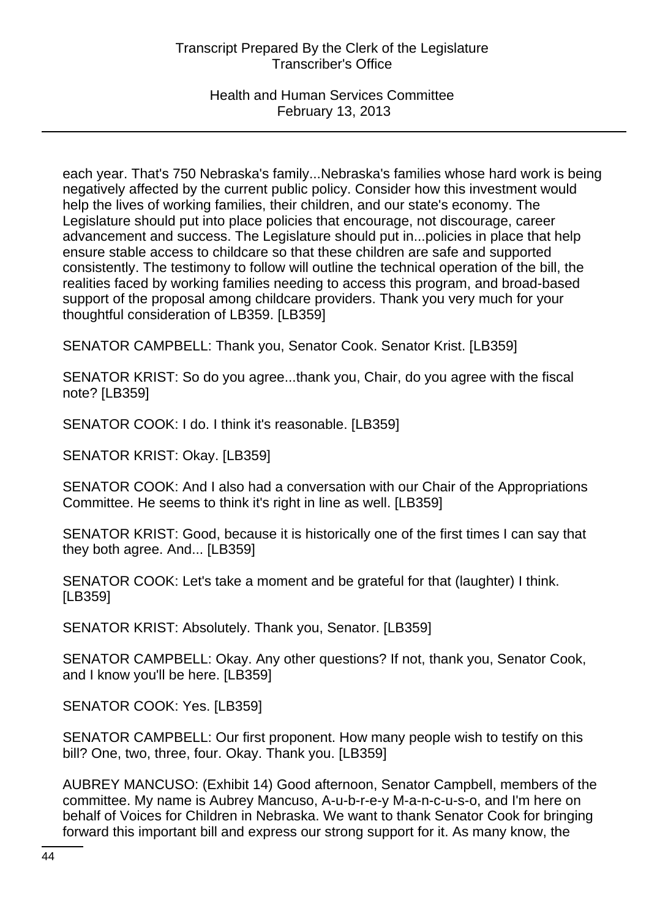each year. That's 750 Nebraska's family...Nebraska's families whose hard work is being negatively affected by the current public policy. Consider how this investment would help the lives of working families, their children, and our state's economy. The Legislature should put into place policies that encourage, not discourage, career advancement and success. The Legislature should put in...policies in place that help ensure stable access to childcare so that these children are safe and supported consistently. The testimony to follow will outline the technical operation of the bill, the realities faced by working families needing to access this program, and broad-based support of the proposal among childcare providers. Thank you very much for your thoughtful consideration of LB359. [LB359]

SENATOR CAMPBELL: Thank you, Senator Cook. Senator Krist. [LB359]

SENATOR KRIST: So do you agree...thank you, Chair, do you agree with the fiscal note? [LB359]

SENATOR COOK: I do. I think it's reasonable. [LB359]

SENATOR KRIST: Okay. [LB359]

SENATOR COOK: And I also had a conversation with our Chair of the Appropriations Committee. He seems to think it's right in line as well. [LB359]

SENATOR KRIST: Good, because it is historically one of the first times I can say that they both agree. And... [LB359]

SENATOR COOK: Let's take a moment and be grateful for that (laughter) I think. [LB359]

SENATOR KRIST: Absolutely. Thank you, Senator. [LB359]

SENATOR CAMPBELL: Okay. Any other questions? If not, thank you, Senator Cook, and I know you'll be here. [LB359]

SENATOR COOK: Yes. [LB359]

SENATOR CAMPBELL: Our first proponent. How many people wish to testify on this bill? One, two, three, four. Okay. Thank you. [LB359]

AUBREY MANCUSO: (Exhibit 14) Good afternoon, Senator Campbell, members of the committee. My name is Aubrey Mancuso, A-u-b-r-e-y M-a-n-c-u-s-o, and I'm here on behalf of Voices for Children in Nebraska. We want to thank Senator Cook for bringing forward this important bill and express our strong support for it. As many know, the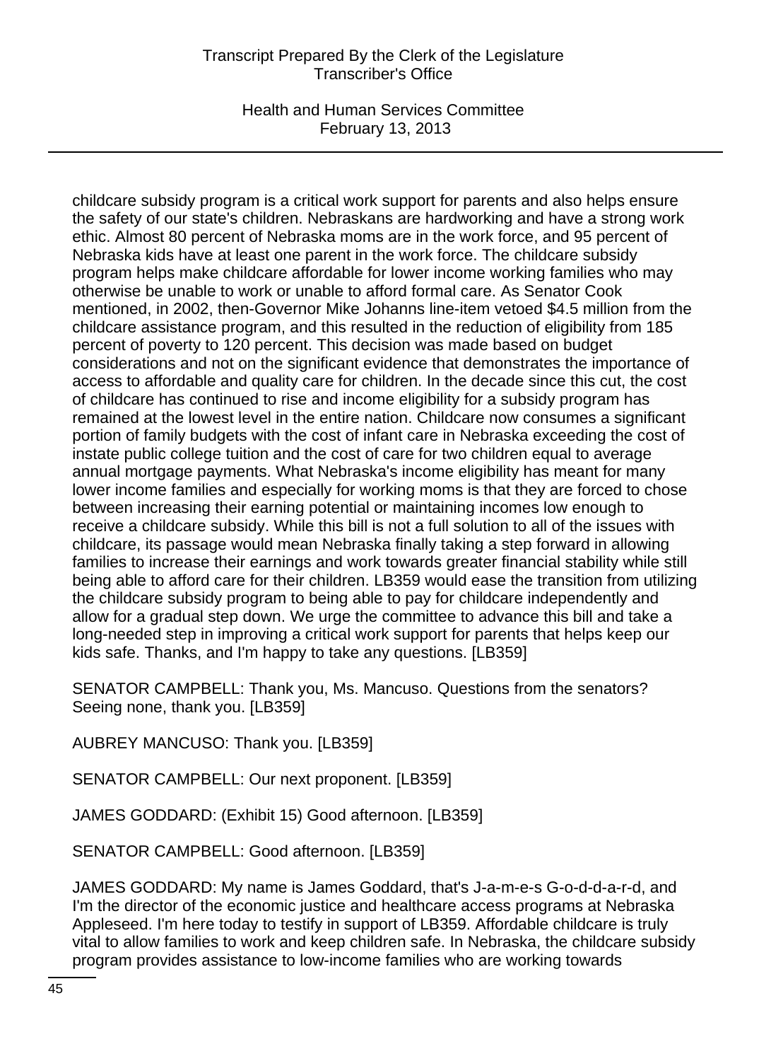childcare subsidy program is a critical work support for parents and also helps ensure the safety of our state's children. Nebraskans are hardworking and have a strong work ethic. Almost 80 percent of Nebraska moms are in the work force, and 95 percent of Nebraska kids have at least one parent in the work force. The childcare subsidy program helps make childcare affordable for lower income working families who may otherwise be unable to work or unable to afford formal care. As Senator Cook mentioned, in 2002, then-Governor Mike Johanns line-item vetoed $4.5 million from the childcare assistance program, and this resulted in the reduction of eligibility from 185 percent of poverty to 120 percent. This decision was made based on budget considerations and not on the significant evidence that demonstrates the importance of access to affordable and quality care for children. In the decade since this cut, the cost of childcare has continued to rise and income eligibility for a subsidy program has remained at the lowest level in the entire nation. Childcare now consumes a significant portion of family budgets with the cost of infant care in Nebraska exceeding the cost of instate public college tuition and the cost of care for two children equal to average annual mortgage payments. What Nebraska's income eligibility has meant for many lower income families and especially for working moms is that they are forced to chose between increasing their earning potential or maintaining incomes low enough to receive a childcare subsidy. While this bill is not a full solution to all of the issues with childcare, its passage would mean Nebraska finally taking a step forward in allowing families to increase their earnings and work towards greater financial stability while still being able to afford care for their children. LB359 would ease the transition from utilizing the childcare subsidy program to being able to pay for childcare independently and allow for a gradual step down. We urge the committee to advance this bill and take a long-needed step in improving a critical work support for parents that helps keep our kids safe. Thanks, and I'm happy to take any questions. [LB359]

SENATOR CAMPBELL: Thank you, Ms. Mancuso. Questions from the senators? Seeing none, thank you. [LB359]

AUBREY MANCUSO: Thank you. [LB359]

SENATOR CAMPBELL: Our next proponent. [LB359]

JAMES GODDARD: (Exhibit 15) Good afternoon. [LB359]

SENATOR CAMPBELL: Good afternoon. [LB359]

JAMES GODDARD: My name is James Goddard, that's J-a-m-e-s G-o-d-d-a-r-d, and I'm the director of the economic justice and healthcare access programs at Nebraska Appleseed. I'm here today to testify in support of LB359. Affordable childcare is truly vital to allow families to work and keep children safe. In Nebraska, the childcare subsidy program provides assistance to low-income families who are working towards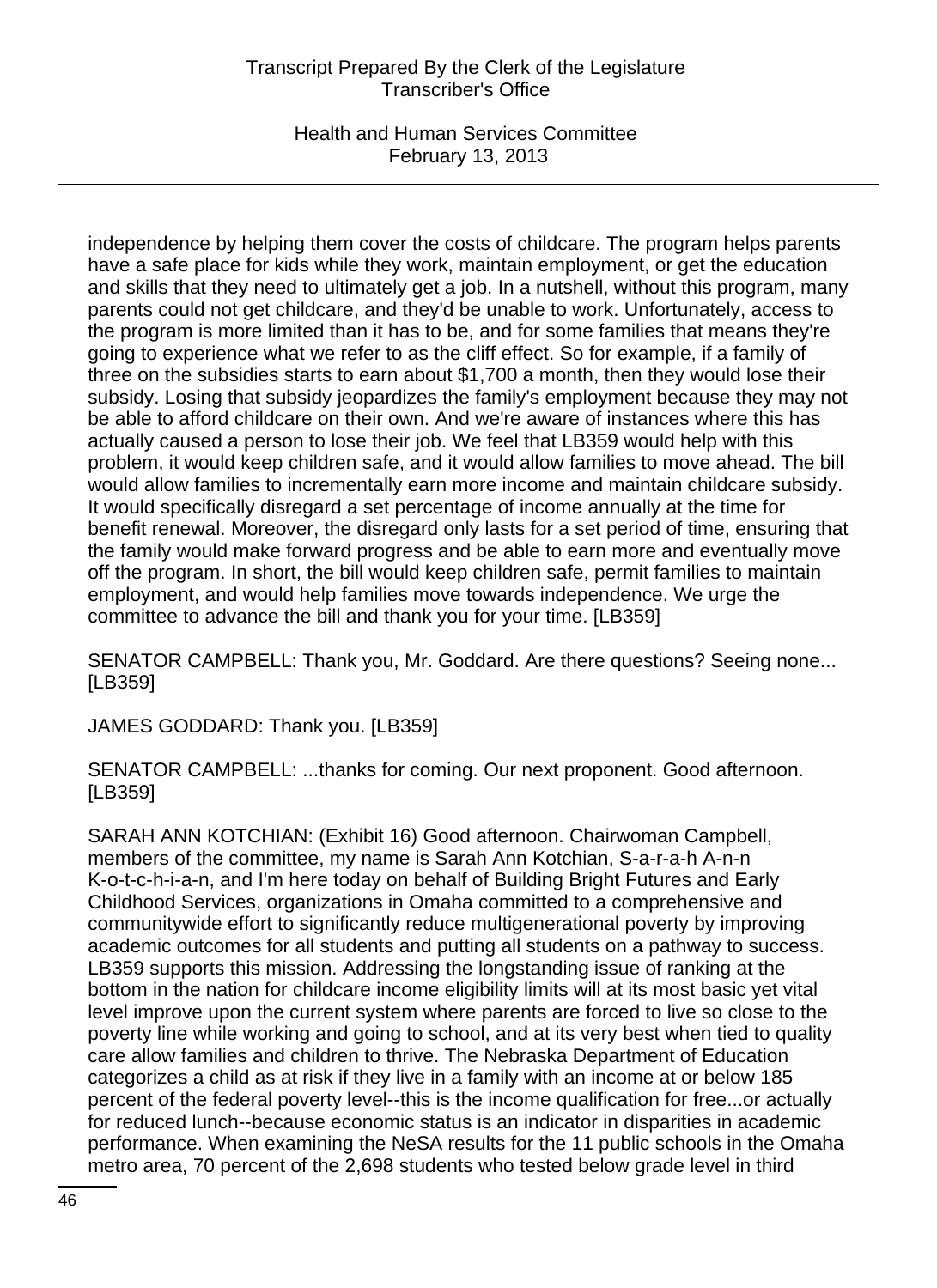independence by helping them cover the costs of childcare. The program helps parents have a safe place for kids while they work, maintain employment, or get the education and skills that they need to ultimately get a job. In a nutshell, without this program, many parents could not get childcare, and they'd be unable to work. Unfortunately, access to the program is more limited than it has to be, and for some families that means they're going to experience what we refer to as the cliff effect. So for example, if a family of three on the subsidies starts to earn about $1,700 a month, then they would lose their subsidy. Losing that subsidy jeopardizes the family's employment because they may not be able to afford childcare on their own. And we're aware of instances where this has actually caused a person to lose their job. We feel that LB359 would help with this problem, it would keep children safe, and it would allow families to move ahead. The bill would allow families to incrementally earn more income and maintain childcare subsidy. It would specifically disregard a set percentage of income annually at the time for benefit renewal. Moreover, the disregard only lasts for a set period of time, ensuring that the family would make forward progress and be able to earn more and eventually move off the program. In short, the bill would keep children safe, permit families to maintain employment, and would help families move towards independence. We urge the committee to advance the bill and thank you for your time. [LB359]

SENATOR CAMPBELL: Thank you, Mr. Goddard. Are there questions? Seeing none... [LB359]

JAMES GODDARD: Thank you. [LB359]

SENATOR CAMPBELL: ...thanks for coming. Our next proponent. Good afternoon. [LB359]

SARAH ANN KOTCHIAN: (Exhibit 16) Good afternoon. Chairwoman Campbell, members of the committee, my name is Sarah Ann Kotchian, S-a-r-a-h A-n-n K-o-t-c-h-i-a-n, and I'm here today on behalf of Building Bright Futures and Early Childhood Services, organizations in Omaha committed to a comprehensive and communitywide effort to significantly reduce multigenerational poverty by improving academic outcomes for all students and putting all students on a pathway to success. LB359 supports this mission. Addressing the longstanding issue of ranking at the bottom in the nation for childcare income eligibility limits will at its most basic yet vital level improve upon the current system where parents are forced to live so close to the poverty line while working and going to school, and at its very best when tied to quality care allow families and children to thrive. The Nebraska Department of Education categorizes a child as at risk if they live in a family with an income at or below 185 percent of the federal poverty level--this is the income qualification for free...or actually for reduced lunch--because economic status is an indicator in disparities in academic performance. When examining the NeSA results for the 11 public schools in the Omaha metro area, 70 percent of the 2,698 students who tested below grade level in third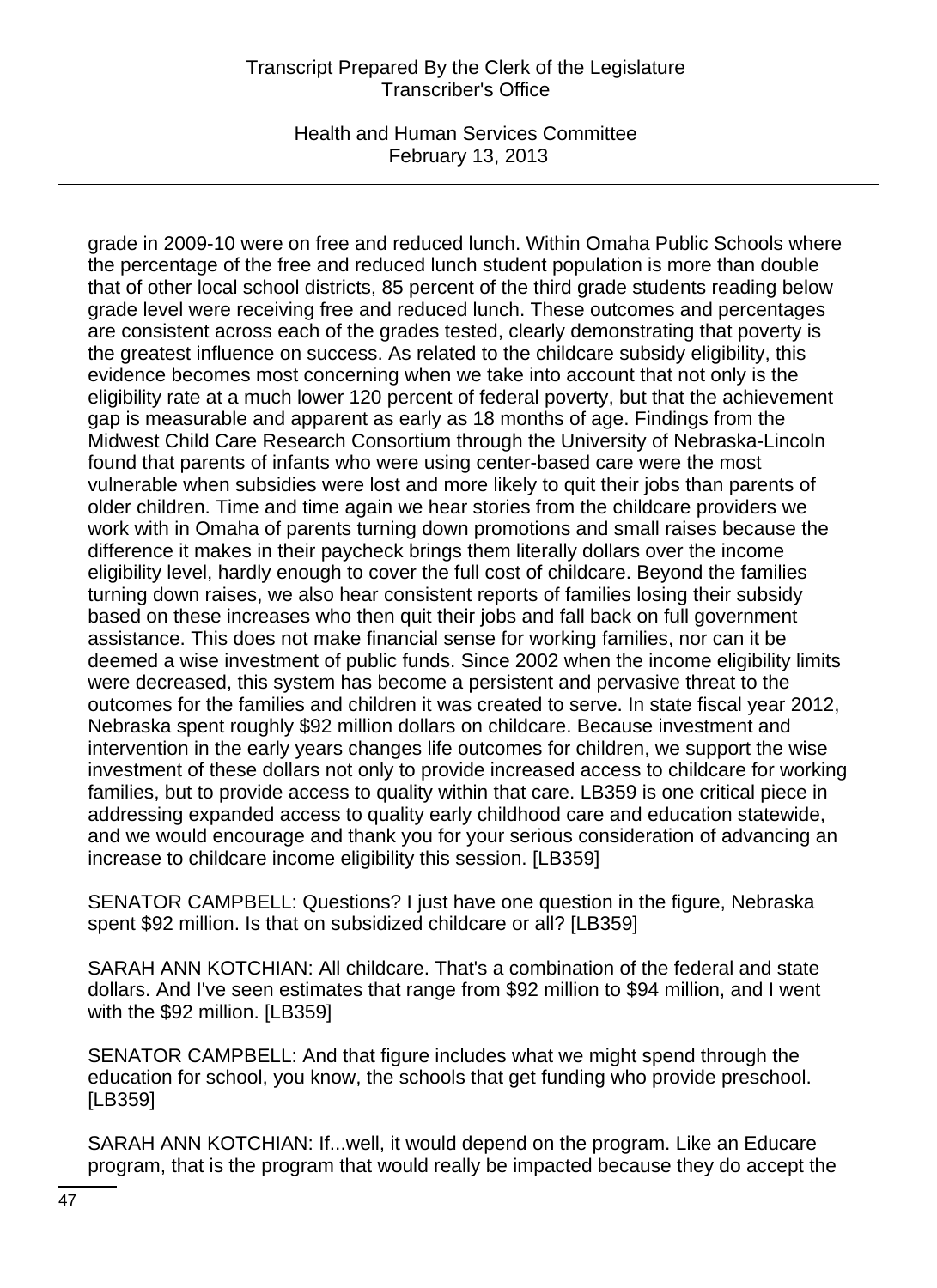grade in 2009-10 were on free and reduced lunch. Within Omaha Public Schools where the percentage of the free and reduced lunch student population is more than double that of other local school districts, 85 percent of the third grade students reading below grade level were receiving free and reduced lunch. These outcomes and percentages are consistent across each of the grades tested, clearly demonstrating that poverty is the greatest influence on success. As related to the childcare subsidy eligibility, this evidence becomes most concerning when we take into account that not only is the eligibility rate at a much lower 120 percent of federal poverty, but that the achievement gap is measurable and apparent as early as 18 months of age. Findings from the Midwest Child Care Research Consortium through the University of Nebraska-Lincoln found that parents of infants who were using center-based care were the most vulnerable when subsidies were lost and more likely to quit their jobs than parents of older children. Time and time again we hear stories from the childcare providers we work with in Omaha of parents turning down promotions and small raises because the difference it makes in their paycheck brings them literally dollars over the income eligibility level, hardly enough to cover the full cost of childcare. Beyond the families turning down raises, we also hear consistent reports of families losing their subsidy based on these increases who then quit their jobs and fall back on full government assistance. This does not make financial sense for working families, nor can it be deemed a wise investment of public funds. Since 2002 when the income eligibility limits were decreased, this system has become a persistent and pervasive threat to the outcomes for the families and children it was created to serve. In state fiscal year 2012, Nebraska spent roughly $92 million dollars on childcare. Because investment and intervention in the early years changes life outcomes for children, we support the wise investment of these dollars not only to provide increased access to childcare for working families, but to provide access to quality within that care. LB359 is one critical piece in addressing expanded access to quality early childhood care and education statewide, and we would encourage and thank you for your serious consideration of advancing an increase to childcare income eligibility this session. [LB359]

SENATOR CAMPBELL: Questions? I just have one question in the figure, Nebraska spent $92 million. Is that on subsidized childcare or all? [LB359]

SARAH ANN KOTCHIAN: All childcare. That's a combination of the federal and state dollars. And I've seen estimates that range from $92 million to $94 million, and I went with the $92 million. [LB359]

SENATOR CAMPBELL: And that figure includes what we might spend through the education for school, you know, the schools that get funding who provide preschool. [LB359]

SARAH ANN KOTCHIAN: If...well, it would depend on the program. Like an Educare program, that is the program that would really be impacted because they do accept the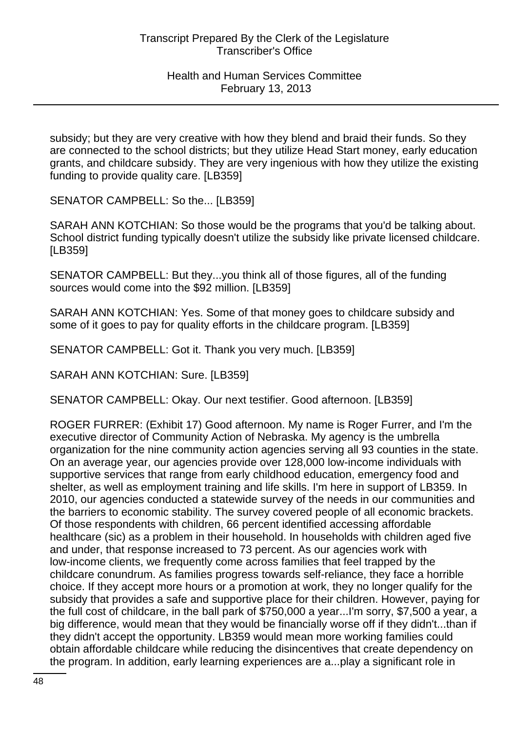subsidy; but they are very creative with how they blend and braid their funds. So they are connected to the school districts; but they utilize Head Start money, early education grants, and childcare subsidy. They are very ingenious with how they utilize the existing funding to provide quality care. [LB359]

SENATOR CAMPBELL: So the... [LB359]

SARAH ANN KOTCHIAN: So those would be the programs that you'd be talking about. School district funding typically doesn't utilize the subsidy like private licensed childcare. [LB359]

SENATOR CAMPBELL: But they...you think all of those figures, all of the funding sources would come into the $92 million. [LB359]

SARAH ANN KOTCHIAN: Yes. Some of that money goes to childcare subsidy and some of it goes to pay for quality efforts in the childcare program. [LB359]

SENATOR CAMPBELL: Got it. Thank you very much. [LB359]

SARAH ANN KOTCHIAN: Sure. [LB359]

SENATOR CAMPBELL: Okay. Our next testifier. Good afternoon. [LB359]

ROGER FURRER: (Exhibit 17) Good afternoon. My name is Roger Furrer, and I'm the executive director of Community Action of Nebraska. My agency is the umbrella organization for the nine community action agencies serving all 93 counties in the state. On an average year, our agencies provide over 128,000 low-income individuals with supportive services that range from early childhood education, emergency food and shelter, as well as employment training and life skills. I'm here in support of LB359. In 2010, our agencies conducted a statewide survey of the needs in our communities and the barriers to economic stability. The survey covered people of all economic brackets. Of those respondents with children, 66 percent identified accessing affordable healthcare (sic) as a problem in their household. In households with children aged five and under, that response increased to 73 percent. As our agencies work with low-income clients, we frequently come across families that feel trapped by the childcare conundrum. As families progress towards self-reliance, they face a horrible choice. If they accept more hours or a promotion at work, they no longer qualify for the subsidy that provides a safe and supportive place for their children. However, paying for the full cost of childcare, in the ball park of $750,000 a year...I'm sorry, $7,500 a year, a big difference, would mean that they would be financially worse off if they didn't...than if they didn't accept the opportunity. LB359 would mean more working families could obtain affordable childcare while reducing the disincentives that create dependency on the program. In addition, early learning experiences are a...play a significant role in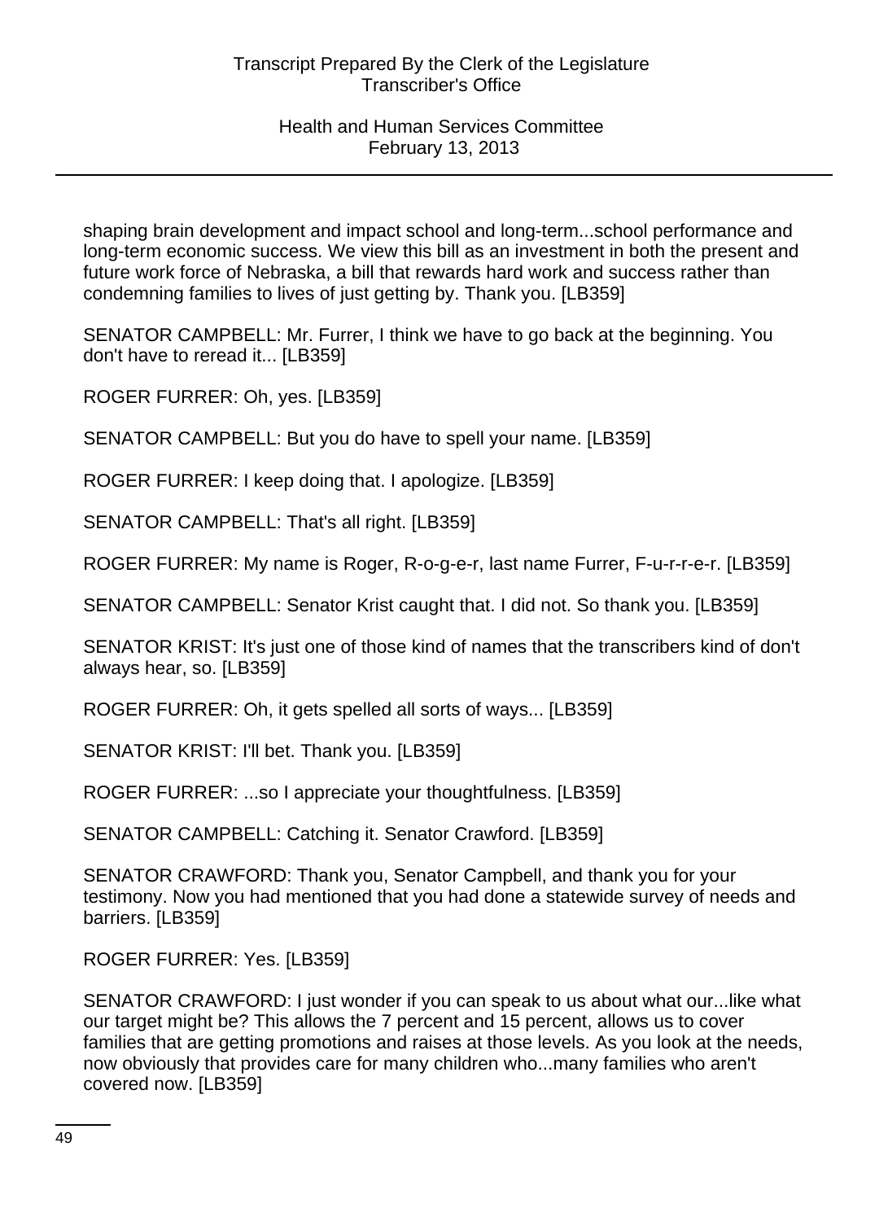shaping brain development and impact school and long-term...school performance and long-term economic success. We view this bill as an investment in both the present and future work force of Nebraska, a bill that rewards hard work and success rather than condemning families to lives of just getting by. Thank you. [LB359]

SENATOR CAMPBELL: Mr. Furrer, I think we have to go back at the beginning. You don't have to reread it... [LB359]

ROGER FURRER: Oh, yes. [LB359]

SENATOR CAMPBELL: But you do have to spell your name. [LB359]

ROGER FURRER: I keep doing that. I apologize. [LB359]

SENATOR CAMPBELL: That's all right. [LB359]

ROGER FURRER: My name is Roger, R-o-g-e-r, last name Furrer, F-u-r-r-e-r. [LB359]

SENATOR CAMPBELL: Senator Krist caught that. I did not. So thank you. [LB359]

SENATOR KRIST: It's just one of those kind of names that the transcribers kind of don't always hear, so. [LB359]

ROGER FURRER: Oh, it gets spelled all sorts of ways... [LB359]

SENATOR KRIST: I'll bet. Thank you. [LB359]

ROGER FURRER: ...so I appreciate your thoughtfulness. [LB359]

SENATOR CAMPBELL: Catching it. Senator Crawford. [LB359]

SENATOR CRAWFORD: Thank you, Senator Campbell, and thank you for your testimony. Now you had mentioned that you had done a statewide survey of needs and barriers. [LB359]

ROGER FURRER: Yes. [LB359]

SENATOR CRAWFORD: I just wonder if you can speak to us about what our...like what our target might be? This allows the 7 percent and 15 percent, allows us to cover families that are getting promotions and raises at those levels. As you look at the needs, now obviously that provides care for many children who...many families who aren't covered now. [LB359]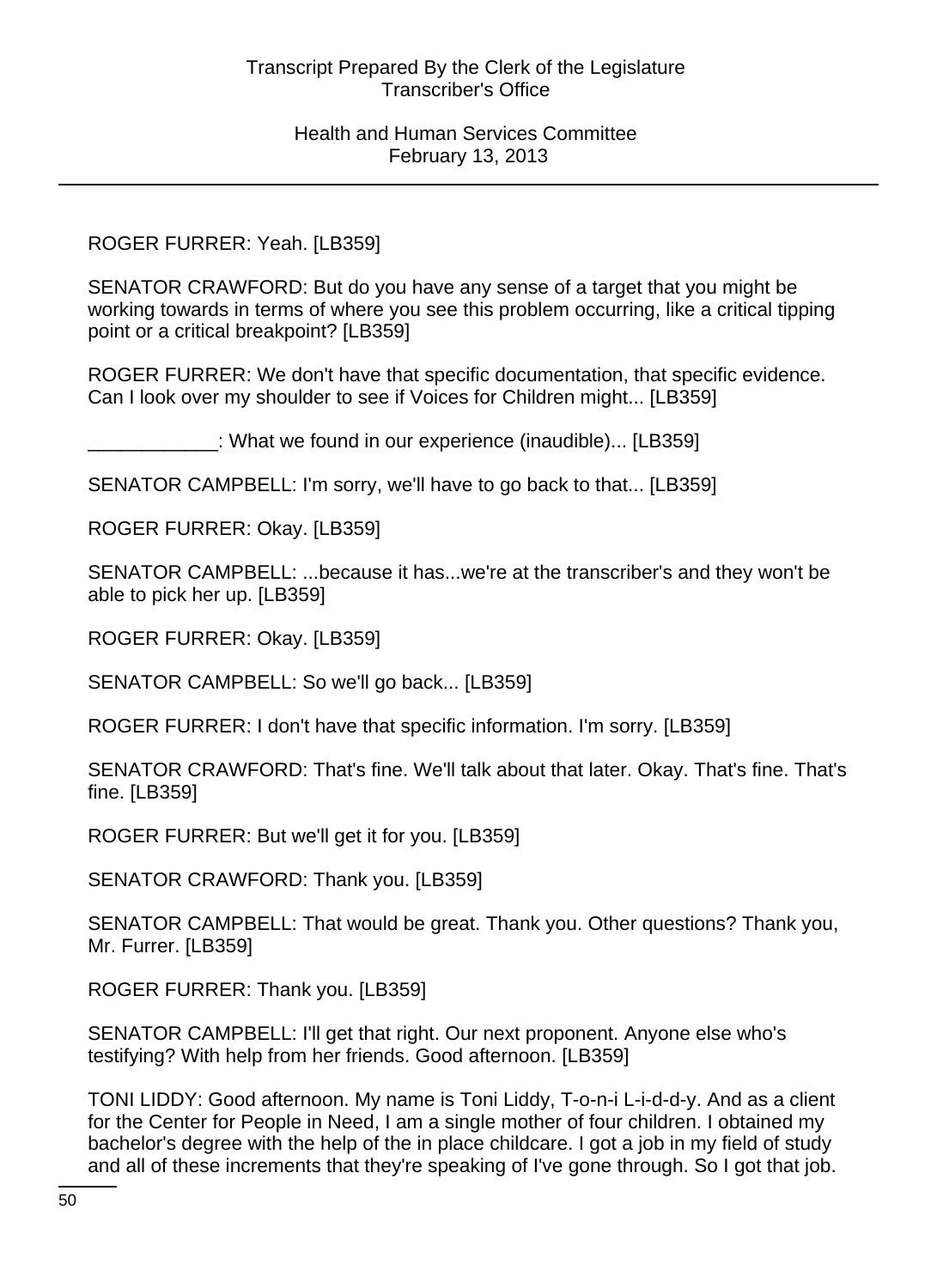ROGER FURRER: Yeah. [LB359]

SENATOR CRAWFORD: But do you have any sense of a target that you might be working towards in terms of where you see this problem occurring, like a critical tipping point or a critical breakpoint? [LB359]

ROGER FURRER: We don't have that specific documentation, that specific evidence. Can I look over my shoulder to see if Voices for Children might... [LB359]

____________: What we found in our experience (inaudible)... [LB359]

SENATOR CAMPBELL: I'm sorry, we'll have to go back to that... [LB359]

ROGER FURRER: Okay. [LB359]

SENATOR CAMPBELL: ...because it has...we're at the transcriber's and they won't be able to pick her up. [LB359]

ROGER FURRER: Okay. [LB359]

SENATOR CAMPBELL: So we'll go back... [LB359]

ROGER FURRER: I don't have that specific information. I'm sorry. [LB359]

SENATOR CRAWFORD: That's fine. We'll talk about that later. Okay. That's fine. That's fine. [LB359]

ROGER FURRER: But we'll get it for you. [LB359]

SENATOR CRAWFORD: Thank you. [LB359]

SENATOR CAMPBELL: That would be great. Thank you. Other questions? Thank you, Mr. Furrer. [LB359]

ROGER FURRER: Thank you. [LB359]

SENATOR CAMPBELL: I'll get that right. Our next proponent. Anyone else who's testifying? With help from her friends. Good afternoon. [LB359]

TONI LIDDY: Good afternoon. My name is Toni Liddy, T-o-n-i L-i-d-d-y. And as a client for the Center for People in Need, I am a single mother of four children. I obtained my bachelor's degree with the help of the in place childcare. I got a job in my field of study and all of these increments that they're speaking of I've gone through. So I got that job.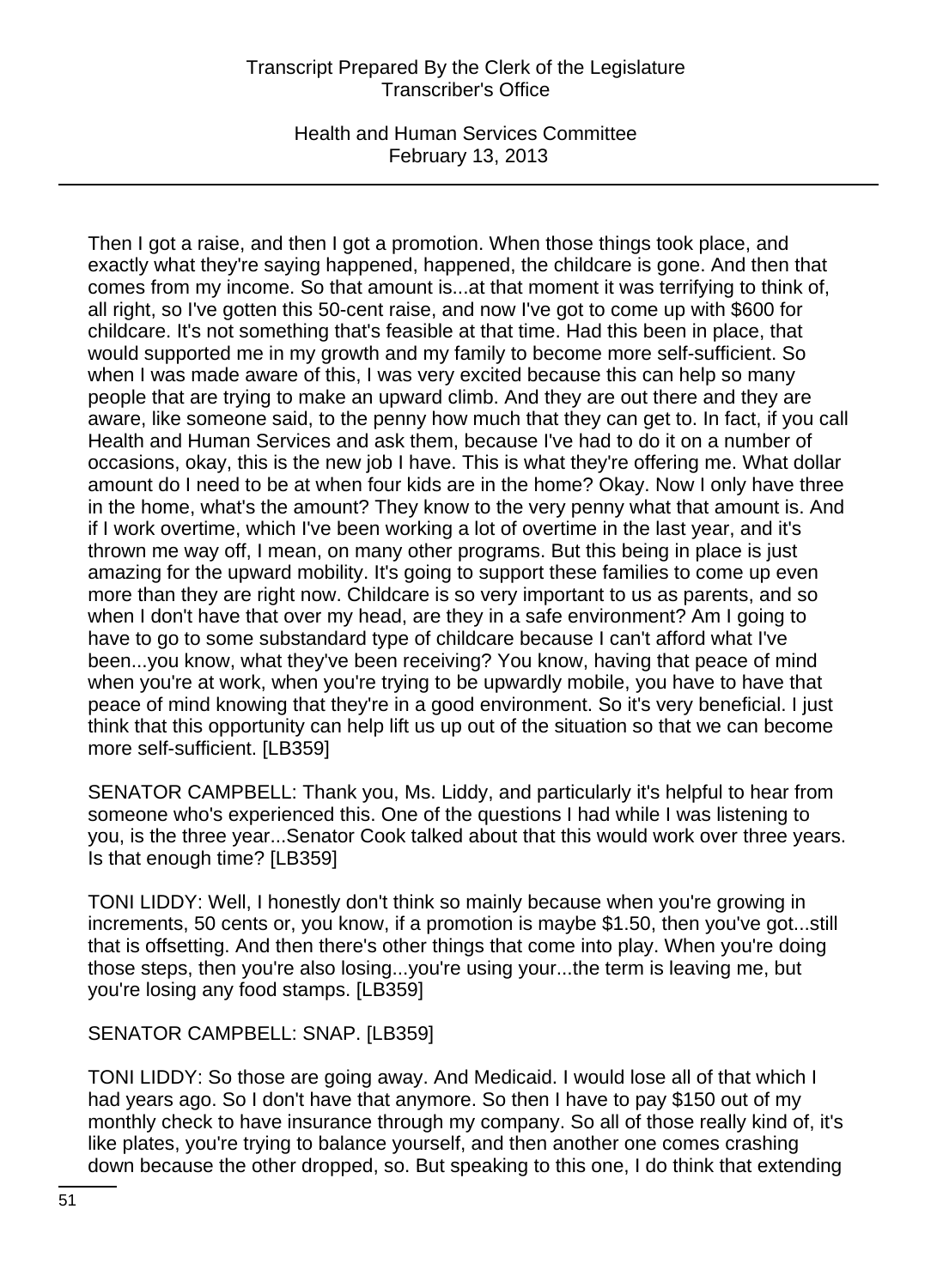Then I got a raise, and then I got a promotion. When those things took place, and exactly what they're saying happened, happened, the childcare is gone. And then that comes from my income. So that amount is...at that moment it was terrifying to think of, all right, so I've gotten this 50-cent raise, and now I've got to come up with $600 for childcare. It's not something that's feasible at that time. Had this been in place, that would supported me in my growth and my family to become more self-sufficient. So when I was made aware of this, I was very excited because this can help so many people that are trying to make an upward climb. And they are out there and they are aware, like someone said, to the penny how much that they can get to. In fact, if you call Health and Human Services and ask them, because I've had to do it on a number of occasions, okay, this is the new job I have. This is what they're offering me. What dollar amount do I need to be at when four kids are in the home? Okay. Now I only have three in the home, what's the amount? They know to the very penny what that amount is. And if I work overtime, which I've been working a lot of overtime in the last year, and it's thrown me way off, I mean, on many other programs. But this being in place is just amazing for the upward mobility. It's going to support these families to come up even more than they are right now. Childcare is so very important to us as parents, and so when I don't have that over my head, are they in a safe environment? Am I going to have to go to some substandard type of childcare because I can't afford what I've been...you know, what they've been receiving? You know, having that peace of mind when you're at work, when you're trying to be upwardly mobile, you have to have that peace of mind knowing that they're in a good environment. So it's very beneficial. I just think that this opportunity can help lift us up out of the situation so that we can become more self-sufficient. [LB359]

SENATOR CAMPBELL: Thank you, Ms. Liddy, and particularly it's helpful to hear from someone who's experienced this. One of the questions I had while I was listening to you, is the three year...Senator Cook talked about that this would work over three years. Is that enough time? [LB359]

TONI LIDDY: Well, I honestly don't think so mainly because when you're growing in increments, 50 cents or, you know, if a promotion is maybe $1.50, then you've got...still that is offsetting. And then there's other things that come into play. When you're doing those steps, then you're also losing...you're using your...the term is leaving me, but you're losing any food stamps. [LB359]

SENATOR CAMPBELL: SNAP. [LB359]

TONI LIDDY: So those are going away. And Medicaid. I would lose all of that which I had years ago. So I don't have that anymore. So then I have to pay $150 out of my monthly check to have insurance through my company. So all of those really kind of, it's like plates, you're trying to balance yourself, and then another one comes crashing down because the other dropped, so. But speaking to this one, I do think that extending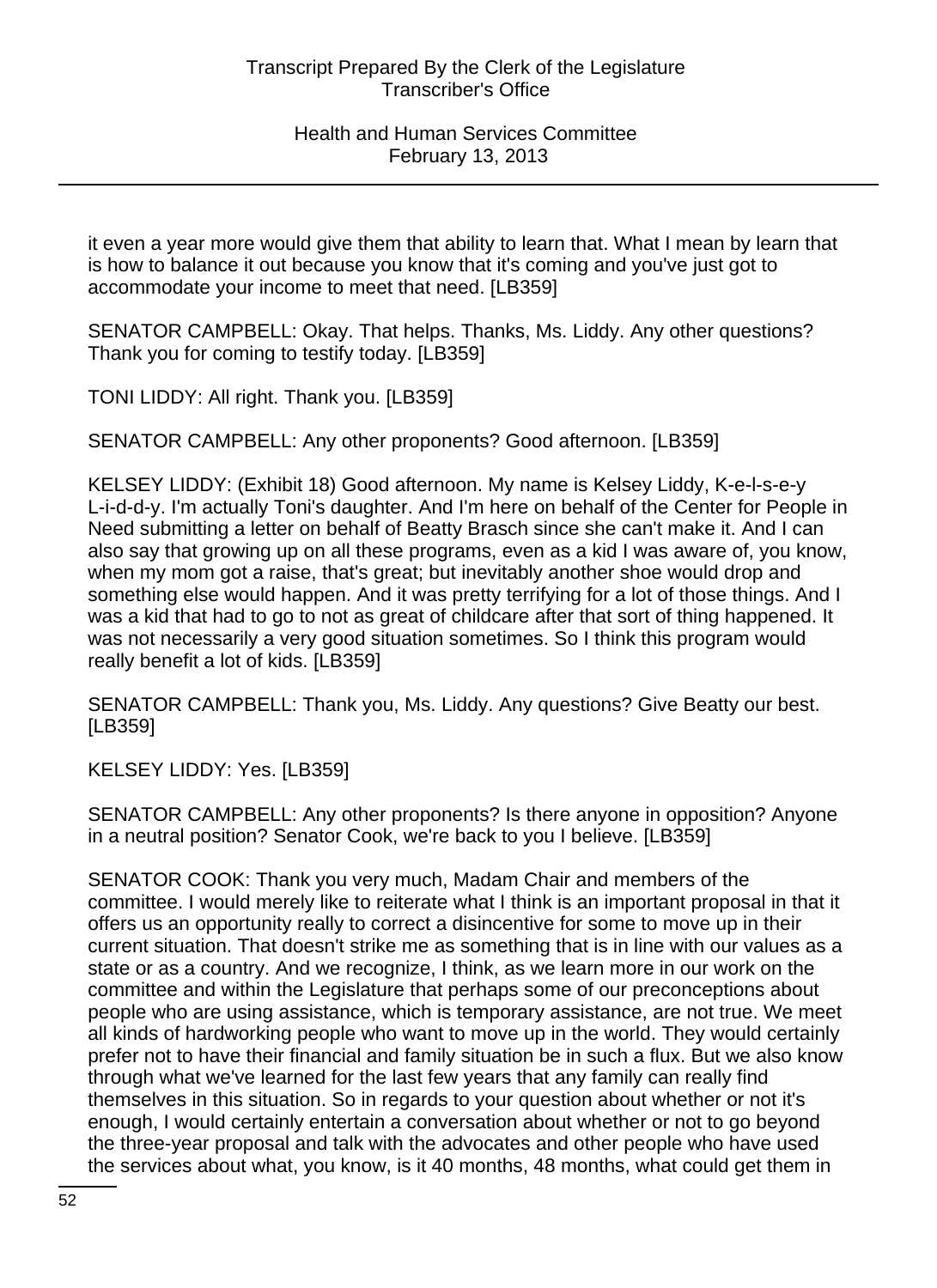it even a year more would give them that ability to learn that. What I mean by learn that is how to balance it out because you know that it's coming and you've just got to accommodate your income to meet that need. [LB359]

SENATOR CAMPBELL: Okay. That helps. Thanks, Ms. Liddy. Any other questions? Thank you for coming to testify today. [LB359]

TONI LIDDY: All right. Thank you. [LB359]

SENATOR CAMPBELL: Any other proponents? Good afternoon. [LB359]

KELSEY LIDDY: (Exhibit 18) Good afternoon. My name is Kelsey Liddy, K-e-l-s-e-y L-i-d-d-y. I'm actually Toni's daughter. And I'm here on behalf of the Center for People in Need submitting a letter on behalf of Beatty Brasch since she can't make it. And I can also say that growing up on all these programs, even as a kid I was aware of, you know, when my mom got a raise, that's great; but inevitably another shoe would drop and something else would happen. And it was pretty terrifying for a lot of those things. And I was a kid that had to go to not as great of childcare after that sort of thing happened. It was not necessarily a very good situation sometimes. So I think this program would really benefit a lot of kids. [LB359]

SENATOR CAMPBELL: Thank you, Ms. Liddy. Any questions? Give Beatty our best. [LB359]

KELSEY LIDDY: Yes. [LB359]

SENATOR CAMPBELL: Any other proponents? Is there anyone in opposition? Anyone in a neutral position? Senator Cook, we're back to you I believe. [LB359]

SENATOR COOK: Thank you very much, Madam Chair and members of the committee. I would merely like to reiterate what I think is an important proposal in that it offers us an opportunity really to correct a disincentive for some to move up in their current situation. That doesn't strike me as something that is in line with our values as a state or as a country. And we recognize, I think, as we learn more in our work on the committee and within the Legislature that perhaps some of our preconceptions about people who are using assistance, which is temporary assistance, are not true. We meet all kinds of hardworking people who want to move up in the world. They would certainly prefer not to have their financial and family situation be in such a flux. But we also know through what we've learned for the last few years that any family can really find themselves in this situation. So in regards to your question about whether or not it's enough, I would certainly entertain a conversation about whether or not to go beyond the three-year proposal and talk with the advocates and other people who have used the services about what, you know, is it 40 months, 48 months, what could get them in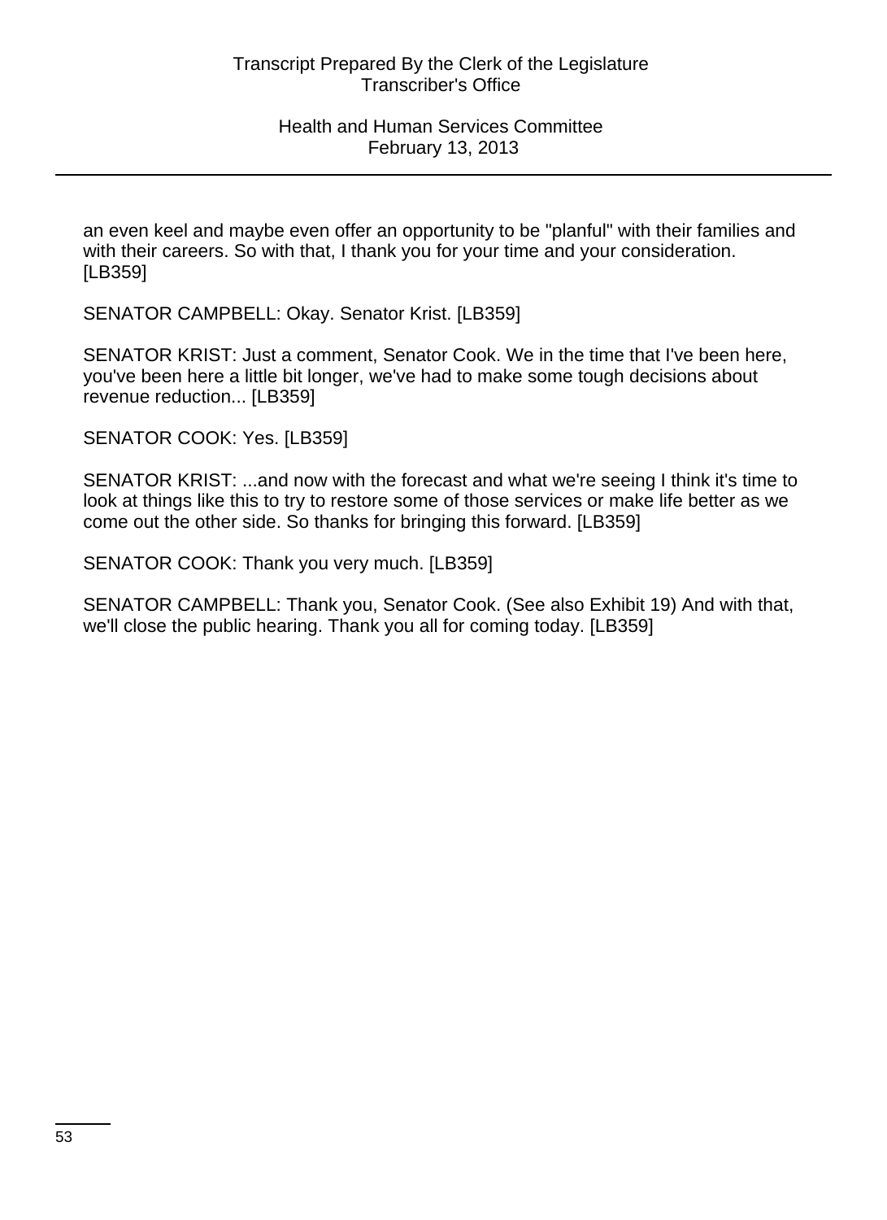an even keel and maybe even offer an opportunity to be "planful" with their families and with their careers. So with that, I thank you for your time and your consideration. [LB359]

SENATOR CAMPBELL: Okay. Senator Krist. [LB359]

SENATOR KRIST: Just a comment, Senator Cook. We in the time that I've been here, you've been here a little bit longer, we've had to make some tough decisions about revenue reduction... [LB359]

SENATOR COOK: Yes. [LB359]

SENATOR KRIST: ...and now with the forecast and what we're seeing I think it's time to look at things like this to try to restore some of those services or make life better as we come out the other side. So thanks for bringing this forward. [LB359]

SENATOR COOK: Thank you very much. [LB359]

SENATOR CAMPBELL: Thank you, Senator Cook. (See also Exhibit 19) And with that, we'll close the public hearing. Thank you all for coming today. [LB359]